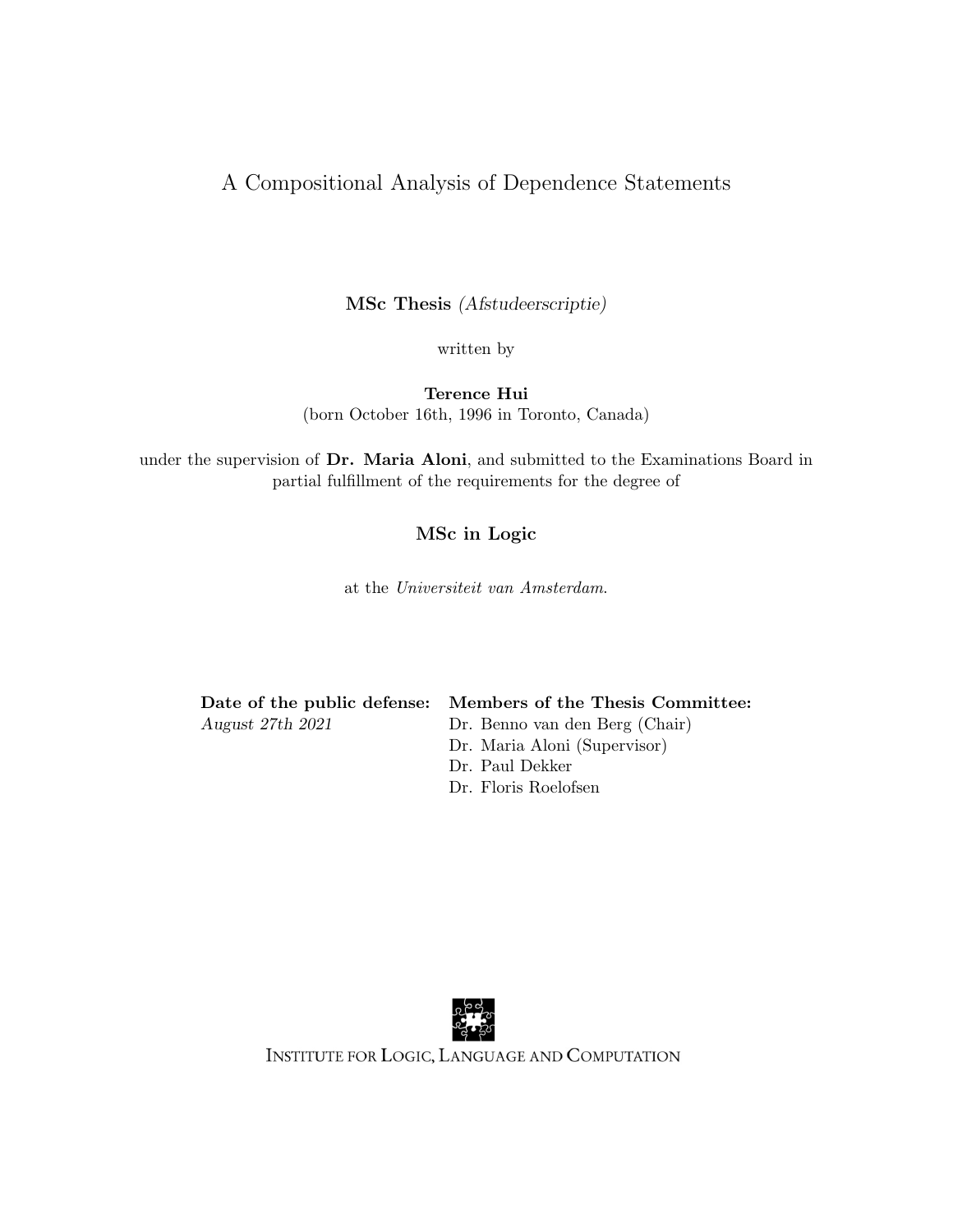# A Compositional Analysis of Dependence Statements

**MSc Thesis** *(Afstudeerscriptie)*

written by

**Terence Hui**
(born October 16th, 1996 in Toronto, Canada)

under the supervision of **Dr. Maria Aloni**, and submitted to the Examinations Board in partial fulfillment of the requirements for the degree of

**MSc in Logic**

at the *Universiteit van Amsterdam*.

| **Date of the public defense:** | **Members of the Thesis Committee:** |
| --- | --- |
| *August 27th 2021* | Dr. Benno van den Berg (Chair) |
| | Dr. Maria Aloni (Supervisor) |
| | Dr. Paul Dekker |
| | Dr. Floris Roelofsen |

INSTITUTE FOR LOGIC, LANGUAGE AND COMPUTATION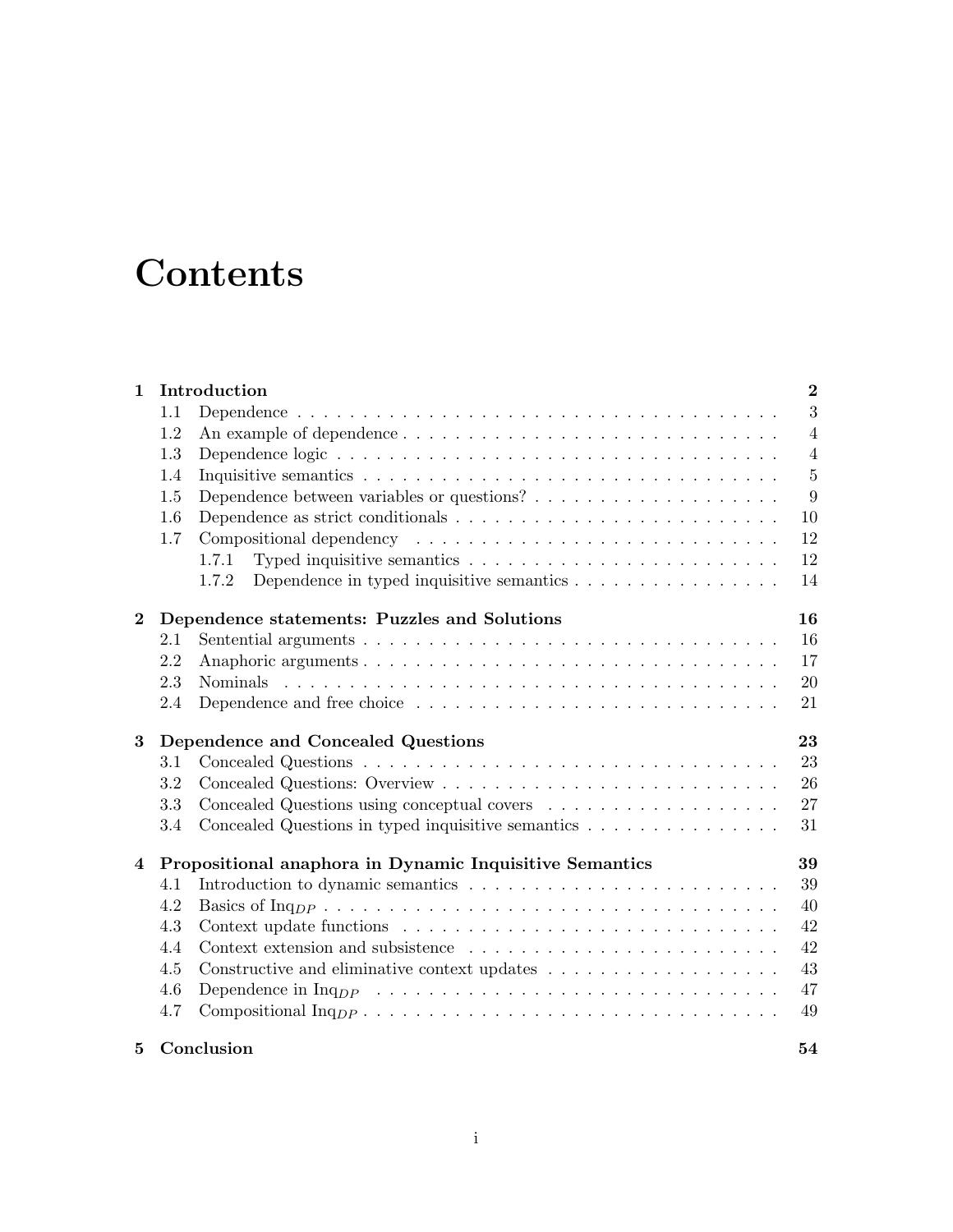# Contents

| | | |
|---|---|---|
| **1** | **Introduction** | **2** |
| 1.1 | Dependence | 3 |
| 1.2 | An example of dependence | 4 |
| 1.3 | Dependence logic | 4 |
| 1.4 | Inquisitive semantics | 5 |
| 1.5 | Dependence between variables or questions? | 9 |
| 1.6 | Dependence as strict conditionals | 10 |
| 1.7 | Compositional dependency | 12 |
| 1.7.1 | Typed inquisitive semantics | 12 |
| 1.7.2 | Dependence in typed inquisitive semantics | 14 |
| **2** | **Dependence statements: Puzzles and Solutions** | **16** |
| 2.1 | Sentential arguments | 16 |
| 2.2 | Anaphoric arguments | 17 |
| 2.3 | Nominals | 20 |
| 2.4 | Dependence and free choice | 21 |
| **3** | **Dependence and Concealed Questions** | **23** |
| 3.1 | Concealed Questions | 23 |
| 3.2 | Concealed Questions: Overview | 26 |
| 3.3 | Concealed Questions using conceptual covers | 27 |
| 3.4 | Concealed Questions in typed inquisitive semantics | 31 |
| **4** | **Propositional anaphora in Dynamic Inquisitive Semantics** | **39** |
| 4.1 | Introduction to dynamic semantics | 39 |
| 4.2 | Basics of $\text{Inq}_{DP}$ | 40 |
| 4.3 | Context update functions | 42 |
| 4.4 | Context extension and subsistence | 42 |
| 4.5 | Constructive and eliminative context updates | 43 |
| 4.6 | Dependence in $\text{Inq}_{DP}$ | 47 |
| 4.7 | Compositional $\text{Inq}_{DP}$ | 49 |
| **5** | **Conclusion** | **54** |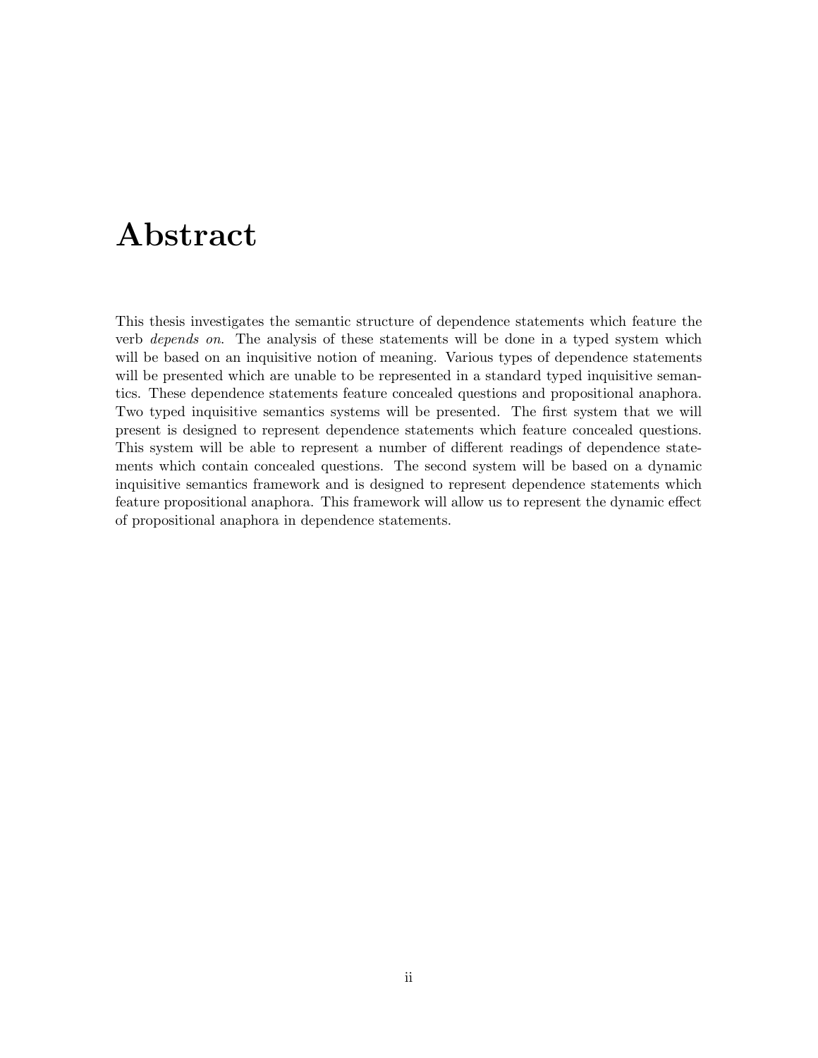# Abstract

This thesis investigates the semantic structure of dependence statements which feature the verb *depends on*. The analysis of these statements will be done in a typed system which will be based on an inquisitive notion of meaning. Various types of dependence statements will be presented which are unable to be represented in a standard typed inquisitive semantics. These dependence statements feature concealed questions and propositional anaphora. Two typed inquisitive semantics systems will be presented. The first system that we will present is designed to represent dependence statements which feature concealed questions. This system will be able to represent a number of different readings of dependence statements which contain concealed questions. The second system will be based on a dynamic inquisitive semantics framework and is designed to represent dependence statements which feature propositional anaphora. This framework will allow us to represent the dynamic effect of propositional anaphora in dependence statements.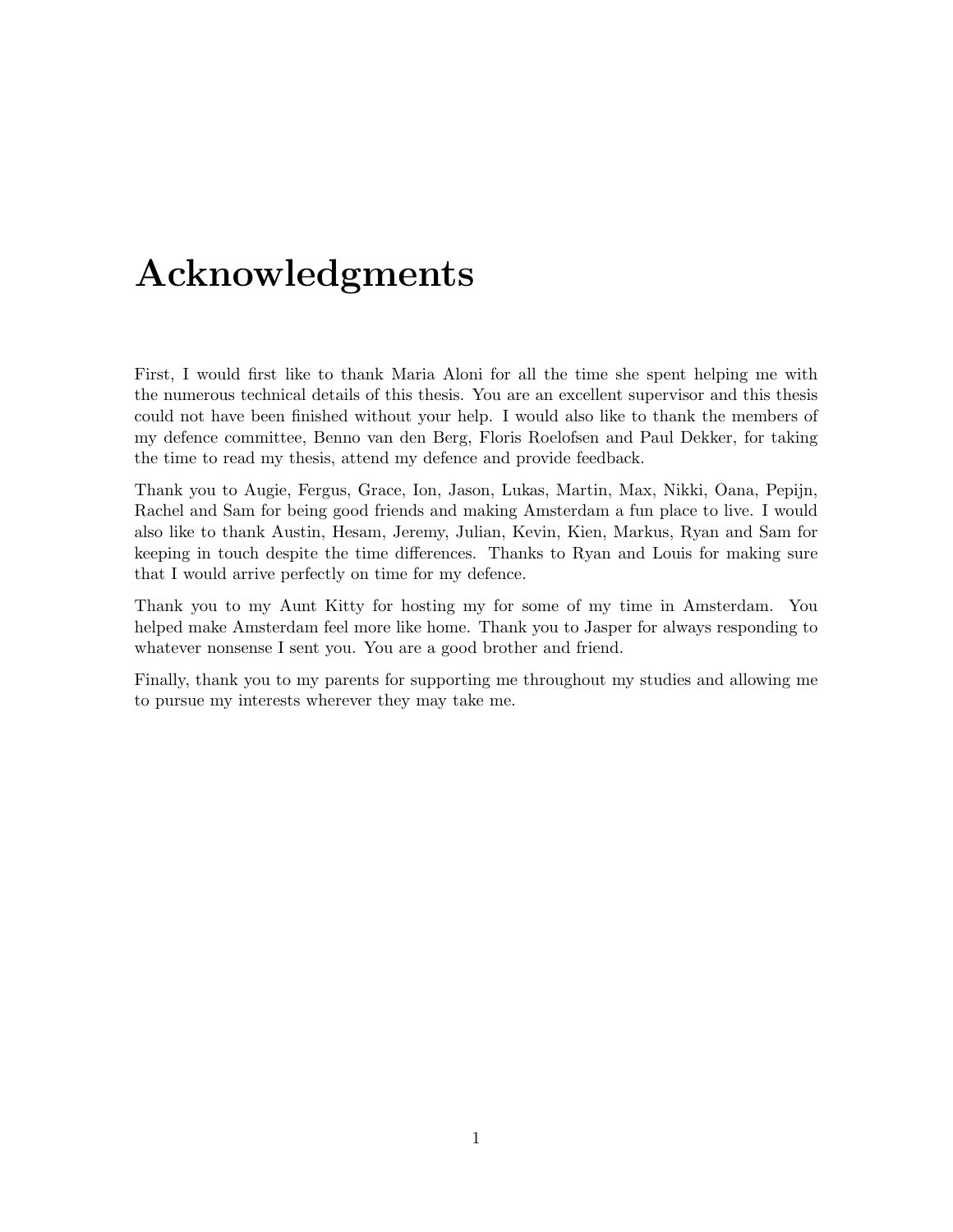# Acknowledgments

First, I would first like to thank Maria Aloni for all the time she spent helping me with the numerous technical details of this thesis. You are an excellent supervisor and this thesis could not have been finished without your help. I would also like to thank the members of my defence committee, Benno van den Berg, Floris Roelofsen and Paul Dekker, for taking the time to read my thesis, attend my defence and provide feedback.

Thank you to Augie, Fergus, Grace, Ion, Jason, Lukas, Martin, Max, Nikki, Oana, Pepijn, Rachel and Sam for being good friends and making Amsterdam a fun place to live. I would also like to thank Austin, Hesam, Jeremy, Julian, Kevin, Kien, Markus, Ryan and Sam for keeping in touch despite the time differences. Thanks to Ryan and Louis for making sure that I would arrive perfectly on time for my defence.

Thank you to my Aunt Kitty for hosting my for some of my time in Amsterdam. You helped make Amsterdam feel more like home. Thank you to Jasper for always responding to whatever nonsense I sent you. You are a good brother and friend.

Finally, thank you to my parents for supporting me throughout my studies and allowing me to pursue my interests wherever they may take me.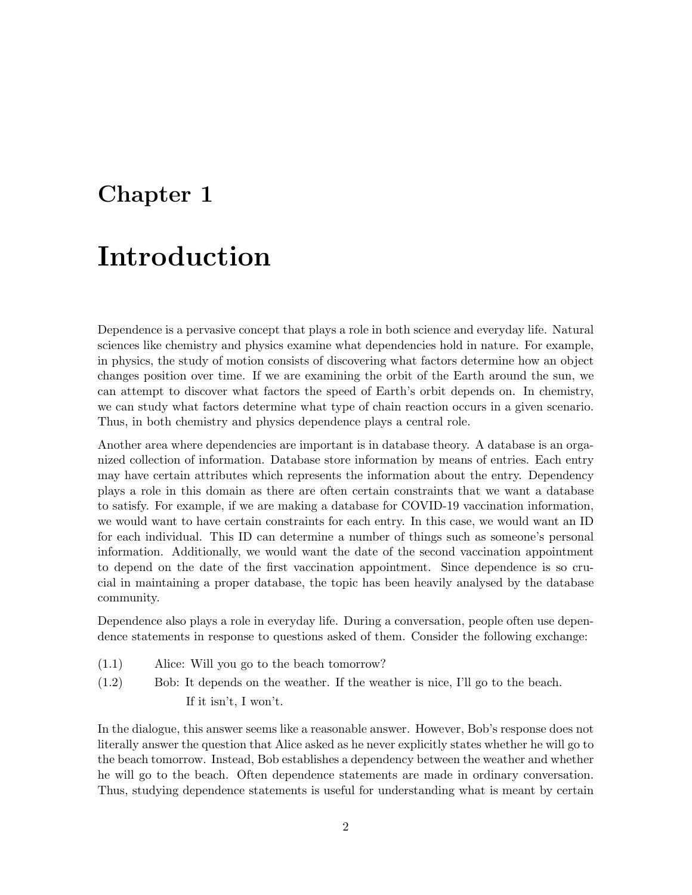# Chapter 1

# Introduction

Dependence is a pervasive concept that plays a role in both science and everyday life. Natural sciences like chemistry and physics examine what dependencies hold in nature. For example, in physics, the study of motion consists of discovering what factors determine how an object changes position over time. If we are examining the orbit of the Earth around the sun, we can attempt to discover what factors the speed of Earth's orbit depends on. In chemistry, we can study what factors determine what type of chain reaction occurs in a given scenario. Thus, in both chemistry and physics dependence plays a central role.

Another area where dependencies are important is in database theory. A database is an organized collection of information. Database store information by means of entries. Each entry may have certain attributes which represents the information about the entry. Dependency plays a role in this domain as there are often certain constraints that we want a database to satisfy. For example, if we are making a database for COVID-19 vaccination information, we would want to have certain constraints for each entry. In this case, we would want an ID for each individual. This ID can determine a number of things such as someone's personal information. Additionally, we would want the date of the second vaccination appointment to depend on the date of the first vaccination appointment. Since dependence is so crucial in maintaining a proper database, the topic has been heavily analysed by the database community.

Dependence also plays a role in everyday life. During a conversation, people often use dependence statements in response to questions asked of them. Consider the following exchange:

(1.1) Alice: Will you go to the beach tomorrow?

(1.2) Bob: It depends on the weather. If the weather is nice, I'll go to the beach. If it isn't, I won't.

In the dialogue, this answer seems like a reasonable answer. However, Bob's response does not literally answer the question that Alice asked as he never explicitly states whether he will go to the beach tomorrow. Instead, Bob establishes a dependency between the weather and whether he will go to the beach. Often dependence statements are made in ordinary conversation. Thus, studying dependence statements is useful for understanding what is meant by certain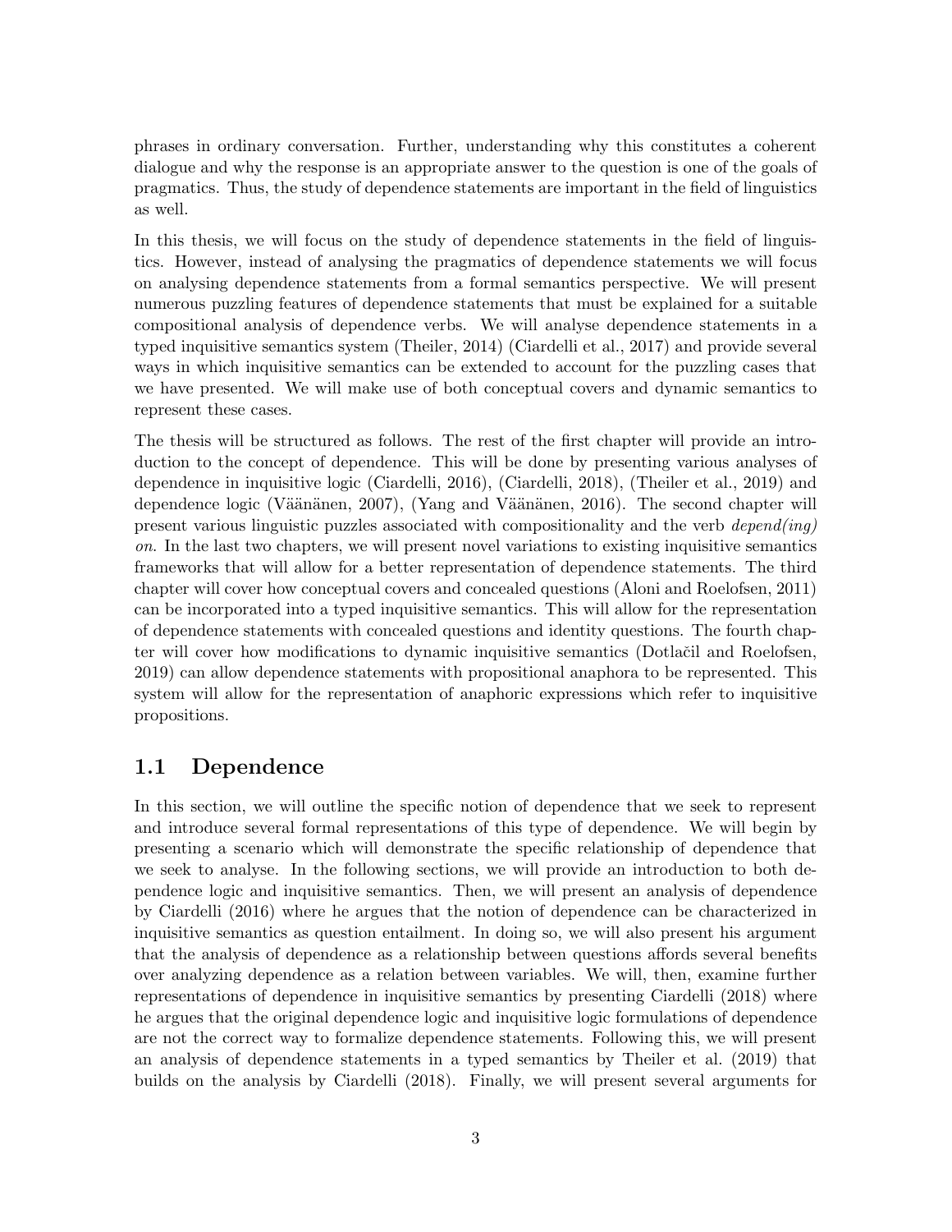phrases in ordinary conversation. Further, understanding why this constitutes a coherent dialogue and why the response is an appropriate answer to the question is one of the goals of pragmatics. Thus, the study of dependence statements are important in the field of linguistics as well.

In this thesis, we will focus on the study of dependence statements in the field of linguistics. However, instead of analysing the pragmatics of dependence statements we will focus on analysing dependence statements from a formal semantics perspective. We will present numerous puzzling features of dependence statements that must be explained for a suitable compositional analysis of dependence verbs. We will analyse dependence statements in a typed inquisitive semantics system (Theiler, 2014) (Ciardelli et al., 2017) and provide several ways in which inquisitive semantics can be extended to account for the puzzling cases that we have presented. We will make use of both conceptual covers and dynamic semantics to represent these cases.

The thesis will be structured as follows. The rest of the first chapter will provide an introduction to the concept of dependence. This will be done by presenting various analyses of dependence in inquisitive logic (Ciardelli, 2016), (Ciardelli, 2018), (Theiler et al., 2019) and dependence logic (Väänänen, 2007), (Yang and Väänänen, 2016). The second chapter will present various linguistic puzzles associated with compositionality and the verb *depend(ing) on*. In the last two chapters, we will present novel variations to existing inquisitive semantics frameworks that will allow for a better representation of dependence statements. The third chapter will cover how conceptual covers and concealed questions (Aloni and Roelofsen, 2011) can be incorporated into a typed inquisitive semantics. This will allow for the representation of dependence statements with concealed questions and identity questions. The fourth chapter will cover how modifications to dynamic inquisitive semantics (Dotlačil and Roelofsen, 2019) can allow dependence statements with propositional anaphora to be represented. This system will allow for the representation of anaphoric expressions which refer to inquisitive propositions.

## 1.1 Dependence

In this section, we will outline the specific notion of dependence that we seek to represent and introduce several formal representations of this type of dependence. We will begin by presenting a scenario which will demonstrate the specific relationship of dependence that we seek to analyse. In the following sections, we will provide an introduction to both dependence logic and inquisitive semantics. Then, we will present an analysis of dependence by Ciardelli (2016) where he argues that the notion of dependence can be characterized in inquisitive semantics as question entailment. In doing so, we will also present his argument that the analysis of dependence as a relationship between questions affords several benefits over analyzing dependence as a relation between variables. We will, then, examine further representations of dependence in inquisitive semantics by presenting Ciardelli (2018) where he argues that the original dependence logic and inquisitive logic formulations of dependence are not the correct way to formalize dependence statements. Following this, we will present an analysis of dependence statements in a typed semantics by Theiler et al. (2019) that builds on the analysis by Ciardelli (2018). Finally, we will present several arguments for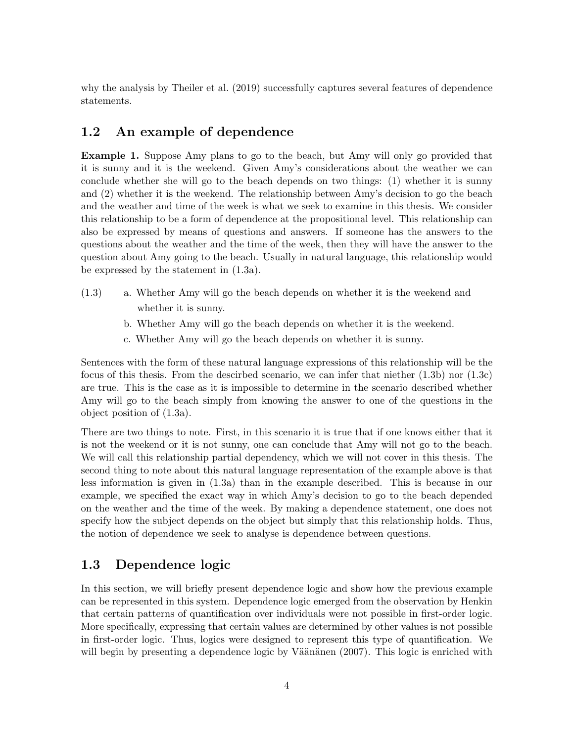why the analysis by Theiler et al. (2019) successfully captures several features of dependence statements.

## 1.2 An example of dependence

**Example 1.** Suppose Amy plans to go to the beach, but Amy will only go provided that it is sunny and it is the weekend. Given Amy's considerations about the weather we can conclude whether she will go to the beach depends on two things: (1) whether it is sunny and (2) whether it is the weekend. The relationship between Amy's decision to go the beach and the weather and time of the week is what we seek to examine in this thesis. We consider this relationship to be a form of dependence at the propositional level. This relationship can also be expressed by means of questions and answers. If someone has the answers to the questions about the weather and the time of the week, then they will have the answer to the question about Amy going to the beach. Usually in natural language, this relationship would be expressed by the statement in (1.3a).

(1.3) a. Whether Amy will go the beach depends on whether it is the weekend and whether it is sunny.

b. Whether Amy will go the beach depends on whether it is the weekend.

c. Whether Amy will go the beach depends on whether it is sunny.

Sentences with the form of these natural language expressions of this relationship will be the focus of this thesis. From the descirbed scenario, we can infer that niether (1.3b) nor (1.3c) are true. This is the case as it is impossible to determine in the scenario described whether Amy will go to the beach simply from knowing the answer to one of the questions in the object position of (1.3a).

There are two things to note. First, in this scenario it is true that if one knows either that it is not the weekend or it is not sunny, one can conclude that Amy will not go to the beach. We will call this relationship partial dependency, which we will not cover in this thesis. The second thing to note about this natural language representation of the example above is that less information is given in (1.3a) than in the example described. This is because in our example, we specified the exact way in which Amy's decision to go to the beach depended on the weather and the time of the week. By making a dependence statement, one does not specify how the subject depends on the object but simply that this relationship holds. Thus, the notion of dependence we seek to analyse is dependence between questions.

## 1.3 Dependence logic

In this section, we will briefly present dependence logic and show how the previous example can be represented in this system. Dependence logic emerged from the observation by Henkin that certain patterns of quantification over individuals were not possible in first-order logic. More specifically, expressing that certain values are determined by other values is not possible in first-order logic. Thus, logics were designed to represent this type of quantification. We will begin by presenting a dependence logic by Väänänen (2007). This logic is enriched with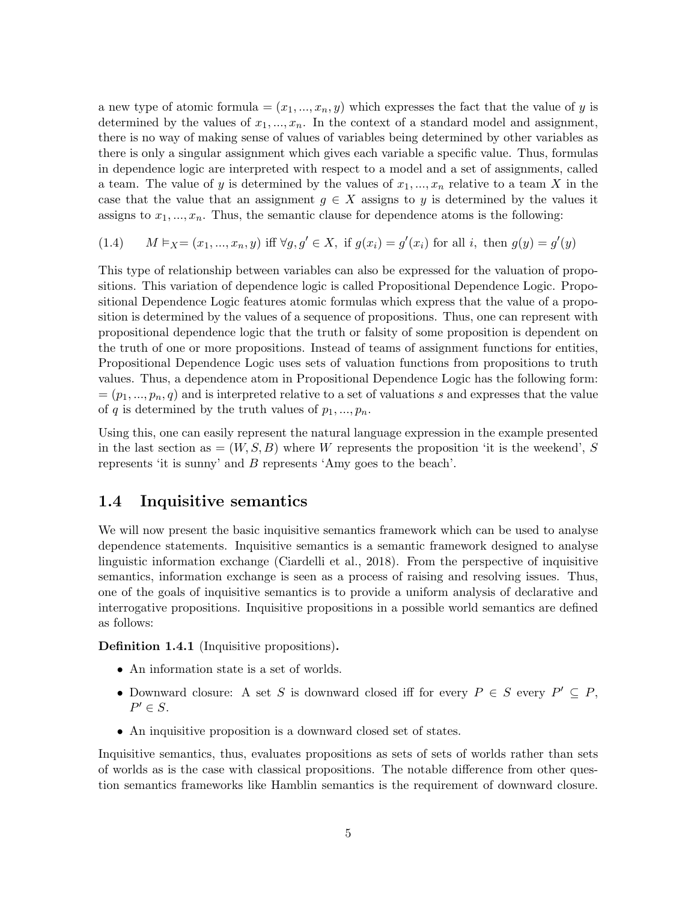a new type of atomic formula $=(x_1, ..., x_n, y)$ which expresses the fact that the value of $y$ is determined by the values of $x_1, ..., x_n$. In the context of a standard model and assignment, there is no way of making sense of values of variables being determined by other variables as there is only a singular assignment which gives each variable a specific value. Thus, formulas in dependence logic are interpreted with respect to a model and a set of assignments, called a team. The value of $y$ is determined by the values of $x_1, ..., x_n$ relative to a team $X$ in the case that the value that an assignment $g \in X$ assigns to $y$ is determined by the values it assigns to $x_1, ..., x_n$. Thus, the semantic clause for dependence atoms is the following:

$$(1.4) \qquad M \vDash_X = (x_1, ..., x_n, y) \text{ iff } \forall g, g' \in X, \text{ if } g(x_i) = g'(x_i) \text{ for all } i, \text{ then } g(y) = g'(y)$$

This type of relationship between variables can also be expressed for the valuation of propositions. This variation of dependence logic is called Propositional Dependence Logic. Propositional Dependence Logic features atomic formulas which express that the value of a proposition is determined by the values of a sequence of propositions. Thus, one can represent with propositional dependence logic that the truth or falsity of some proposition is dependent on the truth of one or more propositions. Instead of teams of assignment functions for entities, Propositional Dependence Logic uses sets of valuation functions from propositions to truth values. Thus, a dependence atom in Propositional Dependence Logic has the following form: $=(p_1, ..., p_n, q)$ and is interpreted relative to a set of valuations $s$ and expresses that the value of $q$ is determined by the truth values of $p_1, ..., p_n$.

Using this, one can easily represent the natural language expression in the example presented in the last section as $=(W, S, B)$ where $W$ represents the proposition 'it is the weekend', $S$ represents 'it is sunny' and $B$ represents 'Amy goes to the beach'.

## 1.4 Inquisitive semantics

We will now present the basic inquisitive semantics framework which can be used to analyse dependence statements. Inquisitive semantics is a semantic framework designed to analyse linguistic information exchange (Ciardelli et al., 2018). From the perspective of inquisitive semantics, information exchange is seen as a process of raising and resolving issues. Thus, one of the goals of inquisitive semantics is to provide a uniform analysis of declarative and interrogative propositions. Inquisitive propositions in a possible world semantics are defined as follows:

**Definition 1.4.1** (Inquisitive propositions)**.**

- An information state is a set of worlds.
- Downward closure: A set $S$ is downward closed iff for every $P \in S$ every $P' \subseteq P$, $P' \in S$.
- An inquisitive proposition is a downward closed set of states.

Inquisitive semantics, thus, evaluates propositions as sets of sets of worlds rather than sets of worlds as is the case with classical propositions. The notable difference from other question semantics frameworks like Hamblin semantics is the requirement of downward closure.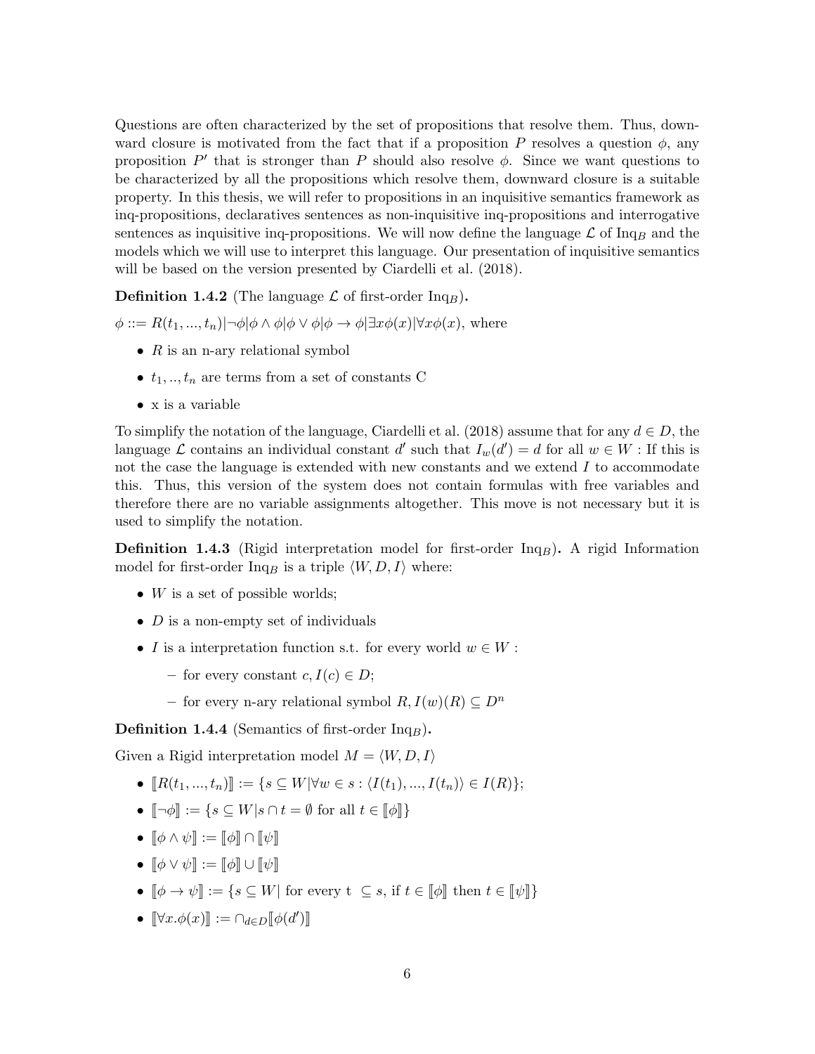Questions are often characterized by the set of propositions that resolve them. Thus, downward closure is motivated from the fact that if a proposition $P$ resolves a question $\phi$, any proposition $P'$ that is stronger than $P$ should also resolve $\phi$. Since we want questions to be characterized by all the propositions which resolve them, downward closure is a suitable property. In this thesis, we will refer to propositions in an inquisitive semantics framework as inq-propositions, declaratives sentences as non-inquisitive inq-propositions and interrogative sentences as inquisitive inq-propositions. We will now define the language $\mathcal{L}$ of Inq$_B$ and the models which we will use to interpret this language. Our presentation of inquisitive semantics will be based on the version presented by Ciardelli et al. (2018).

**Definition 1.4.2** (The language $\mathcal{L}$ of first-order Inq$_B$).

$\phi ::= R(t_1, ..., t_n)|\neg\phi|\phi \wedge \phi|\phi \vee \phi|\phi \rightarrow \phi|\exists x\phi(x)|\forall x\phi(x)$, where

- $R$ is an n-ary relational symbol
- $t_1, .., t_n$ are terms from a set of constants C
- x is a variable

To simplify the notation of the language, Ciardelli et al. (2018) assume that for any $d \in D$, the language $\mathcal{L}$ contains an individual constant $d'$ such that $I_w(d') = d$ for all $w \in W$ : If this is not the case the language is extended with new constants and we extend $I$ to accommodate this. Thus, this version of the system does not contain formulas with free variables and therefore there are no variable assignments altogether. This move is not necessary but it is used to simplify the notation.

**Definition 1.4.3** (Rigid interpretation model for first-order Inq$_B$). A rigid Information model for first-order Inq$_B$ is a triple $\langle W, D, I \rangle$ where:

- $W$ is a set of possible worlds;
- $D$ is a non-empty set of individuals
- $I$ is a interpretation function s.t. for every world $w \in W$ :
  - for every constant $c, I(c) \in D$;
  - for every n-ary relational symbol $R, I(w)(R) \subseteq D^n$

**Definition 1.4.4** (Semantics of first-order Inq$_B$).

Given a Rigid interpretation model $M = \langle W, D, I \rangle$

- $[\![R(t_1, ..., t_n)]\!] := \{s \subseteq W | \forall w \in s : \langle I(t_1), ..., I(t_n) \rangle \in I(R)\}$;
- $[\![\neg\phi]\!] := \{s \subseteq W | s \cap t = \emptyset \text{ for all } t \in [\![\phi]\!]\}$
- $[\![\phi \wedge \psi]\!] := [\![\phi]\!] \cap [\![\psi]\!]$
- $[\![\phi \vee \psi]\!] := [\![\phi]\!] \cup [\![\psi]\!]$
- $[\![\phi \rightarrow \psi]\!] := \{s \subseteq W | \text{ for every t } \subseteq s, \text{ if } t \in [\![\phi]\!] \text{ then } t \in [\![\psi]\!]\}$
- $[\![\forall x.\phi(x)]\!] := \cap_{d \in D}[\![\phi(d')]\!]$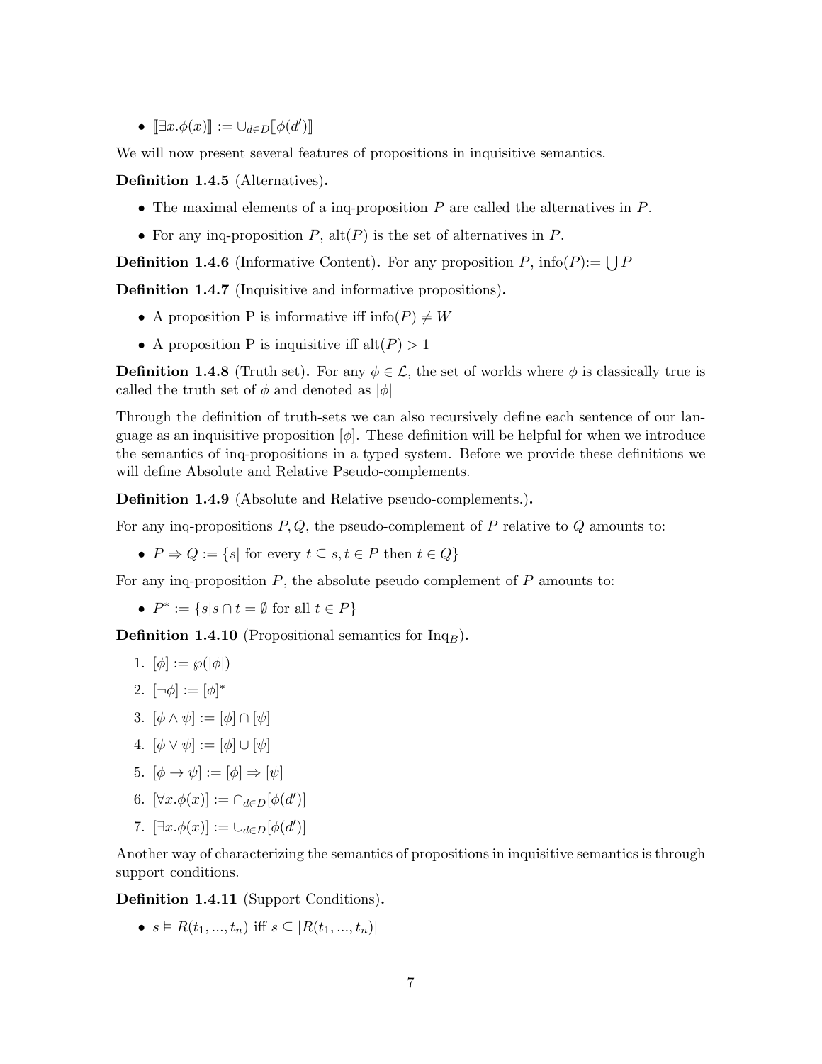- $[\![\exists x.\phi(x)]\!] := \cup_{d \in D}[\![\phi(d')]\!]$

We will now present several features of propositions in inquisitive semantics.

**Definition 1.4.5** (Alternatives)**.**

- The maximal elements of a inq-proposition $P$ are called the alternatives in $P$.
- For any inq-proposition $P$, alt$(P)$ is the set of alternatives in $P$.

**Definition 1.4.6** (Informative Content)**.** For any proposition $P$, info$(P)$:= $\bigcup P$

**Definition 1.4.7** (Inquisitive and informative propositions)**.**

- A proposition P is informative iff info$(P) \neq W$
- A proposition P is inquisitive iff alt$(P) > 1$

**Definition 1.4.8** (Truth set)**.** For any $\phi \in \mathcal{L}$, the set of worlds where $\phi$ is classically true is called the truth set of $\phi$ and denoted as $|\phi|$

Through the definition of truth-sets we can also recursively define each sentence of our language as an inquisitive proposition $[\phi]$. These definition will be helpful for when we introduce the semantics of inq-propositions in a typed system. Before we provide these definitions we will define Absolute and Relative Pseudo-complements.

**Definition 1.4.9** (Absolute and Relative pseudo-complements.)**.**

For any inq-propositions $P, Q$, the pseudo-complement of $P$ relative to $Q$ amounts to:

- $P \Rightarrow Q := \{s |$ for every $t \subseteq s, t \in P$ then $t \in Q\}$

For any inq-proposition $P$, the absolute pseudo complement of $P$ amounts to:

- $P^* := \{s | s \cap t = \emptyset$ for all $t \in P\}$

**Definition 1.4.10** (Propositional semantics for Inq$_B$)**.**

1. $[\phi] := \wp(|\phi|)$
2. $[\neg\phi] := [\phi]^*$
3. $[\phi \wedge \psi] := [\phi] \cap [\psi]$
4. $[\phi \vee \psi] := [\phi] \cup [\psi]$
5. $[\phi \rightarrow \psi] := [\phi] \Rightarrow [\psi]$
6. $[\forall x.\phi(x)] := \cap_{d \in D}[\phi(d')]$
7. $[\exists x.\phi(x)] := \cup_{d \in D}[\phi(d')]$

Another way of characterizing the semantics of propositions in inquisitive semantics is through support conditions.

**Definition 1.4.11** (Support Conditions)**.**

- $s \vDash R(t_1, ..., t_n)$ iff $s \subseteq |R(t_1, ..., t_n)|$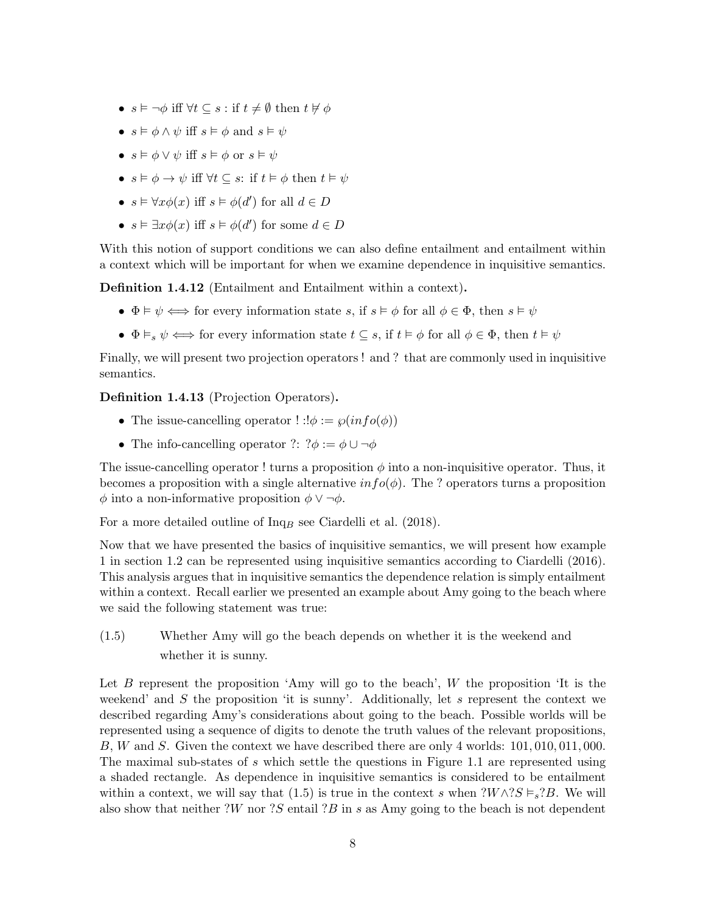- $s \vDash \neg\phi$ iff $\forall t \subseteq s$ : if $t \neq \emptyset$ then $t \nvDash \phi$
- $s \vDash \phi \wedge \psi$ iff $s \vDash \phi$ and $s \vDash \psi$
- $s \vDash \phi \vee \psi$ iff $s \vDash \phi$ or $s \vDash \psi$
- $s \vDash \phi \rightarrow \psi$ iff $\forall t \subseteq s$: if $t \vDash \phi$ then $t \vDash \psi$
- $s \vDash \forall x \phi(x)$ iff $s \vDash \phi(d')$ for all $d \in D$
- $s \vDash \exists x \phi(x)$ iff $s \vDash \phi(d')$ for some $d \in D$

With this notion of support conditions we can also define entailment and entailment within a context which will be important for when we examine dependence in inquisitive semantics.

**Definition 1.4.12** (Entailment and Entailment within a context)**.**

- $\Phi \vDash \psi \iff$ for every information state $s$, if $s \vDash \phi$ for all $\phi \in \Phi$, then $s \vDash \psi$
- $\Phi \vDash_s \psi \iff$ for every information state $t \subseteq s$, if $t \vDash \phi$ for all $\phi \in \Phi$, then $t \vDash \psi$

Finally, we will present two projection operators ! and ? that are commonly used in inquisitive semantics.

**Definition 1.4.13** (Projection Operators)**.**

- The issue-cancelling operator ! :$!\phi := \wp(info(\phi))$
- The info-cancelling operator ?: $?\phi := \phi \cup \neg\phi$

The issue-cancelling operator ! turns a proposition $\phi$ into a non-inquisitive operator. Thus, it becomes a proposition with a single alternative $info(\phi)$. The ? operators turns a proposition $\phi$ into a non-informative proposition $\phi \vee \neg\phi$.

For a more detailed outline of $\text{Inq}_B$ see Ciardelli et al. (2018).

Now that we have presented the basics of inquisitive semantics, we will present how example 1 in section 1.2 can be represented using inquisitive semantics according to Ciardelli (2016). This analysis argues that in inquisitive semantics the dependence relation is simply entailment within a context. Recall earlier we presented an example about Amy going to the beach where we said the following statement was true:

(1.5) Whether Amy will go the beach depends on whether it is the weekend and whether it is sunny.

Let $B$ represent the proposition 'Amy will go to the beach', $W$ the proposition 'It is the weekend' and $S$ the proposition 'it is sunny'. Additionally, let $s$ represent the context we described regarding Amy's considerations about going to the beach. Possible worlds will be represented using a sequence of digits to denote the truth values of the relevant propositions, $B$, $W$ and $S$. Given the context we have described there are only 4 worlds: $101, 010, 011, 000$. The maximal sub-states of $s$ which settle the questions in Figure 1.1 are represented using a shaded rectangle. As dependence in inquisitive semantics is considered to be entailment within a context, we will say that (1.5) is true in the context $s$ when $?W \wedge ?S \vDash_s ?B$. We will also show that neither $?W$ nor $?S$ entail $?B$ in $s$ as Amy going to the beach is not dependent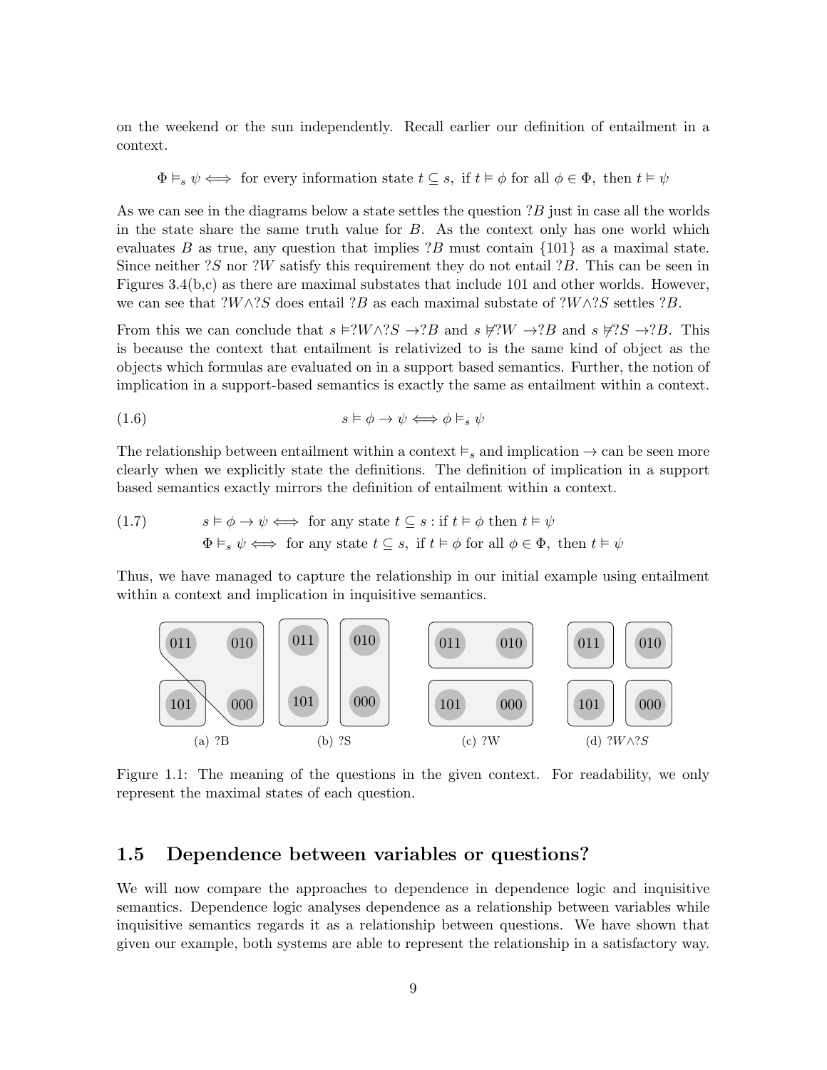on the weekend or the sun independently. Recall earlier our definition of entailment in a context.

$$\Phi \vDash_s \psi \iff \text{ for every information state } t \subseteq s, \text{ if } t \vDash \phi \text{ for all } \phi \in \Phi, \text{ then } t \vDash \psi$$

As we can see in the diagrams below a state settles the question $?B$ just in case all the worlds in the state share the same truth value for $B$. As the context only has one world which evaluates $B$ as true, any question that implies $?B$ must contain $\{101\}$ as a maximal state. Since neither $?S$ nor $?W$ satisfy this requirement they do not entail $?B$. This can be seen in Figures 3.4(b,c) as there are maximal substates that include 101 and other worlds. However, we can see that $?W \wedge ?S$ does entail $?B$ as each maximal substate of $?W \wedge ?S$ settles $?B$.

From this we can conclude that $s \vDash ?W \wedge ?S \rightarrow ?B$ and $s \nvDash ?W \rightarrow ?B$ and $s \nvDash ?S \rightarrow ?B$. This is because the context that entailment is relativized to is the same kind of object as the objects which formulas are evaluated on in a support based semantics. Further, the notion of implication in a support-based semantics is exactly the same as entailment within a context.

$$s \vDash \phi \rightarrow \psi \iff \phi \vDash_s \psi \tag{1.6}$$

The relationship between entailment within a context $\vDash_s$ and implication $\rightarrow$ can be seen more clearly when we explicitly state the definitions. The definition of implication in a support based semantics exactly mirrors the definition of entailment within a context.

$$\begin{aligned} s \vDash \phi \rightarrow \psi &\iff \text{ for any state } t \subseteq s : \text{if } t \vDash \phi \text{ then } t \vDash \psi \\ \Phi \vDash_s \psi &\iff \text{ for any state } t \subseteq s, \text{ if } t \vDash \phi \text{ for all } \phi \in \Phi, \text{ then } t \vDash \psi \end{aligned} \tag{1.7}$$

Thus, we have managed to capture the relationship in our initial example using entailment within a context and implication in inquisitive semantics.

(a) ?B (b) ?S (c) ?W (d) $?W \wedge ?S$

Figure 1.1: The meaning of the questions in the given context. For readability, we only represent the maximal states of each question.

## 1.5 Dependence between variables or questions?

We will now compare the approaches to dependence in dependence logic and inquisitive semantics. Dependence logic analyses dependence as a relationship between variables while inquisitive semantics regards it as a relationship between questions. We have shown that given our example, both systems are able to represent the relationship in a satisfactory way.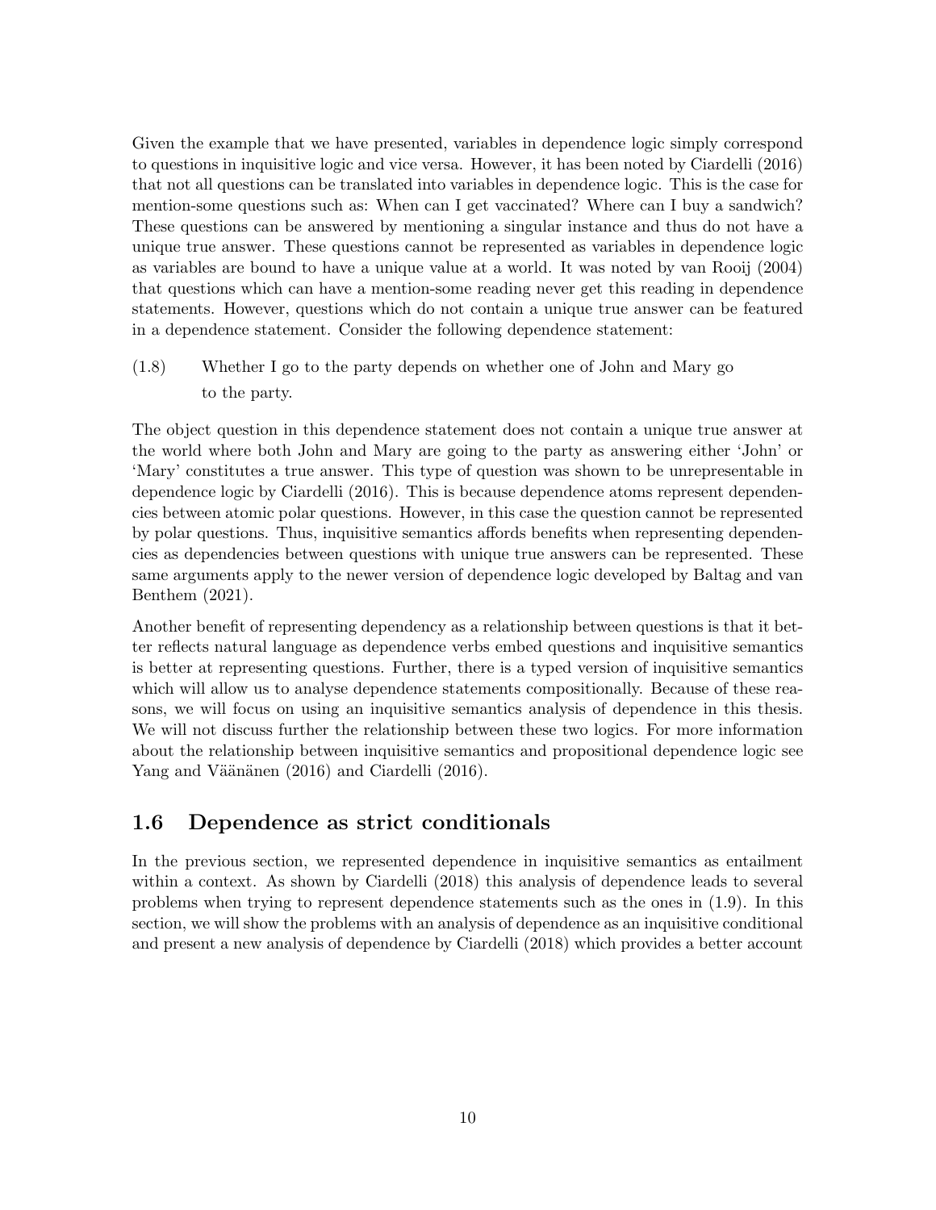Given the example that we have presented, variables in dependence logic simply correspond to questions in inquisitive logic and vice versa. However, it has been noted by Ciardelli (2016) that not all questions can be translated into variables in dependence logic. This is the case for mention-some questions such as: When can I get vaccinated? Where can I buy a sandwich? These questions can be answered by mentioning a singular instance and thus do not have a unique true answer. These questions cannot be represented as variables in dependence logic as variables are bound to have a unique value at a world. It was noted by van Rooij (2004) that questions which can have a mention-some reading never get this reading in dependence statements. However, questions which do not contain a unique true answer can be featured in a dependence statement. Consider the following dependence statement:

(1.8) Whether I go to the party depends on whether one of John and Mary go to the party.

The object question in this dependence statement does not contain a unique true answer at the world where both John and Mary are going to the party as answering either 'John' or 'Mary' constitutes a true answer. This type of question was shown to be unrepresentable in dependence logic by Ciardelli (2016). This is because dependence atoms represent dependencies between atomic polar questions. However, in this case the question cannot be represented by polar questions. Thus, inquisitive semantics affords benefits when representing dependencies as dependencies between questions with unique true answers can be represented. These same arguments apply to the newer version of dependence logic developed by Baltag and van Benthem (2021).

Another benefit of representing dependency as a relationship between questions is that it better reflects natural language as dependence verbs embed questions and inquisitive semantics is better at representing questions. Further, there is a typed version of inquisitive semantics which will allow us to analyse dependence statements compositionally. Because of these reasons, we will focus on using an inquisitive semantics analysis of dependence in this thesis. We will not discuss further the relationship between these two logics. For more information about the relationship between inquisitive semantics and propositional dependence logic see Yang and Väänänen (2016) and Ciardelli (2016).

## 1.6 Dependence as strict conditionals

In the previous section, we represented dependence in inquisitive semantics as entailment within a context. As shown by Ciardelli (2018) this analysis of dependence leads to several problems when trying to represent dependence statements such as the ones in (1.9). In this section, we will show the problems with an analysis of dependence as an inquisitive conditional and present a new analysis of dependence by Ciardelli (2018) which provides a better account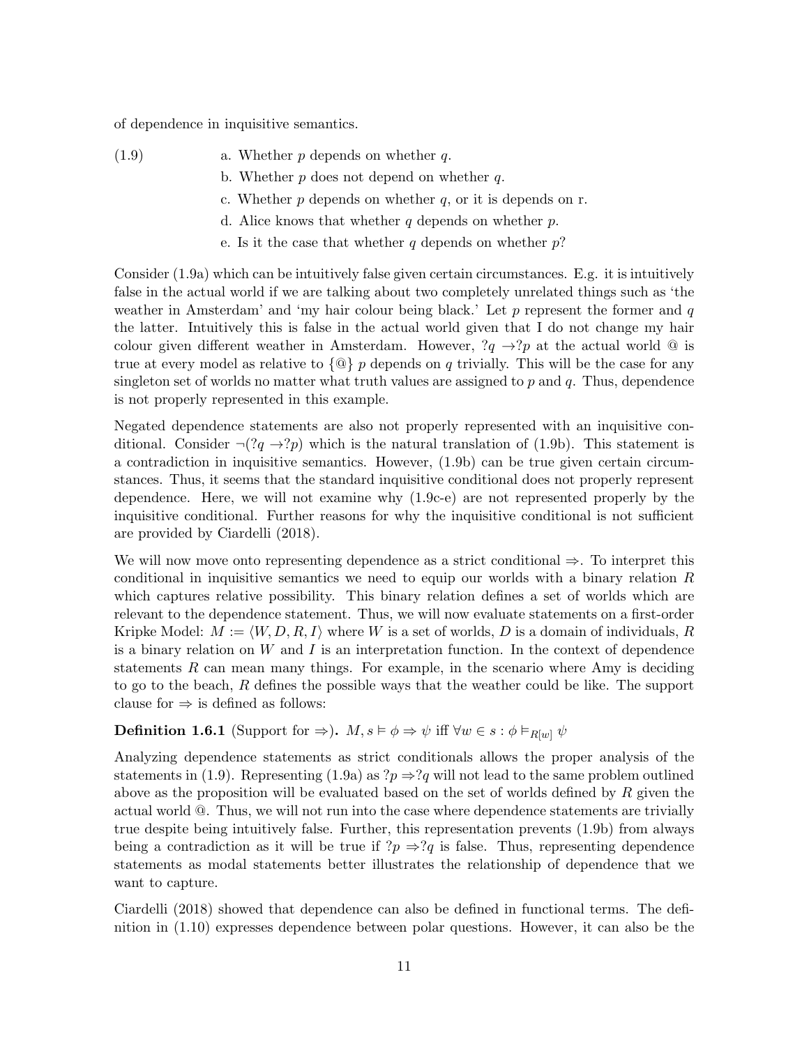of dependence in inquisitive semantics.

(1.9)

a. Whether $p$ depends on whether $q$.

b. Whether $p$ does not depend on whether $q$.

c. Whether $p$ depends on whether $q$, or it is depends on r.

d. Alice knows that whether $q$ depends on whether $p$.

e. Is it the case that whether $q$ depends on whether $p$?

Consider (1.9a) which can be intuitively false given certain circumstances. E.g. it is intuitively false in the actual world if we are talking about two completely unrelated things such as 'the weather in Amsterdam' and 'my hair colour being black.' Let $p$ represent the former and $q$ the latter. Intuitively this is false in the actual world given that I do not change my hair colour given different weather in Amsterdam. However, $?q \rightarrow ?p$ at the actual world @ is true at every model as relative to $\{@\}$ $p$ depends on $q$ trivially. This will be the case for any singleton set of worlds no matter what truth values are assigned to $p$ and $q$. Thus, dependence is not properly represented in this example.

Negated dependence statements are also not properly represented with an inquisitive conditional. Consider $\neg(?q \rightarrow ?p)$ which is the natural translation of (1.9b). This statement is a contradiction in inquisitive semantics. However, (1.9b) can be true given certain circumstances. Thus, it seems that the standard inquisitive conditional does not properly represent dependence. Here, we will not examine why (1.9c-e) are not represented properly by the inquisitive conditional. Further reasons for why the inquisitive conditional is not sufficient are provided by Ciardelli (2018).

We will now move onto representing dependence as a strict conditional $\Rightarrow$. To interpret this conditional in inquisitive semantics we need to equip our worlds with a binary relation $R$ which captures relative possibility. This binary relation defines a set of worlds which are relevant to the dependence statement. Thus, we will now evaluate statements on a first-order Kripke Model: $M := \langle W, D, R, I \rangle$ where $W$ is a set of worlds, $D$ is a domain of individuals, $R$ is a binary relation on $W$ and $I$ is an interpretation function. In the context of dependence statements $R$ can mean many things. For example, in the scenario where Amy is deciding to go to the beach, $R$ defines the possible ways that the weather could be like. The support clause for $\Rightarrow$ is defined as follows:

**Definition 1.6.1** (Support for $\Rightarrow$). $M, s \vDash \phi \Rightarrow \psi$ iff $\forall w \in s : \phi \vDash_{R[w]} \psi$

Analyzing dependence statements as strict conditionals allows the proper analysis of the statements in (1.9). Representing (1.9a) as $?p \Rightarrow ?q$ will not lead to the same problem outlined above as the proposition will be evaluated based on the set of worlds defined by $R$ given the actual world @. Thus, we will not run into the case where dependence statements are trivially true despite being intuitively false. Further, this representation prevents (1.9b) from always being a contradiction as it will be true if $?p \Rightarrow ?q$ is false. Thus, representing dependence statements as modal statements better illustrates the relationship of dependence that we want to capture.

Ciardelli (2018) showed that dependence can also be defined in functional terms. The definition in (1.10) expresses dependence between polar questions. However, it can also be the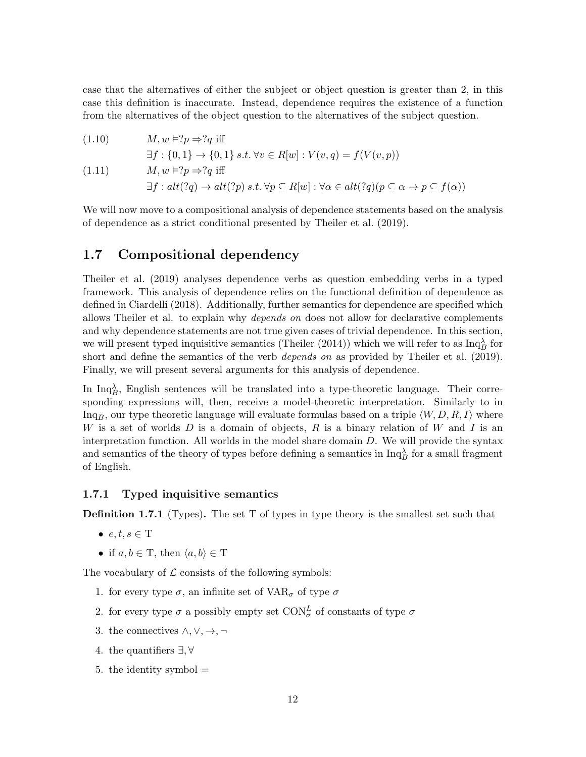case that the alternatives of either the subject or object question is greater than 2, in this case this definition is inaccurate. Instead, dependence requires the existence of a function from the alternatives of the object question to the alternatives of the subject question.

$$(1.10) \qquad M, w \vDash ?p \Rightarrow ?q \text{ iff}$$
$$\exists f : \{0,1\} \to \{0,1\} \; s.t. \; \forall v \in R[w] : V(v,q) = f(V(v,p))$$

$$(1.11) \qquad M, w \vDash ?p \Rightarrow ?q \text{ iff}$$
$$\exists f : alt(?q) \to alt(?p) \; s.t. \; \forall p \subseteq R[w] : \forall \alpha \in alt(?q)(p \subseteq \alpha \to p \subseteq f(\alpha))$$

We will now move to a compositional analysis of dependence statements based on the analysis of dependence as a strict conditional presented by Theiler et al. (2019).

## 1.7 Compositional dependency

Theiler et al. (2019) analyses dependence verbs as question embedding verbs in a typed framework. This analysis of dependence relies on the functional definition of dependence as defined in Ciardelli (2018). Additionally, further semantics for dependence are specified which allows Theiler et al. to explain why *depends on* does not allow for declarative complements and why dependence statements are not true given cases of trivial dependence. In this section, we will present typed inquisitive semantics (Theiler (2014)) which we will refer to as $\text{Inq}_B^\lambda$ for short and define the semantics of the verb *depends on* as provided by Theiler et al. (2019). Finally, we will present several arguments for this analysis of dependence.

In $\text{Inq}_B^\lambda$, English sentences will be translated into a type-theoretic language. Their corresponding expressions will, then, receive a model-theoretic interpretation. Similarly to in $\text{Inq}_B$, our type theoretic language will evaluate formulas based on a triple $\langle W, D, R, I \rangle$ where $W$ is a set of worlds $D$ is a domain of objects, $R$ is a binary relation of $W$ and $I$ is an interpretation function. All worlds in the model share domain $D$. We will provide the syntax and semantics of the theory of types before defining a semantics in $\text{Inq}_B^\lambda$ for a small fragment of English.

### 1.7.1 Typed inquisitive semantics

**Definition 1.7.1** (Types)**.** The set T of types in type theory is the smallest set such that

- $e, t, s \in \text{T}$
- if $a, b \in \text{T}$, then $\langle a, b \rangle \in \text{T}$

The vocabulary of $\mathcal{L}$ consists of the following symbols:

1. for every type $\sigma$, an infinite set of $\text{VAR}_\sigma$ of type $\sigma$
2. for every type $\sigma$ a possibly empty set $\text{CON}_\sigma^L$ of constants of type $\sigma$
3. the connectives $\wedge, \vee, \to, \neg$
4. the quantifiers $\exists, \forall$
5. the identity symbol $=$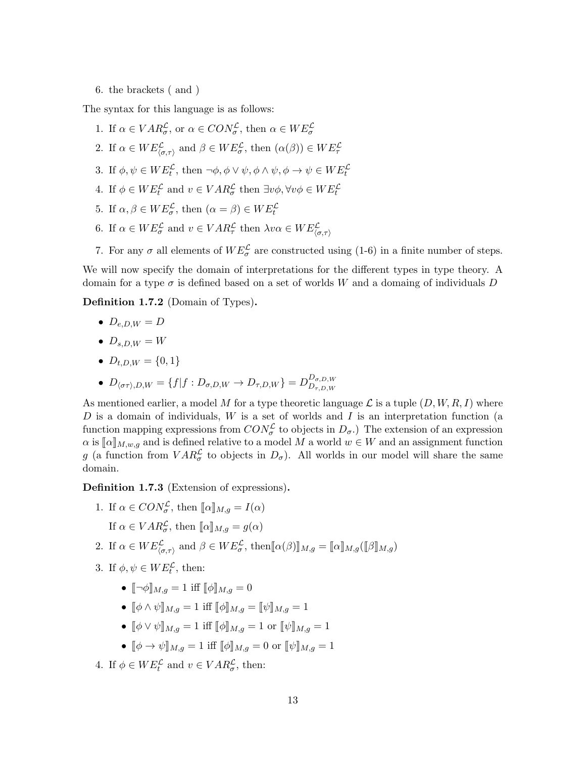6. the brackets ( and )

The syntax for this language is as follows:

1. If $\alpha \in VAR_\sigma^\mathcal{L}$, or $\alpha \in CON_\sigma^\mathcal{L}$, then $\alpha \in WE_\sigma^\mathcal{L}$
2. If $\alpha \in WE_{\langle\sigma,\tau\rangle}^\mathcal{L}$ and $\beta \in WE_\sigma^\mathcal{L}$, then $(\alpha(\beta)) \in WE_\tau^\mathcal{L}$
3. If $\phi, \psi \in WE_t^\mathcal{L}$, then $\neg\phi, \phi \vee \psi, \phi \wedge \psi, \phi \rightarrow \psi \in WE_t^\mathcal{L}$
4. If $\phi \in WE_t^\mathcal{L}$ and $v \in VAR_\sigma^\mathcal{L}$ then $\exists v\phi, \forall v\phi \in WE_t^\mathcal{L}$
5. If $\alpha, \beta \in WE_\sigma^\mathcal{L}$, then $(\alpha = \beta) \in WE_t^\mathcal{L}$
6. If $\alpha \in WE_\sigma^\mathcal{L}$ and $v \in VAR_\tau^\mathcal{L}$ then $\lambda v\alpha \in WE_{\langle\sigma,\tau\rangle}^\mathcal{L}$
7. For any $\sigma$ all elements of $WE_\sigma^\mathcal{L}$ are constructed using (1-6) in a finite number of steps.

We will now specify the domain of interpretations for the different types in type theory. A domain for a type $\sigma$ is defined based on a set of worlds $W$ and a domaing of individuals $D$

**Definition 1.7.2** (Domain of Types)**.**

- $D_{e,D,W} = D$
- $D_{s,D,W} = W$
- $D_{t,D,W} = \{0, 1\}$
- $D_{\langle\sigma\tau\rangle,D,W} = \{f | f : D_{\sigma,D,W} \rightarrow D_{\tau,D,W}\} = D_{D_{\tau,D,W}}^{D_{\sigma,D,W}}$

As mentioned earlier, a model $M$ for a type theoretic language $\mathcal{L}$ is a tuple $(D, W, R, I)$ where $D$ is a domain of individuals, $W$ is a set of worlds and $I$ is an interpretation function (a function mapping expressions from $CON_\sigma^\mathcal{L}$ to objects in $D_\sigma$.) The extension of an expression $\alpha$ is $[\![\alpha]\!]_{M,w,g}$ and is defined relative to a model $M$ a world $w \in W$ and an assignment function $g$ (a function from $VAR_\sigma^\mathcal{L}$ to objects in $D_\sigma$). All worlds in our model will share the same domain.

**Definition 1.7.3** (Extension of expressions)**.**

1. If $\alpha \in CON_\sigma^\mathcal{L}$, then $[\![\alpha]\!]_{M,g} = I(\alpha)$

   If $\alpha \in VAR_\sigma^\mathcal{L}$, then $[\![\alpha]\!]_{M,g} = g(\alpha)$
2. If $\alpha \in WE_{\langle\sigma,\tau\rangle}^\mathcal{L}$ and $\beta \in WE_\sigma^\mathcal{L}$, then$[\![\alpha(\beta)]\!]_{M,g} = [\![\alpha]\!]_{M,g}([\![\beta]\!]_{M,g})$
3. If $\phi, \psi \in WE_t^\mathcal{L}$, then:
   - $[\![\neg\phi]\!]_{M,g} = 1$ iff $[\![\phi]\!]_{M,g} = 0$
   - $[\![\phi \wedge \psi]\!]_{M,g} = 1$ iff $[\![\phi]\!]_{M,g} = [\![\psi]\!]_{M,g} = 1$
   - $[\![\phi \vee \psi]\!]_{M,g} = 1$ iff $[\![\phi]\!]_{M,g} = 1$ or $[\![\psi]\!]_{M,g} = 1$
   - $[\![\phi \rightarrow \psi]\!]_{M,g} = 1$ iff $[\![\phi]\!]_{M,g} = 0$ or $[\![\psi]\!]_{M,g} = 1$
4. If $\phi \in WE_t^\mathcal{L}$ and $v \in VAR_\sigma^\mathcal{L}$, then: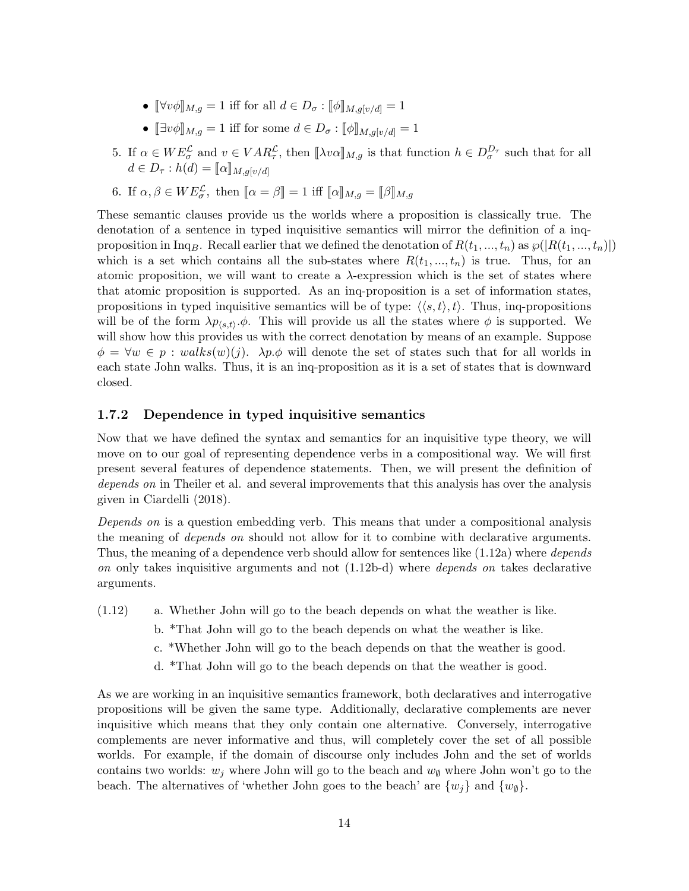- $[\![\forall v\phi]\!]_{M,g} = 1$ iff for all $d \in D_\sigma : [\![\phi]\!]_{M,g[v/d]} = 1$
- $[\![\exists v\phi]\!]_{M,g} = 1$ iff for some $d \in D_\sigma : [\![\phi]\!]_{M,g[v/d]} = 1$

5. If $\alpha \in WE_\sigma^{\mathcal{L}}$ and $v \in VAR_\tau^{\mathcal{L}}$, then $[\![\lambda v\alpha]\!]_{M,g}$ is that function $h \in D_\sigma^{D_\tau}$ such that for all $d \in D_\tau : h(d) = [\![\alpha]\!]_{M,g[v/d]}$
6. If $\alpha, \beta \in WE_\sigma^{\mathcal{L}}$, then $[\![\alpha = \beta]\!] = 1$ iff $[\![\alpha]\!]_{M,g} = [\![\beta]\!]_{M,g}$

These semantic clauses provide us the worlds where a proposition is classically true. The denotation of a sentence in typed inquisitive semantics will mirror the definition of a inq-proposition in Inq$_B$. Recall earlier that we defined the denotation of $R(t_1, ..., t_n)$ as $\wp(|R(t_1, ..., t_n)|)$ which is a set which contains all the sub-states where $R(t_1, ..., t_n)$ is true. Thus, for an atomic proposition, we will want to create a $\lambda$-expression which is the set of states where that atomic proposition is supported. As an inq-proposition is a set of information states, propositions in typed inquisitive semantics will be of type: $\langle\langle s, t\rangle, t\rangle$. Thus, inq-propositions will be of the form $\lambda p_{\langle s,t\rangle}.\phi$. This will provide us all the states where $\phi$ is supported. We will show how this provides us with the correct denotation by means of an example. Suppose $\phi = \forall w \in p : walks(w)(j)$. $\lambda p.\phi$ will denote the set of states such that for all worlds in each state John walks. Thus, it is an inq-proposition as it is a set of states that is downward closed.

### 1.7.2 Dependence in typed inquisitive semantics

Now that we have defined the syntax and semantics for an inquisitive type theory, we will move on to our goal of representing dependence verbs in a compositional way. We will first present several features of dependence statements. Then, we will present the definition of *depends on* in Theiler et al. and several improvements that this analysis has over the analysis given in Ciardelli (2018).

*Depends on* is a question embedding verb. This means that under a compositional analysis the meaning of *depends on* should not allow for it to combine with declarative arguments. Thus, the meaning of a dependence verb should allow for sentences like (1.12a) where *depends on* only takes inquisitive arguments and not (1.12b-d) where *depends on* takes declarative arguments.

(1.12)
a. Whether John will go to the beach depends on what the weather is like.
b. *That John will go to the beach depends on what the weather is like.
c. *Whether John will go to the beach depends on that the weather is good.
d. *That John will go to the beach depends on that the weather is good.

As we are working in an inquisitive semantics framework, both declaratives and interrogative propositions will be given the same type. Additionally, declarative complements are never inquisitive which means that they only contain one alternative. Conversely, interrogative complements are never informative and thus, will completely cover the set of all possible worlds. For example, if the domain of discourse only includes John and the set of worlds contains two worlds: $w_j$ where John will go to the beach and $w_\emptyset$ where John won't go to the beach. The alternatives of 'whether John goes to the beach' are $\{w_j\}$ and $\{w_\emptyset\}$.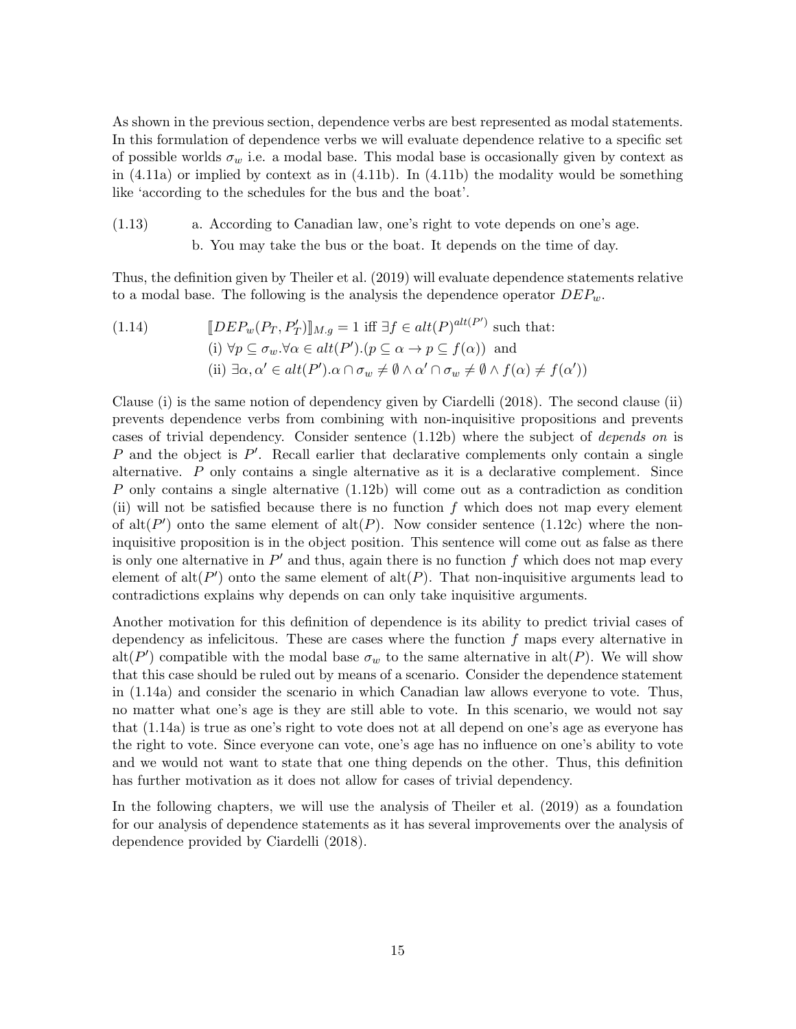As shown in the previous section, dependence verbs are best represented as modal statements. In this formulation of dependence verbs we will evaluate dependence relative to a specific set of possible worlds $\sigma_w$ i.e. a modal base. This modal base is occasionally given by context as in (4.11a) or implied by context as in (4.11b). In (4.11b) the modality would be something like 'according to the schedules for the bus and the boat'.

(1.13) a. According to Canadian law, one's right to vote depends on one's age.

b. You may take the bus or the boat. It depends on the time of day.

Thus, the definition given by Theiler et al. (2019) will evaluate dependence statements relative to a modal base. The following is the analysis the dependence operator $DEP_w$.

(1.14)
$$
\begin{aligned}
&[\![DEP_w(P_T, P'_T)]\!]_{M.g} = 1 \text{ iff } \exists f \in alt(P)^{alt(P')} \text{ such that:}\\
&\text{(i) } \forall p \subseteq \sigma_w . \forall \alpha \in alt(P').(p \subseteq \alpha \rightarrow p \subseteq f(\alpha)) \text{ and}\\
&\text{(ii) } \exists \alpha, \alpha' \in alt(P'). \alpha \cap \sigma_w \neq \emptyset \wedge \alpha' \cap \sigma_w \neq \emptyset \wedge f(\alpha) \neq f(\alpha'))
\end{aligned}
$$

Clause (i) is the same notion of dependency given by Ciardelli (2018). The second clause (ii) prevents dependence verbs from combining with non-inquisitive propositions and prevents cases of trivial dependency. Consider sentence (1.12b) where the subject of *depends on* is $P$ and the object is $P'$. Recall earlier that declarative complements only contain a single alternative. $P$ only contains a single alternative as it is a declarative complement. Since $P$ only contains a single alternative (1.12b) will come out as a contradiction as condition (ii) will not be satisfied because there is no function $f$ which does not map every element of alt($P'$) onto the same element of alt($P$). Now consider sentence (1.12c) where the non-inquisitive proposition is in the object position. This sentence will come out as false as there is only one alternative in $P'$ and thus, again there is no function $f$ which does not map every element of alt($P'$) onto the same element of alt($P$). That non-inquisitive arguments lead to contradictions explains why depends on can only take inquisitive arguments.

Another motivation for this definition of dependence is its ability to predict trivial cases of dependency as infelicitous. These are cases where the function $f$ maps every alternative in alt($P'$) compatible with the modal base $\sigma_w$ to the same alternative in alt($P$). We will show that this case should be ruled out by means of a scenario. Consider the dependence statement in (1.14a) and consider the scenario in which Canadian law allows everyone to vote. Thus, no matter what one's age is they are still able to vote. In this scenario, we would not say that (1.14a) is true as one's right to vote does not at all depend on one's age as everyone has the right to vote. Since everyone can vote, one's age has no influence on one's ability to vote and we would not want to state that one thing depends on the other. Thus, this definition has further motivation as it does not allow for cases of trivial dependency.

In the following chapters, we will use the analysis of Theiler et al. (2019) as a foundation for our analysis of dependence statements as it has several improvements over the analysis of dependence provided by Ciardelli (2018).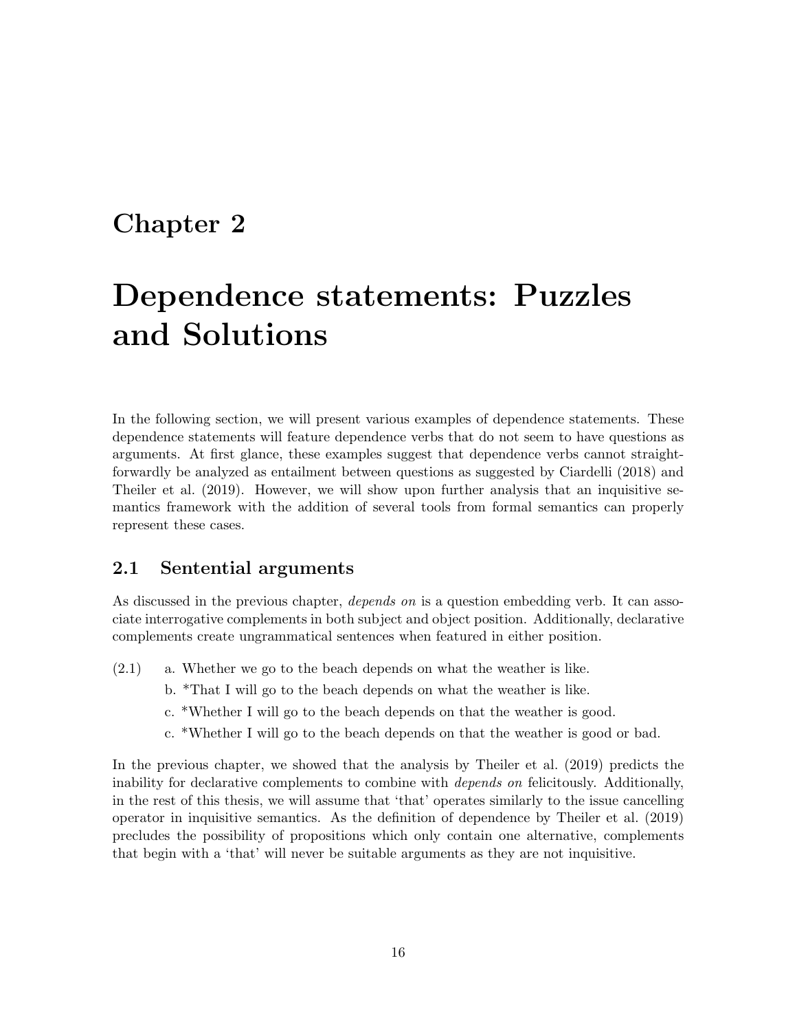# Chapter 2

# Dependence statements: Puzzles and Solutions

In the following section, we will present various examples of dependence statements. These dependence statements will feature dependence verbs that do not seem to have questions as arguments. At first glance, these examples suggest that dependence verbs cannot straightforwardly be analyzed as entailment between questions as suggested by Ciardelli (2018) and Theiler et al. (2019). However, we will show upon further analysis that an inquisitive semantics framework with the addition of several tools from formal semantics can properly represent these cases.

## 2.1 Sentential arguments

As discussed in the previous chapter, *depends on* is a question embedding verb. It can associate interrogative complements in both subject and object position. Additionally, declarative complements create ungrammatical sentences when featured in either position.

(2.1)
 a. Whether we go to the beach depends on what the weather is like.
 b. *That I will go to the beach depends on what the weather is like.
 c. *Whether I will go to the beach depends on that the weather is good.
 c. *Whether I will go to the beach depends on that the weather is good or bad.

In the previous chapter, we showed that the analysis by Theiler et al. (2019) predicts the inability for declarative complements to combine with *depends on* felicitously. Additionally, in the rest of this thesis, we will assume that 'that' operates similarly to the issue cancelling operator in inquisitive semantics. As the definition of dependence by Theiler et al. (2019) precludes the possibility of propositions which only contain one alternative, complements that begin with a 'that' will never be suitable arguments as they are not inquisitive.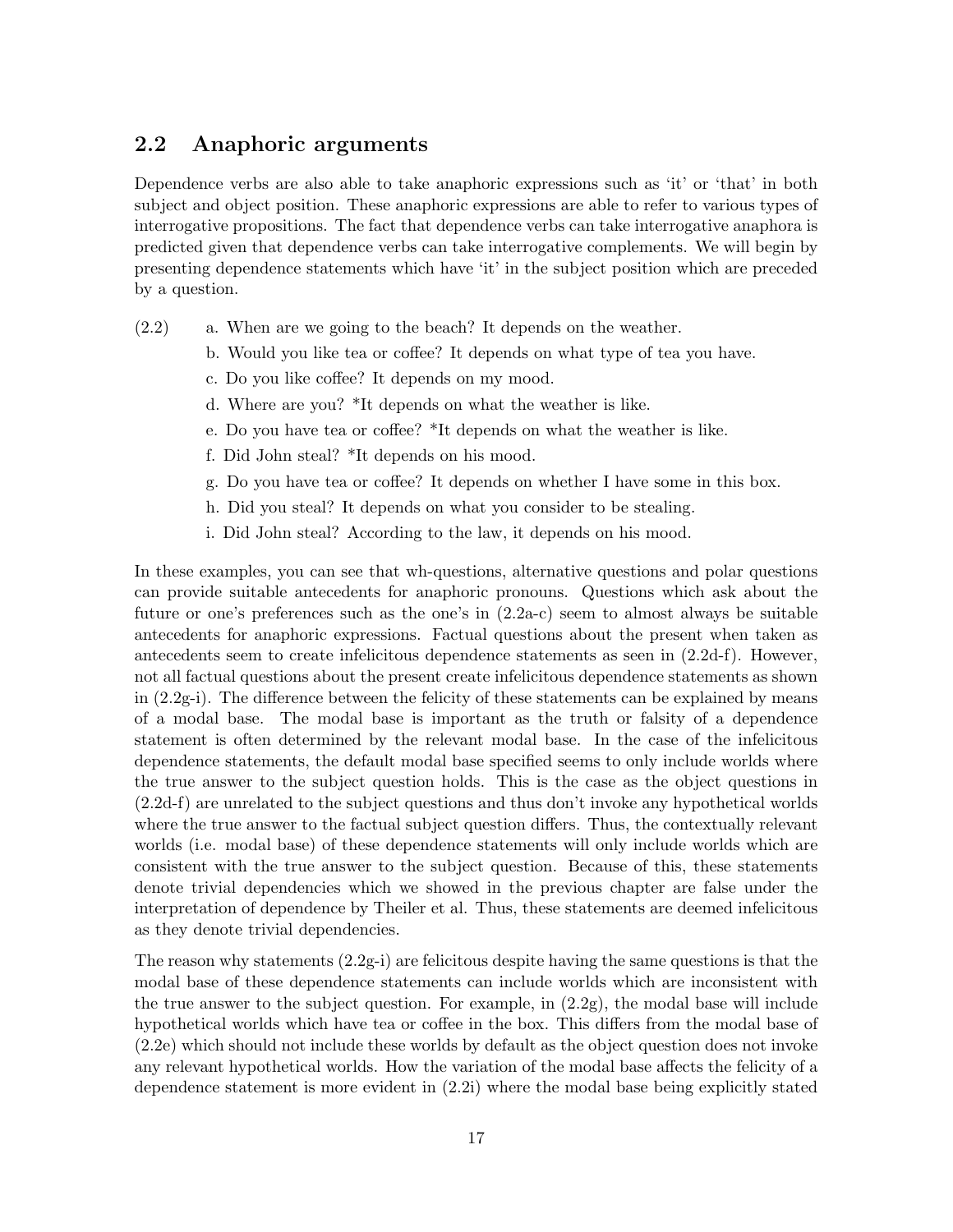## 2.2 Anaphoric arguments

Dependence verbs are also able to take anaphoric expressions such as 'it' or 'that' in both subject and object position. These anaphoric expressions are able to refer to various types of interrogative propositions. The fact that dependence verbs can take interrogative anaphora is predicted given that dependence verbs can take interrogative complements. We will begin by presenting dependence statements which have 'it' in the subject position which are preceded by a question.

(2.2)
- a. When are we going to the beach? It depends on the weather.
- b. Would you like tea or coffee? It depends on what type of tea you have.
- c. Do you like coffee? It depends on my mood.
- d. Where are you? *It depends on what the weather is like.
- e. Do you have tea or coffee? *It depends on what the weather is like.
- f. Did John steal? *It depends on his mood.
- g. Do you have tea or coffee? It depends on whether I have some in this box.
- h. Did you steal? It depends on what you consider to be stealing.
- i. Did John steal? According to the law, it depends on his mood.

In these examples, you can see that wh-questions, alternative questions and polar questions can provide suitable antecedents for anaphoric pronouns. Questions which ask about the future or one's preferences such as the one's in (2.2a-c) seem to almost always be suitable antecedents for anaphoric expressions. Factual questions about the present when taken as antecedents seem to create infelicitous dependence statements as seen in (2.2d-f). However, not all factual questions about the present create infelicitous dependence statements as shown in (2.2g-i). The difference between the felicity of these statements can be explained by means of a modal base. The modal base is important as the truth or falsity of a dependence statement is often determined by the relevant modal base. In the case of the infelicitous dependence statements, the default modal base specified seems to only include worlds where the true answer to the subject question holds. This is the case as the object questions in (2.2d-f) are unrelated to the subject questions and thus don't invoke any hypothetical worlds where the true answer to the factual subject question differs. Thus, the contextually relevant worlds (i.e. modal base) of these dependence statements will only include worlds which are consistent with the true answer to the subject question. Because of this, these statements denote trivial dependencies which we showed in the previous chapter are false under the interpretation of dependence by Theiler et al. Thus, these statements are deemed infelicitous as they denote trivial dependencies.

The reason why statements (2.2g-i) are felicitous despite having the same questions is that the modal base of these dependence statements can include worlds which are inconsistent with the true answer to the subject question. For example, in (2.2g), the modal base will include hypothetical worlds which have tea or coffee in the box. This differs from the modal base of (2.2e) which should not include these worlds by default as the object question does not invoke any relevant hypothetical worlds. How the variation of the modal base affects the felicity of a dependence statement is more evident in (2.2i) where the modal base being explicitly stated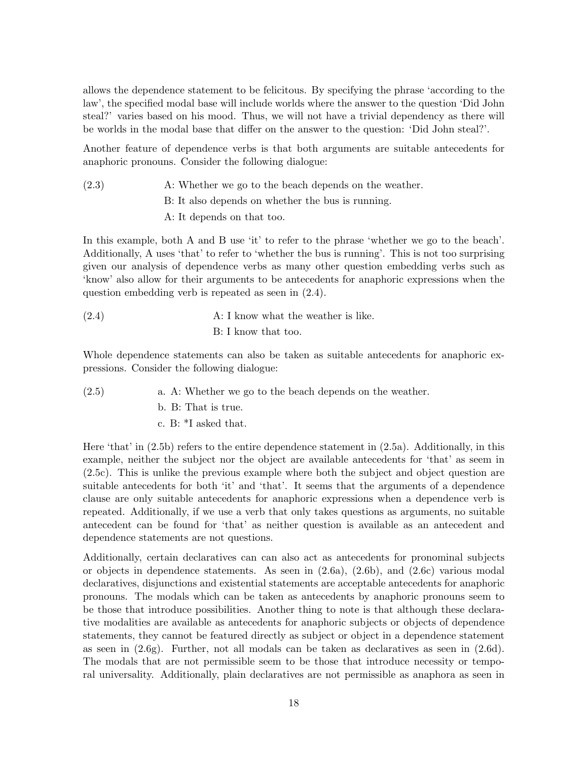allows the dependence statement to be felicitous. By specifying the phrase 'according to the law', the specified modal base will include worlds where the answer to the question 'Did John steal?' varies based on his mood. Thus, we will not have a trivial dependency as there will be worlds in the modal base that differ on the answer to the question: 'Did John steal?'.

Another feature of dependence verbs is that both arguments are suitable antecedents for anaphoric pronouns. Consider the following dialogue:

(2.3) A: Whether we go to the beach depends on the weather.
B: It also depends on whether the bus is running.
A: It depends on that too.

In this example, both A and B use 'it' to refer to the phrase 'whether we go to the beach'. Additionally, A uses 'that' to refer to 'whether the bus is running'. This is not too surprising given our analysis of dependence verbs as many other question embedding verbs such as 'know' also allow for their arguments to be antecedents for anaphoric expressions when the question embedding verb is repeated as seen in (2.4).

(2.4) A: I know what the weather is like.
B: I know that too.

Whole dependence statements can also be taken as suitable antecedents for anaphoric expressions. Consider the following dialogue:

(2.5) a. A: Whether we go to the beach depends on the weather.
b. B: That is true.
c. B: *I asked that.

Here 'that' in (2.5b) refers to the entire dependence statement in (2.5a). Additionally, in this example, neither the subject nor the object are available antecedents for 'that' as seem in (2.5c). This is unlike the previous example where both the subject and object question are suitable antecedents for both 'it' and 'that'. It seems that the arguments of a dependence clause are only suitable antecedents for anaphoric expressions when a dependence verb is repeated. Additionally, if we use a verb that only takes questions as arguments, no suitable antecedent can be found for 'that' as neither question is available as an antecedent and dependence statements are not questions.

Additionally, certain declaratives can can also act as antecedents for pronominal subjects or objects in dependence statements. As seen in (2.6a), (2.6b), and (2.6c) various modal declaratives, disjunctions and existential statements are acceptable antecedents for anaphoric pronouns. The modals which can be taken as antecedents by anaphoric pronouns seem to be those that introduce possibilities. Another thing to note is that although these declarative modalities are available as antecedents for anaphoric subjects or objects of dependence statements, they cannot be featured directly as subject or object in a dependence statement as seen in (2.6g). Further, not all modals can be taken as declaratives as seen in (2.6d). The modals that are not permissible seem to be those that introduce necessity or temporal universality. Additionally, plain declaratives are not permissible as anaphora as seen in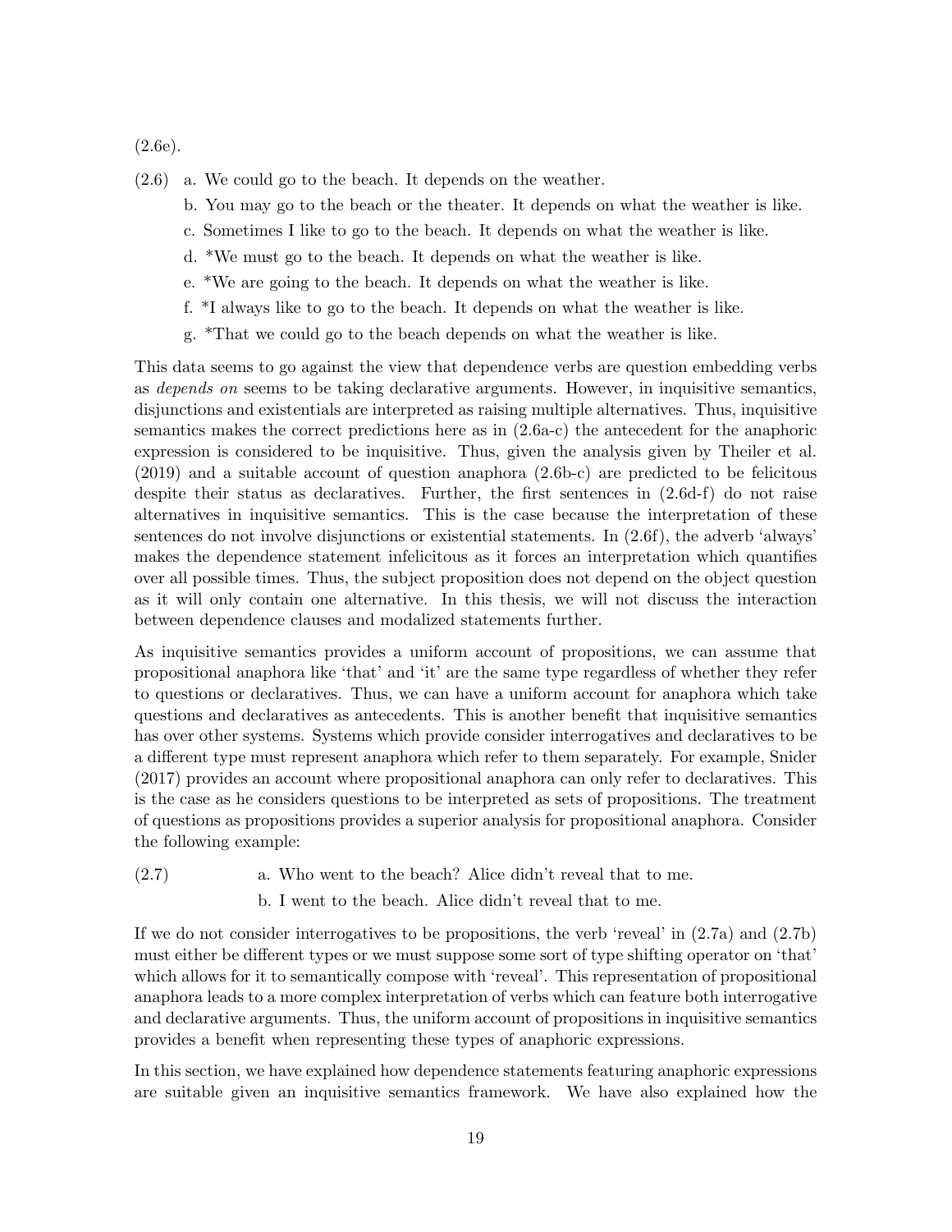(2.6e).

(2.6) a. We could go to the beach. It depends on the weather.

  b. You may go to the beach or the theater. It depends on what the weather is like.

  c. Sometimes I like to go to the beach. It depends on what the weather is like.

  d. *We must go to the beach. It depends on what the weather is like.

  e. *We are going to the beach. It depends on what the weather is like.

  f. *I always like to go to the beach. It depends on what the weather is like.

  g. *That we could go to the beach depends on what the weather is like.

This data seems to go against the view that dependence verbs are question embedding verbs as *depends on* seems to be taking declarative arguments. However, in inquisitive semantics, disjunctions and existentials are interpreted as raising multiple alternatives. Thus, inquisitive semantics makes the correct predictions here as in (2.6a-c) the antecedent for the anaphoric expression is considered to be inquisitive. Thus, given the analysis given by Theiler et al. (2019) and a suitable account of question anaphora (2.6b-c) are predicted to be felicitous despite their status as declaratives. Further, the first sentences in (2.6d-f) do not raise alternatives in inquisitive semantics. This is the case because the interpretation of these sentences do not involve disjunctions or existential statements. In (2.6f), the adverb 'always' makes the dependence statement infelicitous as it forces an interpretation which quantifies over all possible times. Thus, the subject proposition does not depend on the object question as it will only contain one alternative. In this thesis, we will not discuss the interaction between dependence clauses and modalized statements further.

As inquisitive semantics provides a uniform account of propositions, we can assume that propositional anaphora like 'that' and 'it' are the same type regardless of whether they refer to questions or declaratives. Thus, we can have a uniform account for anaphora which take questions and declaratives as antecedents. This is another benefit that inquisitive semantics has over other systems. Systems which provide consider interrogatives and declaratives to be a different type must represent anaphora which refer to them separately. For example, Snider (2017) provides an account where propositional anaphora can only refer to declaratives. This is the case as he considers questions to be interpreted as sets of propositions. The treatment of questions as propositions provides a superior analysis for propositional anaphora. Consider the following example:

(2.7) a. Who went to the beach? Alice didn't reveal that to me.

  b. I went to the beach. Alice didn't reveal that to me.

If we do not consider interrogatives to be propositions, the verb 'reveal' in (2.7a) and (2.7b) must either be different types or we must suppose some sort of type shifting operator on 'that' which allows for it to semantically compose with 'reveal'. This representation of propositional anaphora leads to a more complex interpretation of verbs which can feature both interrogative and declarative arguments. Thus, the uniform account of propositions in inquisitive semantics provides a benefit when representing these types of anaphoric expressions.

In this section, we have explained how dependence statements featuring anaphoric expressions are suitable given an inquisitive semantics framework. We have also explained how the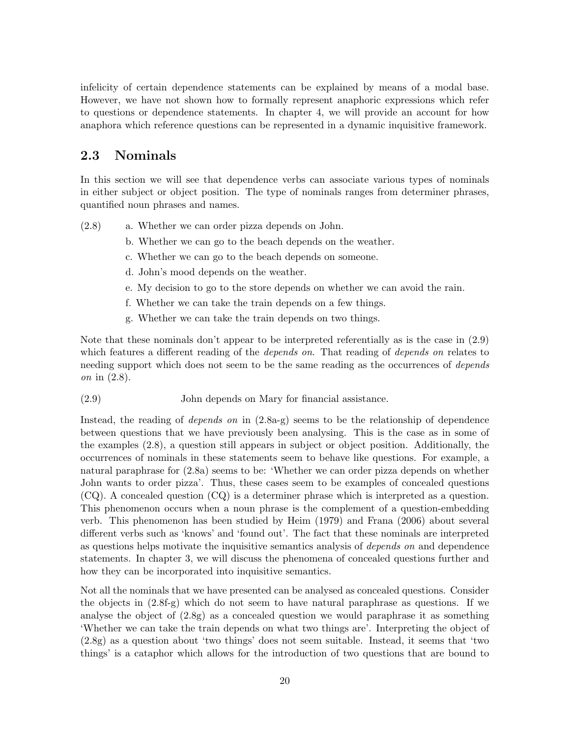infelicity of certain dependence statements can be explained by means of a modal base. However, we have not shown how to formally represent anaphoric expressions which refer to questions or dependence statements. In chapter 4, we will provide an account for how anaphora which reference questions can be represented in a dynamic inquisitive framework.

## 2.3 Nominals

In this section we will see that dependence verbs can associate various types of nominals in either subject or object position. The type of nominals ranges from determiner phrases, quantified noun phrases and names.

(2.8)
a. Whether we can order pizza depends on John.
b. Whether we can go to the beach depends on the weather.
c. Whether we can go to the beach depends on someone.
d. John's mood depends on the weather.
e. My decision to go to the store depends on whether we can avoid the rain.
f. Whether we can take the train depends on a few things.
g. Whether we can take the train depends on two things.

Note that these nominals don't appear to be interpreted referentially as is the case in (2.9) which features a different reading of the *depends on*. That reading of *depends on* relates to needing support which does not seem to be the same reading as the occurrences of *depends on* in (2.8).

(2.9) John depends on Mary for financial assistance.

Instead, the reading of *depends on* in (2.8a-g) seems to be the relationship of dependence between questions that we have previously been analysing. This is the case as in some of the examples (2.8), a question still appears in subject or object position. Additionally, the occurrences of nominals in these statements seem to behave like questions. For example, a natural paraphrase for (2.8a) seems to be: 'Whether we can order pizza depends on whether John wants to order pizza'. Thus, these cases seem to be examples of concealed questions (CQ). A concealed question (CQ) is a determiner phrase which is interpreted as a question. This phenomenon occurs when a noun phrase is the complement of a question-embedding verb. This phenomenon has been studied by Heim (1979) and Frana (2006) about several different verbs such as 'knows' and 'found out'. The fact that these nominals are interpreted as questions helps motivate the inquisitive semantics analysis of *depends on* and dependence statements. In chapter 3, we will discuss the phenomena of concealed questions further and how they can be incorporated into inquisitive semantics.

Not all the nominals that we have presented can be analysed as concealed questions. Consider the objects in (2.8f-g) which do not seem to have natural paraphrase as questions. If we analyse the object of (2.8g) as a concealed question we would paraphrase it as something 'Whether we can take the train depends on what two things are'. Interpreting the object of (2.8g) as a question about 'two things' does not seem suitable. Instead, it seems that 'two things' is a cataphor which allows for the introduction of two questions that are bound to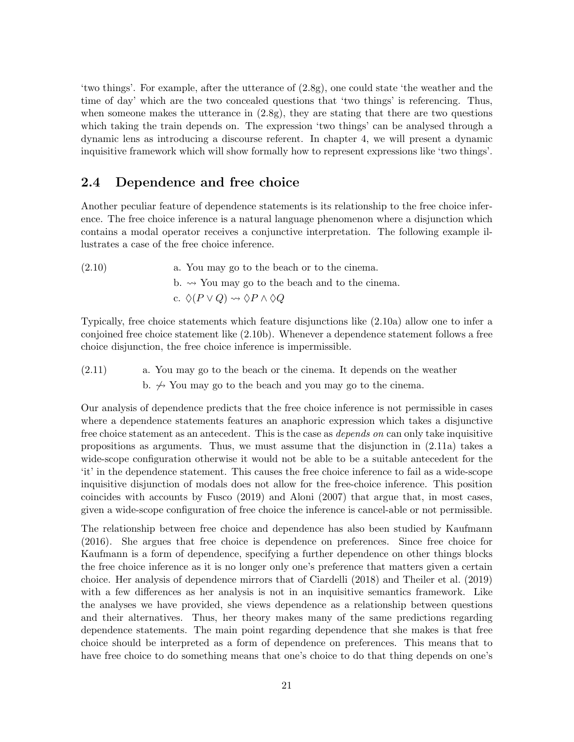'two things'. For example, after the utterance of (2.8g), one could state 'the weather and the time of day' which are the two concealed questions that 'two things' is referencing. Thus, when someone makes the utterance in (2.8g), they are stating that there are two questions which taking the train depends on. The expression 'two things' can be analysed through a dynamic lens as introducing a discourse referent. In chapter 4, we will present a dynamic inquisitive framework which will show formally how to represent expressions like 'two things'.

## 2.4 Dependence and free choice

Another peculiar feature of dependence statements is its relationship to the free choice inference. The free choice inference is a natural language phenomenon where a disjunction which contains a modal operator receives a conjunctive interpretation. The following example illustrates a case of the free choice inference.

(2.10)
a. You may go to the beach or to the cinema.
b. $\rightsquigarrow$ You may go to the beach and to the cinema.
c. $\Diamond(P \vee Q) \rightsquigarrow \Diamond P \wedge \Diamond Q$

Typically, free choice statements which feature disjunctions like (2.10a) allow one to infer a conjoined free choice statement like (2.10b). Whenever a dependence statement follows a free choice disjunction, the free choice inference is impermissible.

(2.11)
a. You may go to the beach or the cinema. It depends on the weather
b. $\not\rightsquigarrow$ You may go to the beach and you may go to the cinema.

Our analysis of dependence predicts that the free choice inference is not permissible in cases where a dependence statements features an anaphoric expression which takes a disjunctive free choice statement as an antecedent. This is the case as *depends on* can only take inquisitive propositions as arguments. Thus, we must assume that the disjunction in (2.11a) takes a wide-scope configuration otherwise it would not be able to be a suitable antecedent for the 'it' in the dependence statement. This causes the free choice inference to fail as a wide-scope inquisitive disjunction of modals does not allow for the free-choice inference. This position coincides with accounts by Fusco (2019) and Aloni (2007) that argue that, in most cases, given a wide-scope configuration of free choice the inference is cancel-able or not permissible.

The relationship between free choice and dependence has also been studied by Kaufmann (2016). She argues that free choice is dependence on preferences. Since free choice for Kaufmann is a form of dependence, specifying a further dependence on other things blocks the free choice inference as it is no longer only one's preference that matters given a certain choice. Her analysis of dependence mirrors that of Ciardelli (2018) and Theiler et al. (2019) with a few differences as her analysis is not in an inquisitive semantics framework. Like the analyses we have provided, she views dependence as a relationship between questions and their alternatives. Thus, her theory makes many of the same predictions regarding dependence statements. The main point regarding dependence that she makes is that free choice should be interpreted as a form of dependence on preferences. This means that to have free choice to do something means that one's choice to do that thing depends on one's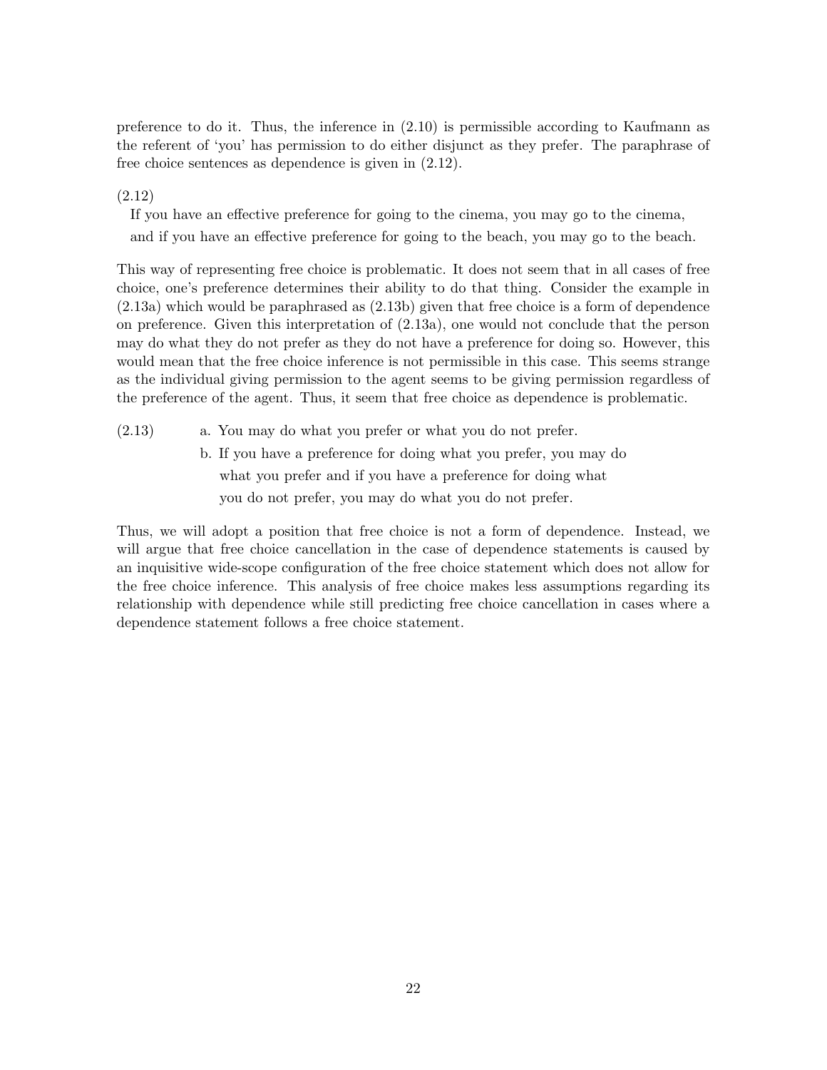preference to do it. Thus, the inference in (2.10) is permissible according to Kaufmann as the referent of 'you' has permission to do either disjunct as they prefer. The paraphrase of free choice sentences as dependence is given in (2.12).

(2.12)

If you have an effective preference for going to the cinema, you may go to the cinema, and if you have an effective preference for going to the beach, you may go to the beach.

This way of representing free choice is problematic. It does not seem that in all cases of free choice, one's preference determines their ability to do that thing. Consider the example in (2.13a) which would be paraphrased as (2.13b) given that free choice is a form of dependence on preference. Given this interpretation of (2.13a), one would not conclude that the person may do what they do not prefer as they do not have a preference for doing so. However, this would mean that the free choice inference is not permissible in this case. This seems strange as the individual giving permission to the agent seems to be giving permission regardless of the preference of the agent. Thus, it seem that free choice as dependence is problematic.

(2.13) a. You may do what you prefer or what you do not prefer.

b. If you have a preference for doing what you prefer, you may do what you prefer and if you have a preference for doing what you do not prefer, you may do what you do not prefer.

Thus, we will adopt a position that free choice is not a form of dependence. Instead, we will argue that free choice cancellation in the case of dependence statements is caused by an inquisitive wide-scope configuration of the free choice statement which does not allow for the free choice inference. This analysis of free choice makes less assumptions regarding its relationship with dependence while still predicting free choice cancellation in cases where a dependence statement follows a free choice statement.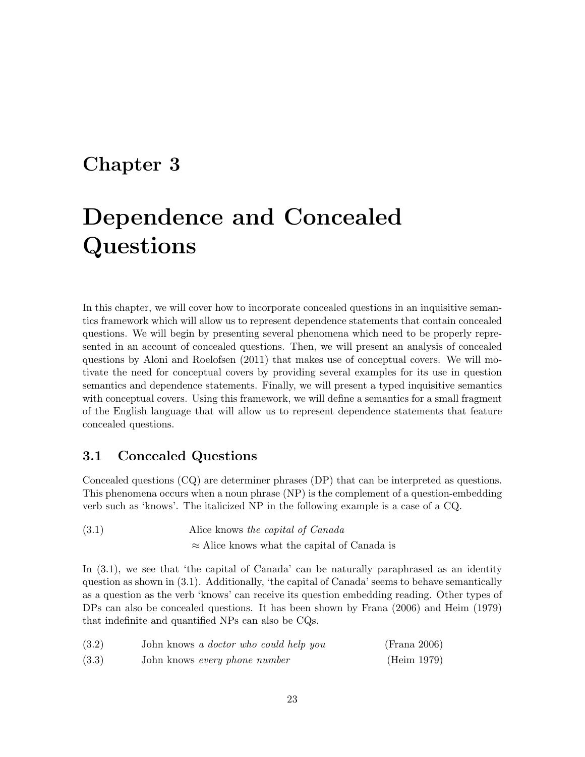# Chapter 3

# Dependence and Concealed Questions

In this chapter, we will cover how to incorporate concealed questions in an inquisitive semantics framework which will allow us to represent dependence statements that contain concealed questions. We will begin by presenting several phenomena which need to be properly represented in an account of concealed questions. Then, we will present an analysis of concealed questions by Aloni and Roelofsen (2011) that makes use of conceptual covers. We will motivate the need for conceptual covers by providing several examples for its use in question semantics and dependence statements. Finally, we will present a typed inquisitive semantics with conceptual covers. Using this framework, we will define a semantics for a small fragment of the English language that will allow us to represent dependence statements that feature concealed questions.

## 3.1 Concealed Questions

Concealed questions (CQ) are determiner phrases (DP) that can be interpreted as questions. This phenomena occurs when a noun phrase (NP) is the complement of a question-embedding verb such as 'knows'. The italicized NP in the following example is a case of a CQ.

(3.1) Alice knows *the capital of Canada*
$\approx$ Alice knows what the capital of Canada is

In (3.1), we see that 'the capital of Canada' can be naturally paraphrased as an identity question as shown in (3.1). Additionally, 'the capital of Canada' seems to behave semantically as a question as the verb 'knows' can receive its question embedding reading. Other types of DPs can also be concealed questions. It has been shown by Frana (2006) and Heim (1979) that indefinite and quantified NPs can also be CQs.

(3.2) John knows *a doctor who could help you* (Frana 2006)

(3.3) John knows *every phone number* (Heim 1979)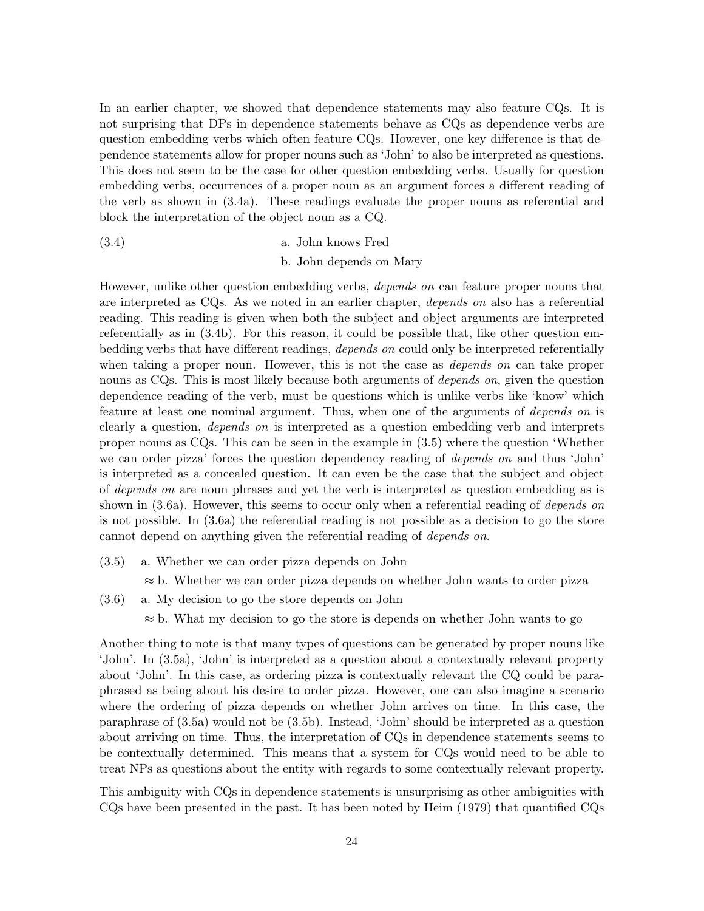In an earlier chapter, we showed that dependence statements may also feature CQs. It is not surprising that DPs in dependence statements behave as CQs as dependence verbs are question embedding verbs which often feature CQs. However, one key difference is that dependence statements allow for proper nouns such as 'John' to also be interpreted as questions. This does not seem to be the case for other question embedding verbs. Usually for question embedding verbs, occurrences of a proper noun as an argument forces a different reading of the verb as shown in (3.4a). These readings evaluate the proper nouns as referential and block the interpretation of the object noun as a CQ.

(3.4) a. John knows Fred

b. John depends on Mary

However, unlike other question embedding verbs, *depends on* can feature proper nouns that are interpreted as CQs. As we noted in an earlier chapter, *depends on* also has a referential reading. This reading is given when both the subject and object arguments are interpreted referentially as in (3.4b). For this reason, it could be possible that, like other question embedding verbs that have different readings, *depends on* could only be interpreted referentially when taking a proper noun. However, this is not the case as *depends on* can take proper nouns as CQs. This is most likely because both arguments of *depends on*, given the question dependence reading of the verb, must be questions which is unlike verbs like 'know' which feature at least one nominal argument. Thus, when one of the arguments of *depends on* is clearly a question, *depends on* is interpreted as a question embedding verb and interprets proper nouns as CQs. This can be seen in the example in (3.5) where the question 'Whether we can order pizza' forces the question dependency reading of *depends on* and thus 'John' is interpreted as a concealed question. It can even be the case that the subject and object of *depends on* are noun phrases and yet the verb is interpreted as question embedding as is shown in (3.6a). However, this seems to occur only when a referential reading of *depends on* is not possible. In (3.6a) the referential reading is not possible as a decision to go the store cannot depend on anything given the referential reading of *depends on*.

(3.5) a. Whether we can order pizza depends on John

$\approx$ b. Whether we can order pizza depends on whether John wants to order pizza

(3.6) a. My decision to go the store depends on John

$\approx$ b. What my decision to go the store is depends on whether John wants to go

Another thing to note is that many types of questions can be generated by proper nouns like 'John'. In (3.5a), 'John' is interpreted as a question about a contextually relevant property about 'John'. In this case, as ordering pizza is contextually relevant the CQ could be paraphrased as being about his desire to order pizza. However, one can also imagine a scenario where the ordering of pizza depends on whether John arrives on time. In this case, the paraphrase of (3.5a) would not be (3.5b). Instead, 'John' should be interpreted as a question about arriving on time. Thus, the interpretation of CQs in dependence statements seems to be contextually determined. This means that a system for CQs would need to be able to treat NPs as questions about the entity with regards to some contextually relevant property.

This ambiguity with CQs in dependence statements is unsurprising as other ambiguities with CQs have been presented in the past. It has been noted by Heim (1979) that quantified CQs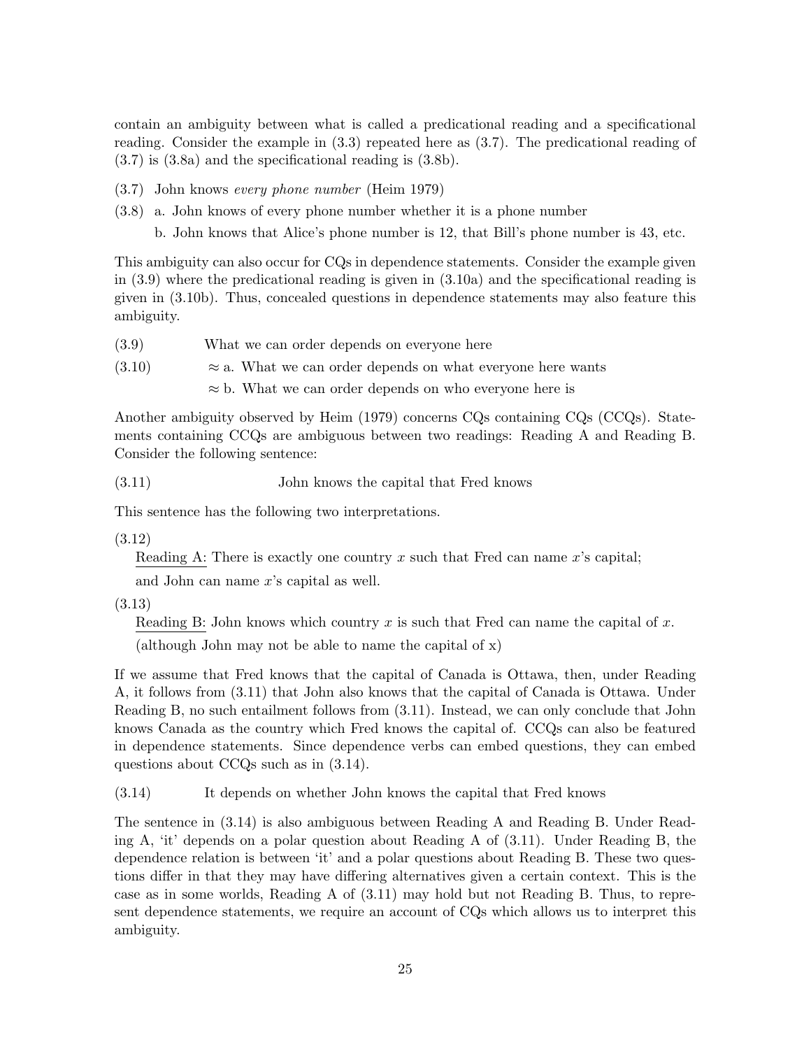contain an ambiguity between what is called a predicational reading and a specificational reading. Consider the example in (3.3) repeated here as (3.7). The predicational reading of (3.7) is (3.8a) and the specificational reading is (3.8b).

(3.7) John knows *every phone number* (Heim 1979)

(3.8) a. John knows of every phone number whether it is a phone number

b. John knows that Alice's phone number is 12, that Bill's phone number is 43, etc.

This ambiguity can also occur for CQs in dependence statements. Consider the example given in (3.9) where the predicational reading is given in (3.10a) and the specificational reading is given in (3.10b). Thus, concealed questions in dependence statements may also feature this ambiguity.

(3.9) What we can order depends on everyone here

(3.10) $\approx$ a. What we can order depends on what everyone here wants

$\approx$ b. What we can order depends on who everyone here is

Another ambiguity observed by Heim (1979) concerns CQs containing CQs (CCQs). Statements containing CCQs are ambiguous between two readings: Reading A and Reading B. Consider the following sentence:

(3.11) John knows the capital that Fred knows

This sentence has the following two interpretations.

(3.12)

Reading A: There is exactly one country $x$ such that Fred can name $x$'s capital; and John can name $x$'s capital as well.

(3.13)

Reading B: John knows which country $x$ is such that Fred can name the capital of $x$. (although John may not be able to name the capital of x)

If we assume that Fred knows that the capital of Canada is Ottawa, then, under Reading A, it follows from (3.11) that John also knows that the capital of Canada is Ottawa. Under Reading B, no such entailment follows from (3.11). Instead, we can only conclude that John knows Canada as the country which Fred knows the capital of. CCQs can also be featured in dependence statements. Since dependence verbs can embed questions, they can embed questions about CCQs such as in (3.14).

(3.14) It depends on whether John knows the capital that Fred knows

The sentence in (3.14) is also ambiguous between Reading A and Reading B. Under Reading A, 'it' depends on a polar question about Reading A of (3.11). Under Reading B, the dependence relation is between 'it' and a polar questions about Reading B. These two questions differ in that they may have differing alternatives given a certain context. This is the case as in some worlds, Reading A of (3.11) may hold but not Reading B. Thus, to represent dependence statements, we require an account of CQs which allows us to interpret this ambiguity.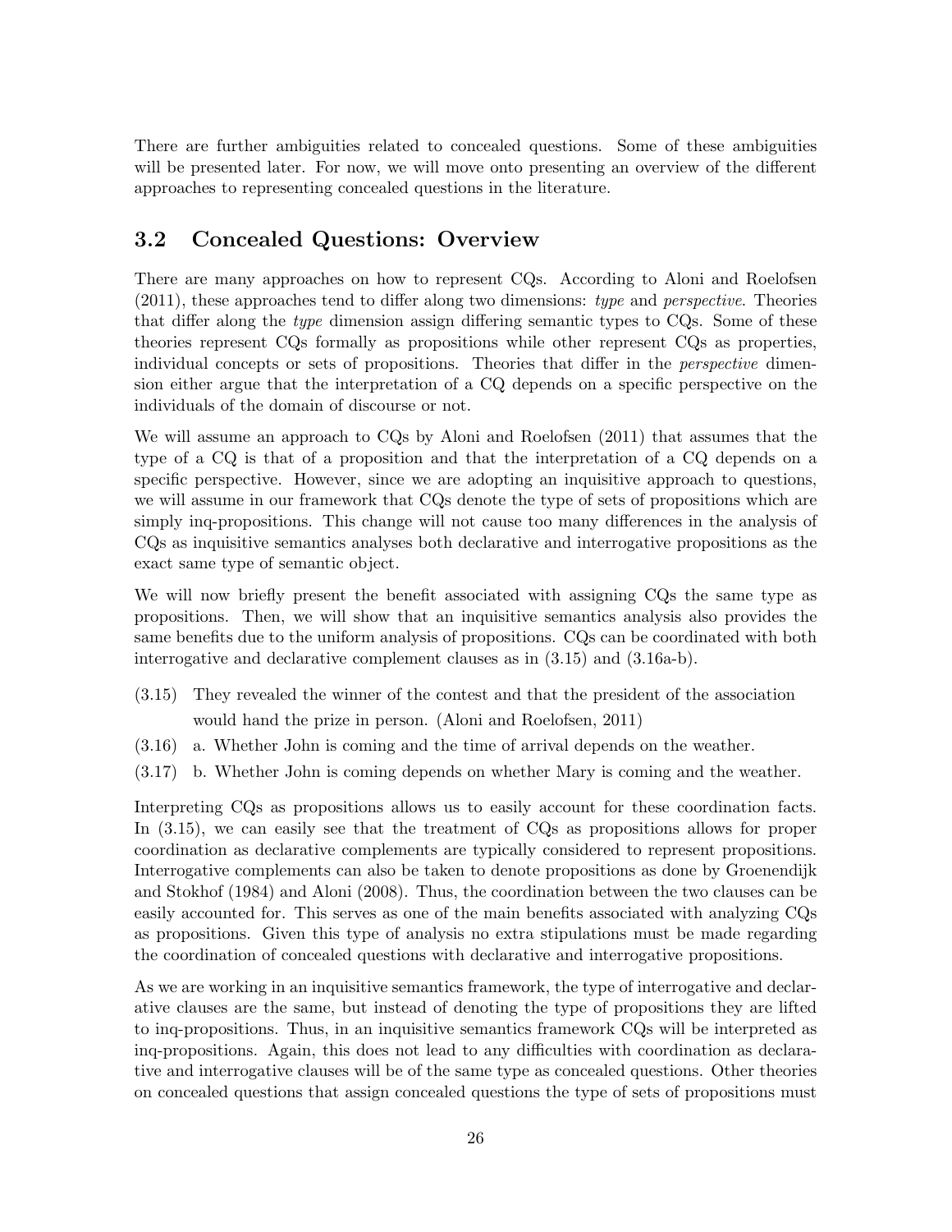There are further ambiguities related to concealed questions. Some of these ambiguities will be presented later. For now, we will move onto presenting an overview of the different approaches to representing concealed questions in the literature.

## 3.2 Concealed Questions: Overview

There are many approaches on how to represent CQs. According to Aloni and Roelofsen (2011), these approaches tend to differ along two dimensions: *type* and *perspective*. Theories that differ along the *type* dimension assign differing semantic types to CQs. Some of these theories represent CQs formally as propositions while other represent CQs as properties, individual concepts or sets of propositions. Theories that differ in the *perspective* dimension either argue that the interpretation of a CQ depends on a specific perspective on the individuals of the domain of discourse or not.

We will assume an approach to CQs by Aloni and Roelofsen (2011) that assumes that the type of a CQ is that of a proposition and that the interpretation of a CQ depends on a specific perspective. However, since we are adopting an inquisitive approach to questions, we will assume in our framework that CQs denote the type of sets of propositions which are simply inq-propositions. This change will not cause too many differences in the analysis of CQs as inquisitive semantics analyses both declarative and interrogative propositions as the exact same type of semantic object.

We will now briefly present the benefit associated with assigning CQs the same type as propositions. Then, we will show that an inquisitive semantics analysis also provides the same benefits due to the uniform analysis of propositions. CQs can be coordinated with both interrogative and declarative complement clauses as in (3.15) and (3.16a-b).

(3.15) They revealed the winner of the contest and that the president of the association would hand the prize in person. (Aloni and Roelofsen, 2011)

(3.16) a. Whether John is coming and the time of arrival depends on the weather.

(3.17) b. Whether John is coming depends on whether Mary is coming and the weather.

Interpreting CQs as propositions allows us to easily account for these coordination facts. In (3.15), we can easily see that the treatment of CQs as propositions allows for proper coordination as declarative complements are typically considered to represent propositions. Interrogative complements can also be taken to denote propositions as done by Groenendijk and Stokhof (1984) and Aloni (2008). Thus, the coordination between the two clauses can be easily accounted for. This serves as one of the main benefits associated with analyzing CQs as propositions. Given this type of analysis no extra stipulations must be made regarding the coordination of concealed questions with declarative and interrogative propositions.

As we are working in an inquisitive semantics framework, the type of interrogative and declarative clauses are the same, but instead of denoting the type of propositions they are lifted to inq-propositions. Thus, in an inquisitive semantics framework CQs will be interpreted as inq-propositions. Again, this does not lead to any difficulties with coordination as declarative and interrogative clauses will be of the same type as concealed questions. Other theories on concealed questions that assign concealed questions the type of sets of propositions must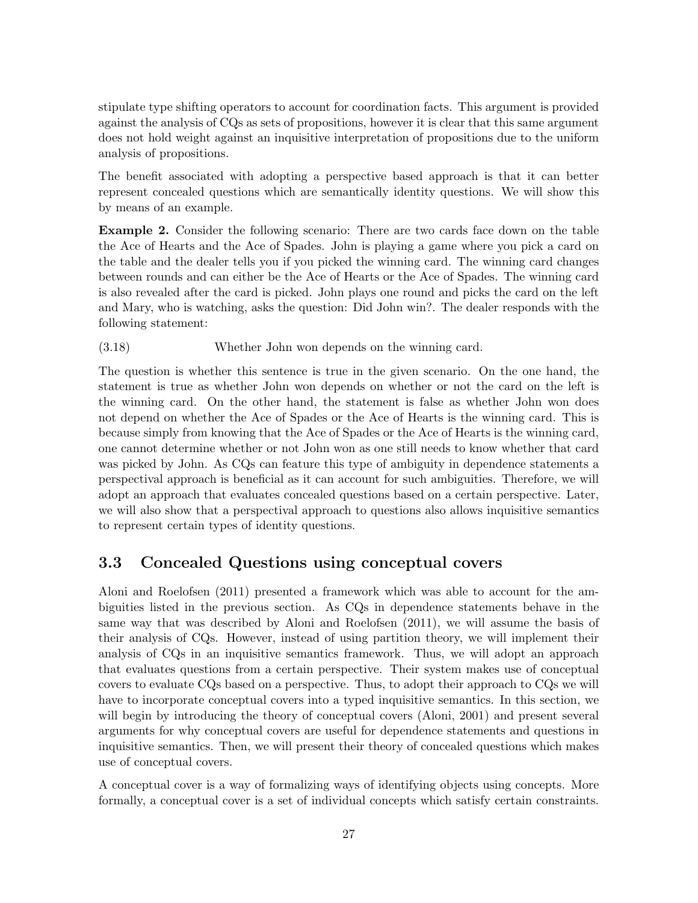stipulate type shifting operators to account for coordination facts. This argument is provided against the analysis of CQs as sets of propositions, however it is clear that this same argument does not hold weight against an inquisitive interpretation of propositions due to the uniform analysis of propositions.

The benefit associated with adopting a perspective based approach is that it can better represent concealed questions which are semantically identity questions. We will show this by means of an example.

**Example 2.** Consider the following scenario: There are two cards face down on the table the Ace of Hearts and the Ace of Spades. John is playing a game where you pick a card on the table and the dealer tells you if you picked the winning card. The winning card changes between rounds and can either be the Ace of Hearts or the Ace of Spades. The winning card is also revealed after the card is picked. John plays one round and picks the card on the left and Mary, who is watching, asks the question: Did John win?. The dealer responds with the following statement:

(3.18) Whether John won depends on the winning card.

The question is whether this sentence is true in the given scenario. On the one hand, the statement is true as whether John won depends on whether or not the card on the left is the winning card. On the other hand, the statement is false as whether John won does not depend on whether the Ace of Spades or the Ace of Hearts is the winning card. This is because simply from knowing that the Ace of Spades or the Ace of Hearts is the winning card, one cannot determine whether or not John won as one still needs to know whether that card was picked by John. As CQs can feature this type of ambiguity in dependence statements a perspectival approach is beneficial as it can account for such ambiguities. Therefore, we will adopt an approach that evaluates concealed questions based on a certain perspective. Later, we will also show that a perspectival approach to questions also allows inquisitive semantics to represent certain types of identity questions.

## 3.3 Concealed Questions using conceptual covers

Aloni and Roelofsen (2011) presented a framework which was able to account for the ambiguities listed in the previous section. As CQs in dependence statements behave in the same way that was described by Aloni and Roelofsen (2011), we will assume the basis of their analysis of CQs. However, instead of using partition theory, we will implement their analysis of CQs in an inquisitive semantics framework. Thus, we will adopt an approach that evaluates questions from a certain perspective. Their system makes use of conceptual covers to evaluate CQs based on a perspective. Thus, to adopt their approach to CQs we will have to incorporate conceptual covers into a typed inquisitive semantics. In this section, we will begin by introducing the theory of conceptual covers (Aloni, 2001) and present several arguments for why conceptual covers are useful for dependence statements and questions in inquisitive semantics. Then, we will present their theory of concealed questions which makes use of conceptual covers.

A conceptual cover is a way of formalizing ways of identifying objects using concepts. More formally, a conceptual cover is a set of individual concepts which satisfy certain constraints.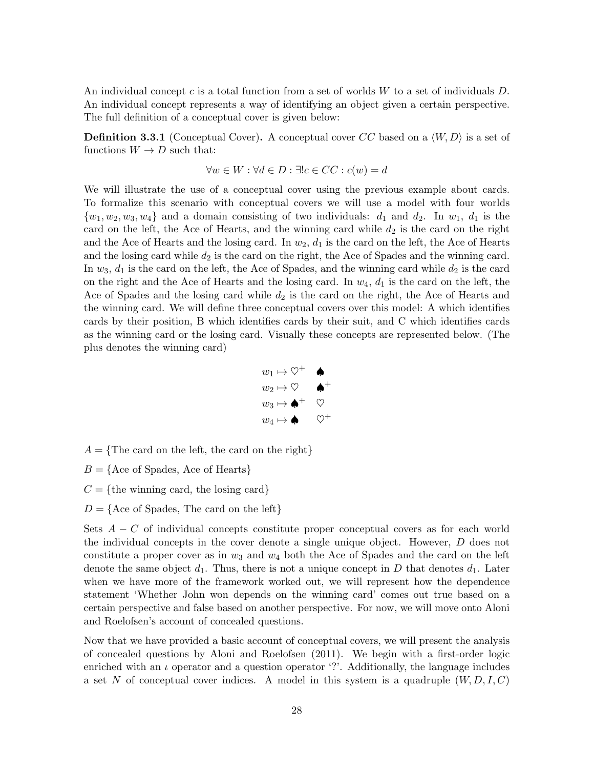An individual concept $c$ is a total function from a set of worlds $W$ to a set of individuals $D$. An individual concept represents a way of identifying an object given a certain perspective. The full definition of a conceptual cover is given below:

**Definition 3.3.1** (Conceptual Cover)**.** A conceptual cover $CC$ based on a $\langle W, D\rangle$ is a set of functions $W \to D$ such that:

$$\forall w \in W : \forall d \in D : \exists! c \in CC : c(w) = d$$

We will illustrate the use of a conceptual cover using the previous example about cards. To formalize this scenario with conceptual covers we will use a model with four worlds $\{w_1, w_2, w_3, w_4\}$ and a domain consisting of two individuals: $d_1$ and $d_2$. In $w_1$, $d_1$ is the card on the left, the Ace of Hearts, and the winning card while $d_2$ is the card on the right and the Ace of Hearts and the losing card. In $w_2$, $d_1$ is the card on the left, the Ace of Hearts and the losing card while $d_2$ is the card on the right, the Ace of Spades and the winning card. In $w_3$, $d_1$ is the card on the left, the Ace of Spades, and the winning card while $d_2$ is the card on the right and the Ace of Hearts and the losing card. In $w_4$, $d_1$ is the card on the left, the Ace of Spades and the losing card while $d_2$ is the card on the right, the Ace of Hearts and the winning card. We will define three conceptual covers over this model: A which identifies cards by their position, B which identifies cards by their suit, and C which identifies cards as the winning card or the losing card. Visually these concepts are represented below. (The plus denotes the winning card)

$$\begin{array}{lll} w_1 \mapsto \heartsuit^+ & \spadesuit \\ w_2 \mapsto \heartsuit & \spadesuit^+ \\ w_3 \mapsto \spadesuit^+ & \heartsuit \\ w_4 \mapsto \spadesuit & \heartsuit^+ \end{array}$$

$A = \{$The card on the left, the card on the right$\}$

$B = \{$Ace of Spades, Ace of Hearts$\}$

$C = \{$the winning card, the losing card$\}$

$D = \{$Ace of Spades, The card on the left$\}$

Sets $A - C$ of individual concepts constitute proper conceptual covers as for each world the individual concepts in the cover denote a single unique object. However, $D$ does not constitute a proper cover as in $w_3$ and $w_4$ both the Ace of Spades and the card on the left denote the same object $d_1$. Thus, there is not a unique concept in $D$ that denotes $d_1$. Later when we have more of the framework worked out, we will represent how the dependence statement 'Whether John won depends on the winning card' comes out true based on a certain perspective and false based on another perspective. For now, we will move onto Aloni and Roelofsen's account of concealed questions.

Now that we have provided a basic account of conceptual covers, we will present the analysis of concealed questions by Aloni and Roelofsen (2011). We begin with a first-order logic enriched with an $\iota$ operator and a question operator '?'. Additionally, the language includes a set $N$ of conceptual cover indices. A model in this system is a quadruple $(W, D, I, C)$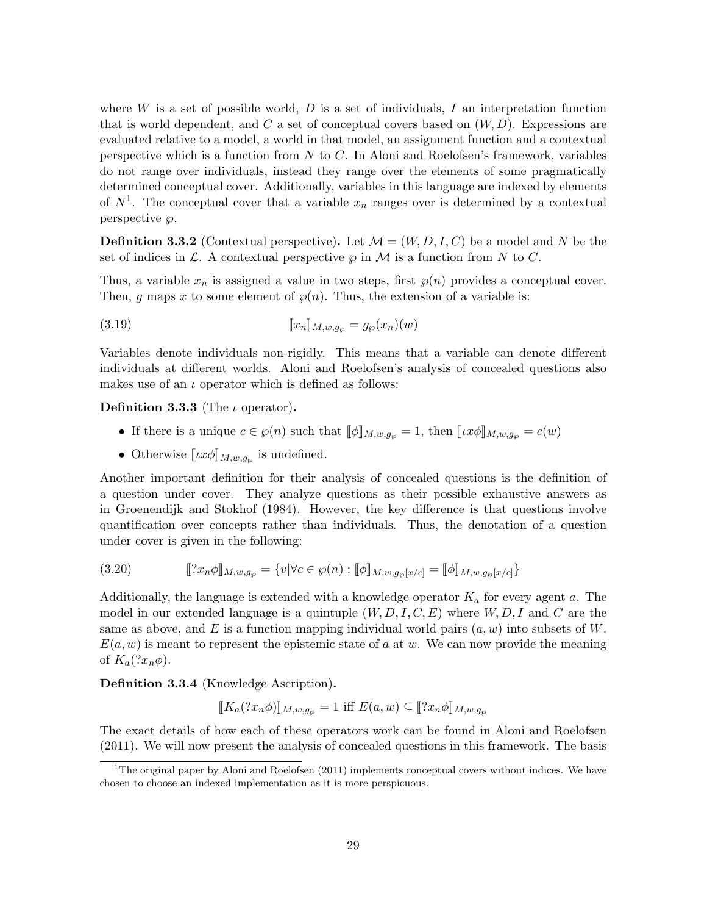where $W$ is a set of possible world, $D$ is a set of individuals, $I$ an interpretation function that is world dependent, and $C$ a set of conceptual covers based on $(W, D)$. Expressions are evaluated relative to a model, a world in that model, an assignment function and a contextual perspective which is a function from $N$ to $C$. In Aloni and Roelofsen's framework, variables do not range over individuals, instead they range over the elements of some pragmatically determined conceptual cover. Additionally, variables in this language are indexed by elements of $N$[1]. The conceptual cover that a variable $x_n$ ranges over is determined by a contextual perspective $\wp$.

**Definition 3.3.2** (Contextual perspective)**.** Let $\mathcal{M} = (W, D, I, C)$ be a model and $N$ be the set of indices in $\mathcal{L}$. A contextual perspective $\wp$ in $\mathcal{M}$ is a function from $N$ to $C$.

Thus, a variable $x_n$ is assigned a value in two steps, first $\wp(n)$ provides a conceptual cover. Then, $g$ maps $x$ to some element of $\wp(n)$. Thus, the extension of a variable is:

$$\llbracket x_n \rrbracket_{M,w,g_\wp} = g_\wp(x_n)(w) \tag{3.19}$$

Variables denote individuals non-rigidly. This means that a variable can denote different individuals at different worlds. Aloni and Roelofsen's analysis of concealed questions also makes use of an $\iota$ operator which is defined as follows:

**Definition 3.3.3** (The $\iota$ operator)**.**

- If there is a unique $c \in \wp(n)$ such that $\llbracket \phi \rrbracket_{M,w,g_\wp} = 1$, then $\llbracket \iota x \phi \rrbracket_{M,w,g_\wp} = c(w)$
- Otherwise $\llbracket \iota x \phi \rrbracket_{M,w,g_\wp}$ is undefined.

Another important definition for their analysis of concealed questions is the definition of a question under cover. They analyze questions as their possible exhaustive answers as in Groenendijk and Stokhof (1984). However, the key difference is that questions involve quantification over concepts rather than individuals. Thus, the denotation of a question under cover is given in the following:

$$\llbracket ?x_n \phi \rrbracket_{M,w,g_\wp} = \{v | \forall c \in \wp(n) : \llbracket \phi \rrbracket_{M,w,g_\wp[x/c]} = \llbracket \phi \rrbracket_{M,w,g_\wp[x/c]}\} \tag{3.20}$$

Additionally, the language is extended with a knowledge operator $K_a$ for every agent $a$. The model in our extended language is a quintuple $(W, D, I, C, E)$ where $W, D, I$ and $C$ are the same as above, and $E$ is a function mapping individual world pairs $(a, w)$ into subsets of $W$. $E(a, w)$ is meant to represent the epistemic state of $a$ at $w$. We can now provide the meaning of $K_a(?x_n\phi)$.

**Definition 3.3.4** (Knowledge Ascription)**.**

$$\llbracket K_a(?x_n\phi) \rrbracket_{M,w,g_\wp} = 1 \text{ iff } E(a, w) \subseteq \llbracket ?x_n\phi \rrbracket_{M,w,g_\wp}$$

The exact details of how each of these operators work can be found in Aloni and Roelofsen (2011). We will now present the analysis of concealed questions in this framework. The basis

[1] The original paper by Aloni and Roelofsen (2011) implements conceptual covers without indices. We have chosen to choose an indexed implementation as it is more perspicuous.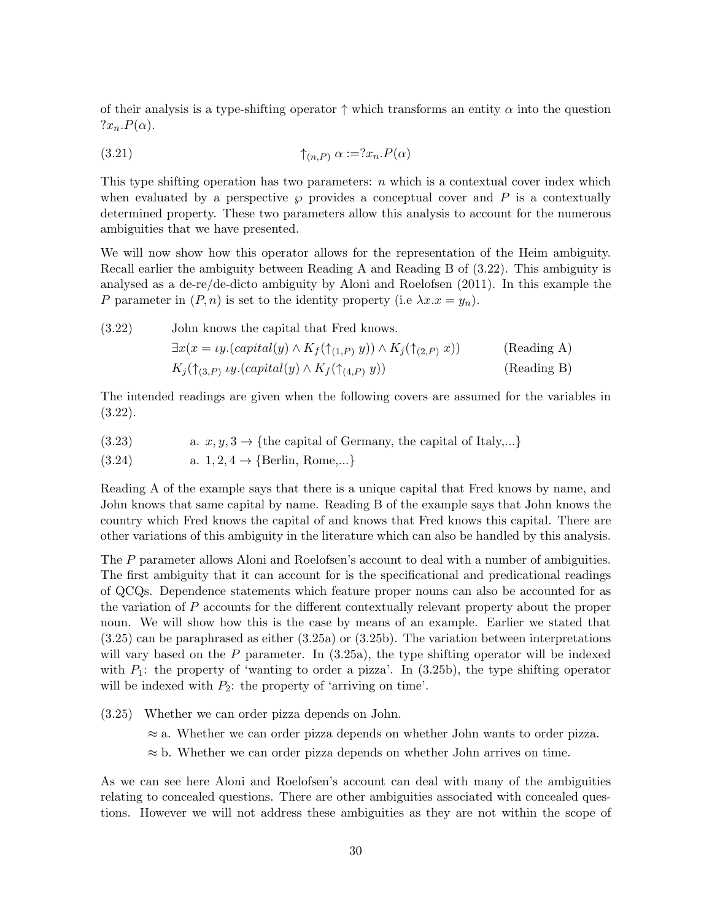of their analysis is a type-shifting operator $\uparrow$ which transforms an entity $\alpha$ into the question $?x_n.P(\alpha)$.

(3.21) $$\uparrow_{(n,P)} \alpha := ?x_n.P(\alpha)$$

This type shifting operation has two parameters: $n$ which is a contextual cover index which when evaluated by a perspective $\wp$ provides a conceptual cover and $P$ is a contextually determined property. These two parameters allow this analysis to account for the numerous ambiguities that we have presented.

We will now show how this operator allows for the representation of the Heim ambiguity. Recall earlier the ambiguity between Reading A and Reading B of (3.22). This ambiguity is analysed as a de-re/de-dicto ambiguity by Aloni and Roelofsen (2011). In this example the $P$ parameter in $(P, n)$ is set to the identity property (i.e $\lambda x.x = y_n$).

(3.22) John knows the capital that Fred knows.

$\exists x(x = \iota y.(capital(y) \wedge K_f(\uparrow_{(1,P)} y)) \wedge K_j(\uparrow_{(2,P)} x))$ (Reading A)

$K_j(\uparrow_{(3,P)} \iota y.(capital(y) \wedge K_f(\uparrow_{(4,P)} y))$ (Reading B)

The intended readings are given when the following covers are assumed for the variables in (3.22).

(3.23) a. $x, y, 3 \rightarrow$ {the capital of Germany, the capital of Italy,...}

(3.24) a. $1, 2, 4 \rightarrow$ {Berlin, Rome,...}

Reading A of the example says that there is a unique capital that Fred knows by name, and John knows that same capital by name. Reading B of the example says that John knows the country which Fred knows the capital of and knows that Fred knows this capital. There are other variations of this ambiguity in the literature which can also be handled by this analysis.

The $P$ parameter allows Aloni and Roelofsen's account to deal with a number of ambiguities. The first ambiguity that it can account for is the specificational and predicational readings of QCQs. Dependence statements which feature proper nouns can also be accounted for as the variation of $P$ accounts for the different contextually relevant property about the proper noun. We will show how this is the case by means of an example. Earlier we stated that (3.25) can be paraphrased as either (3.25a) or (3.25b). The variation between interpretations will vary based on the $P$ parameter. In (3.25a), the type shifting operator will be indexed with $P_1$: the property of 'wanting to order a pizza'. In (3.25b), the type shifting operator will be indexed with $P_2$: the property of 'arriving on time'.

(3.25) Whether we can order pizza depends on John.

$\approx$ a. Whether we can order pizza depends on whether John wants to order pizza.

$\approx$ b. Whether we can order pizza depends on whether John arrives on time.

As we can see here Aloni and Roelofsen's account can deal with many of the ambiguities relating to concealed questions. There are other ambiguities associated with concealed questions. However we will not address these ambiguities as they are not within the scope of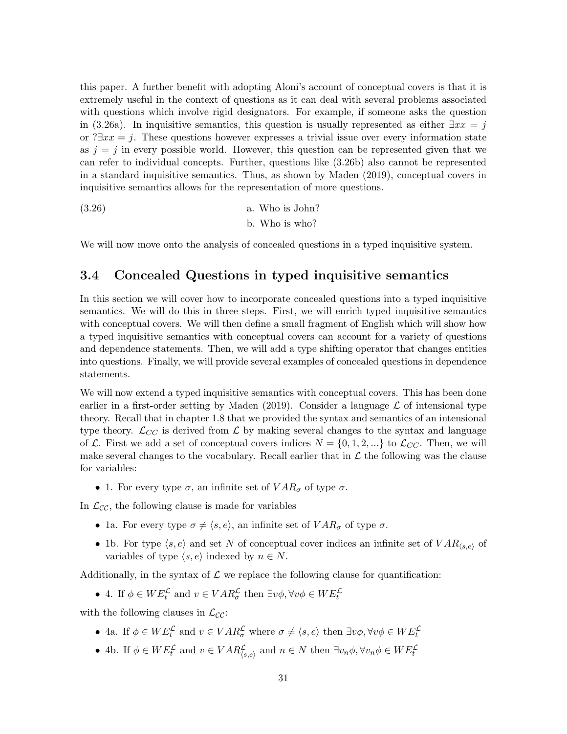this paper. A further benefit with adopting Aloni's account of conceptual covers is that it is extremely useful in the context of questions as it can deal with several problems associated with questions which involve rigid designators. For example, if someone asks the question in (3.26a). In inquisitive semantics, this question is usually represented as either $\exists x x = j$ or $?\exists x x = j$. These questions however expresses a trivial issue over every information state as $j = j$ in every possible world. However, this question can be represented given that we can refer to individual concepts. Further, questions like (3.26b) also cannot be represented in a standard inquisitive semantics. Thus, as shown by Maden (2019), conceptual covers in inquisitive semantics allows for the representation of more questions.

(3.26)

a. Who is John?

b. Who is who?

We will now move onto the analysis of concealed questions in a typed inquisitive system.

## 3.4 Concealed Questions in typed inquisitive semantics

In this section we will cover how to incorporate concealed questions into a typed inquisitive semantics. We will do this in three steps. First, we will enrich typed inquisitive semantics with conceptual covers. We will then define a small fragment of English which will show how a typed inquisitive semantics with conceptual covers can account for a variety of questions and dependence statements. Then, we will add a type shifting operator that changes entities into questions. Finally, we will provide several examples of concealed questions in dependence statements.

We will now extend a typed inquisitive semantics with conceptual covers. This has been done earlier in a first-order setting by Maden (2019). Consider a language $\mathcal{L}$ of intensional type theory. Recall that in chapter 1.8 that we provided the syntax and semantics of an intensional type theory. $\mathcal{L}_{CC}$ is derived from $\mathcal{L}$ by making several changes to the syntax and language of $\mathcal{L}$. First we add a set of conceptual covers indices $N = \{0, 1, 2, ...\}$ to $\mathcal{L}_{CC}$. Then, we will make several changes to the vocabulary. Recall earlier that in $\mathcal{L}$ the following was the clause for variables:

- 1. For every type $\sigma$, an infinite set of $VAR_\sigma$ of type $\sigma$.

In $\mathcal{L}_{\mathcal{CC}}$, the following clause is made for variables

- 1a. For every type $\sigma \neq \langle s, e\rangle$, an infinite set of $VAR_\sigma$ of type $\sigma$.
- 1b. For type $\langle s, e\rangle$ and set $N$ of conceptual cover indices an infinite set of $VAR_{\langle s,e\rangle}$ of variables of type $\langle s, e\rangle$ indexed by $n \in N$.

Additionally, in the syntax of $\mathcal{L}$ we replace the following clause for quantification:

- 4. If $\phi \in WE_t^{\mathcal{L}}$ and $v \in VAR_\sigma^{\mathcal{L}}$ then $\exists v\phi, \forall v\phi \in WE_t^{\mathcal{L}}$

with the following clauses in $\mathcal{L}_{\mathcal{CC}}$:

- 4a. If $\phi \in WE_t^{\mathcal{L}}$ and $v \in VAR_\sigma^{\mathcal{L}}$ where $\sigma \neq \langle s, e\rangle$ then $\exists v\phi, \forall v\phi \in WE_t^{\mathcal{L}}$
- 4b. If $\phi \in WE_t^{\mathcal{L}}$ and $v \in VAR_{\langle s,e\rangle}^{\mathcal{L}}$ and $n \in N$ then $\exists v_n\phi, \forall v_n\phi \in WE_t^{\mathcal{L}}$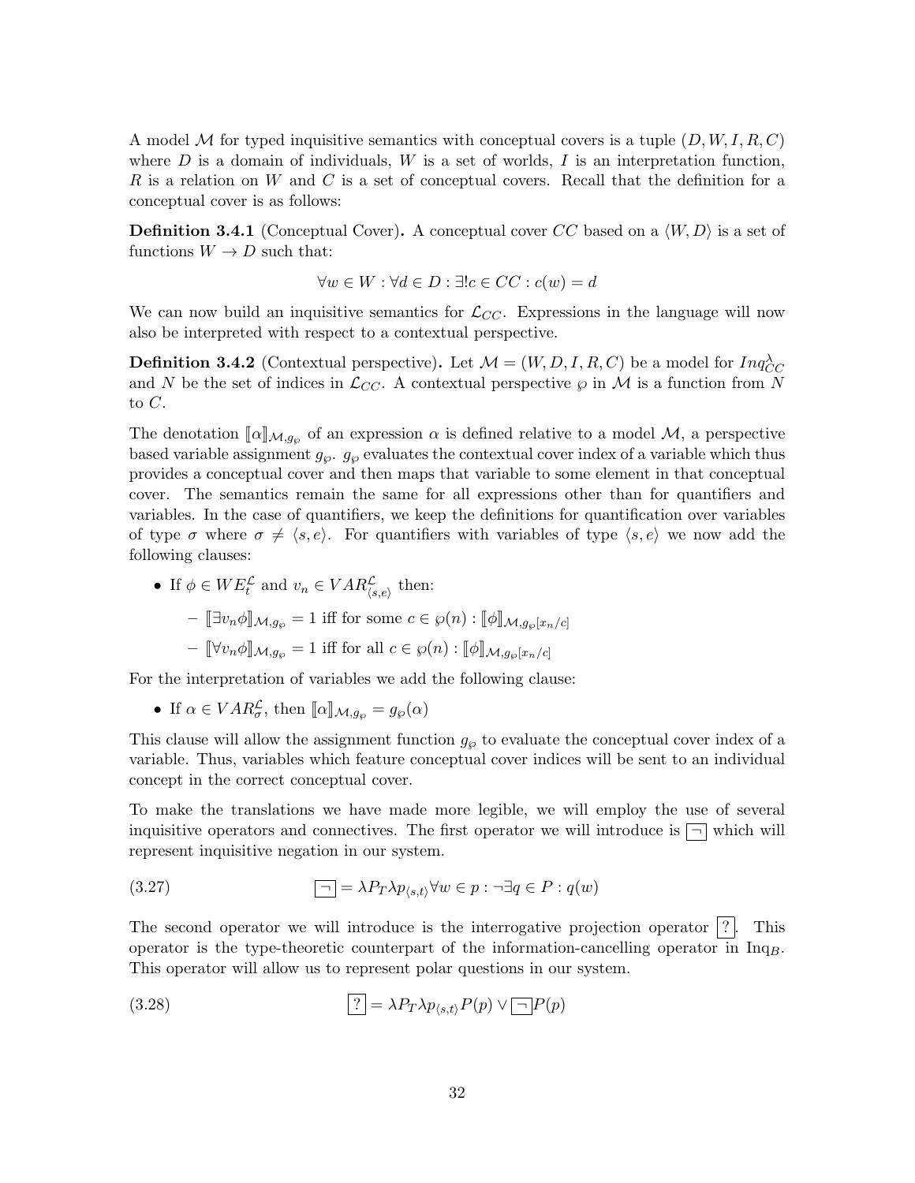A model $\mathcal{M}$ for typed inquisitive semantics with conceptual covers is a tuple $(D, W, I, R, C)$ where $D$ is a domain of individuals, $W$ is a set of worlds, $I$ is an interpretation function, $R$ is a relation on $W$ and $C$ is a set of conceptual covers. Recall that the definition for a conceptual cover is as follows:

**Definition 3.4.1** (Conceptual Cover)**.** A conceptual cover $CC$ based on a $\langle W, D\rangle$ is a set of functions $W \to D$ such that:

$$\forall w \in W : \forall d \in D : \exists! c \in CC : c(w) = d$$

We can now build an inquisitive semantics for $\mathcal{L}_{CC}$. Expressions in the language will now also be interpreted with respect to a contextual perspective.

**Definition 3.4.2** (Contextual perspective)**.** Let $\mathcal{M} = (W, D, I, R, C)$ be a model for $Inq^{\lambda}_{CC}$ and $N$ be the set of indices in $\mathcal{L}_{CC}$. A contextual perspective $\wp$ in $\mathcal{M}$ is a function from $N$ to $C$.

The denotation $[\![\alpha]\!]_{\mathcal{M},g_{\wp}}$ of an expression $\alpha$ is defined relative to a model $\mathcal{M}$, a perspective based variable assignment $g_{\wp}$. $g_{\wp}$ evaluates the contextual cover index of a variable which thus provides a conceptual cover and then maps that variable to some element in that conceptual cover. The semantics remain the same for all expressions other than for quantifiers and variables. In the case of quantifiers, we keep the definitions for quantification over variables of type $\sigma$ where $\sigma \neq \langle s, e\rangle$. For quantifiers with variables of type $\langle s, e\rangle$ we now add the following clauses:

- If $\phi \in WE^{\mathcal{L}}_{t}$ and $v_n \in VAR^{\mathcal{L}}_{\langle s,e\rangle}$ then:
  - $[\![\exists v_n \phi]\!]_{\mathcal{M},g_{\wp}} = 1$ iff for some $c \in \wp(n) : [\![\phi]\!]_{\mathcal{M},g_{\wp}[x_n/c]}$
  - $[\![\forall v_n \phi]\!]_{\mathcal{M},g_{\wp}} = 1$ iff for all $c \in \wp(n) : [\![\phi]\!]_{\mathcal{M},g_{\wp}[x_n/c]}$

For the interpretation of variables we add the following clause:

- If $\alpha \in VAR^{\mathcal{L}}_{\sigma}$, then $[\![\alpha]\!]_{\mathcal{M},g_{\wp}} = g_{\wp}(\alpha)$

This clause will allow the assignment function $g_{\wp}$ to evaluate the conceptual cover index of a variable. Thus, variables which feature conceptual cover indices will be sent to an individual concept in the correct conceptual cover.

To make the translations we have made more legible, we will employ the use of several inquisitive operators and connectives. The first operator we will introduce is $\boxed{\neg}$ which will represent inquisitive negation in our system.

$$\boxed{\neg} = \lambda P_T \lambda p_{\langle s,t\rangle} \forall w \in p : \neg \exists q \in P : q(w) \tag{3.27}$$

The second operator we will introduce is the interrogative projection operator $\boxed{?}$. This operator is the type-theoretic counterpart of the information-cancelling operator in $\text{Inq}_B$. This operator will allow us to represent polar questions in our system.

$$\boxed{?} = \lambda P_T \lambda p_{\langle s,t\rangle} P(p) \vee \boxed{\neg} P(p) \tag{3.28}$$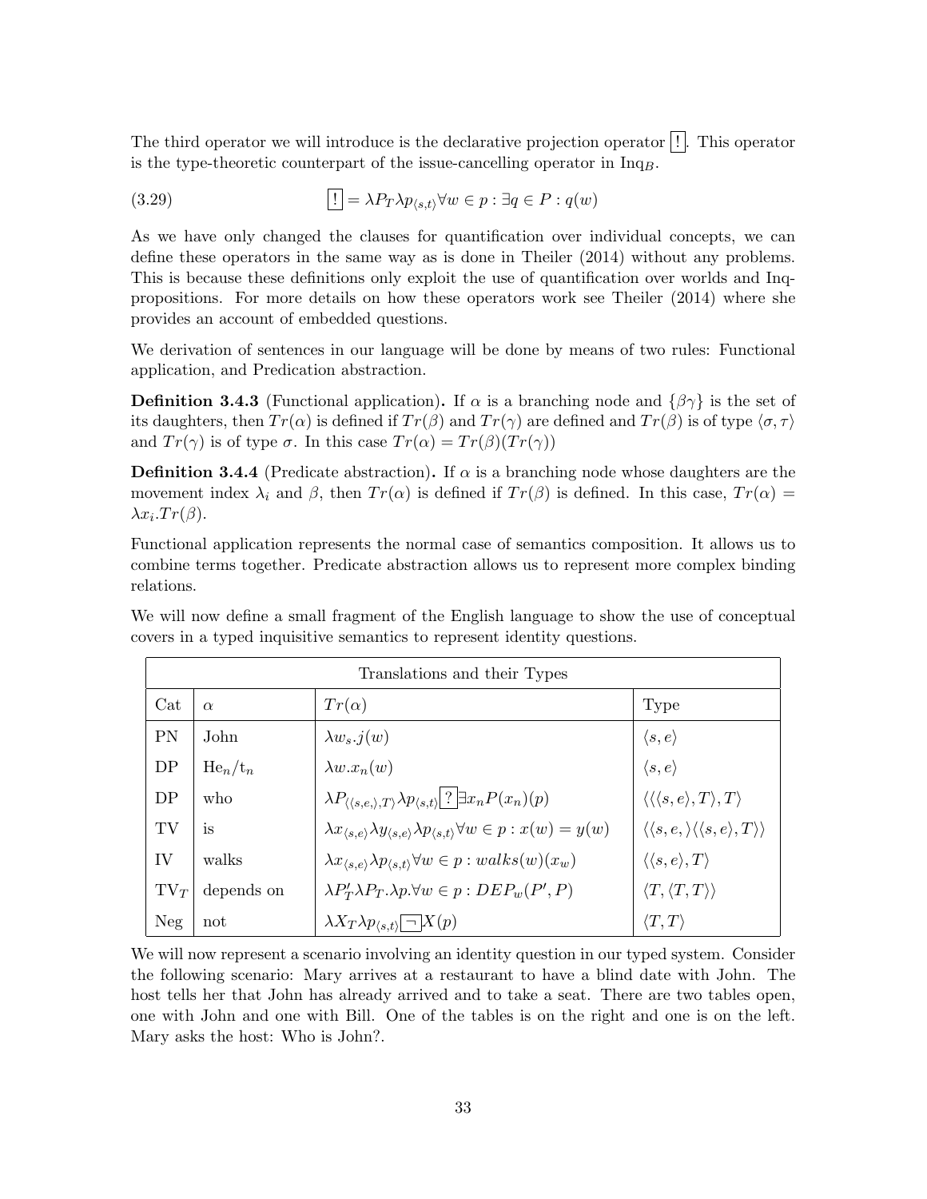The third operator we will introduce is the declarative projection operator $\boxed{!}$. This operator is the type-theoretic counterpart of the issue-cancelling operator in $\text{Inq}_B$.

$$\boxed{!} = \lambda P_T \lambda p_{\langle s,t\rangle} \forall w \in p : \exists q \in P : q(w) \tag{3.29}$$

As we have only changed the clauses for quantification over individual concepts, we can define these operators in the same way as is done in Theiler (2014) without any problems. This is because these definitions only exploit the use of quantification over worlds and Inq-propositions. For more details on how these operators work see Theiler (2014) where she provides an account of embedded questions.

We derivation of sentences in our language will be done by means of two rules: Functional application, and Predication abstraction.

**Definition 3.4.3** (Functional application)**.** If $\alpha$ is a branching node and $\{\beta\gamma\}$ is the set of its daughters, then $Tr(\alpha)$ is defined if $Tr(\beta)$ and $Tr(\gamma)$ are defined and $Tr(\beta)$ is of type $\langle\sigma,\tau\rangle$ and $Tr(\gamma)$ is of type $\sigma$. In this case $Tr(\alpha) = Tr(\beta)(Tr(\gamma))$

**Definition 3.4.4** (Predicate abstraction)**.** If $\alpha$ is a branching node whose daughters are the movement index $\lambda_i$ and $\beta$, then $Tr(\alpha)$ is defined if $Tr(\beta)$ is defined. In this case, $Tr(\alpha) = \lambda x_i.Tr(\beta)$.

Functional application represents the normal case of semantics composition. It allows us to combine terms together. Predicate abstraction allows us to represent more complex binding relations.

We will now define a small fragment of the English language to show the use of conceptual covers in a typed inquisitive semantics to represent identity questions.

| Translations and their Types | | | |
|---|---|---|---|
| Cat | $\alpha$ | $Tr(\alpha)$ | Type |
| PN | John | $\lambda w_s.j(w)$ | $\langle s,e\rangle$ |
| DP | $\text{He}_n/\text{t}_n$ | $\lambda w.x_n(w)$ | $\langle s,e\rangle$ |
| DP | who | $\lambda P_{\langle\langle s,e,\rangle,T\rangle} \lambda p_{\langle s,t\rangle} \boxed{?} \boxed{\exists} x_n P(x_n)(p)$ | $\langle\langle\langle s,e\rangle,T\rangle,T\rangle$ |
| TV | is | $\lambda x_{\langle s,e\rangle} \lambda y_{\langle s,e\rangle} \lambda p_{\langle s,t\rangle} \forall w \in p : x(w) = y(w)$ | $\langle\langle s,e,\rangle\langle\langle s,e\rangle,T\rangle\rangle$ |
| IV | walks | $\lambda x_{\langle s,e\rangle} \lambda p_{\langle s,t\rangle} \forall w \in p : walks(w)(x_w)$ | $\langle\langle s,e\rangle,T\rangle$ |
| $\text{TV}_T$ | depends on | $\lambda P'_T \lambda P_T.\lambda p.\forall w \in p : DEP_w(P',P)$ | $\langle T,\langle T,T\rangle\rangle$ |
| Neg | not | $\lambda X_T \lambda p_{\langle s,t\rangle} \boxed{\neg} X(p)$ | $\langle T,T\rangle$ |

We will now represent a scenario involving an identity question in our typed system. Consider the following scenario: Mary arrives at a restaurant to have a blind date with John. The host tells her that John has already arrived and to take a seat. There are two tables open, one with John and one with Bill. One of the tables is on the right and one is on the left. Mary asks the host: Who is John?.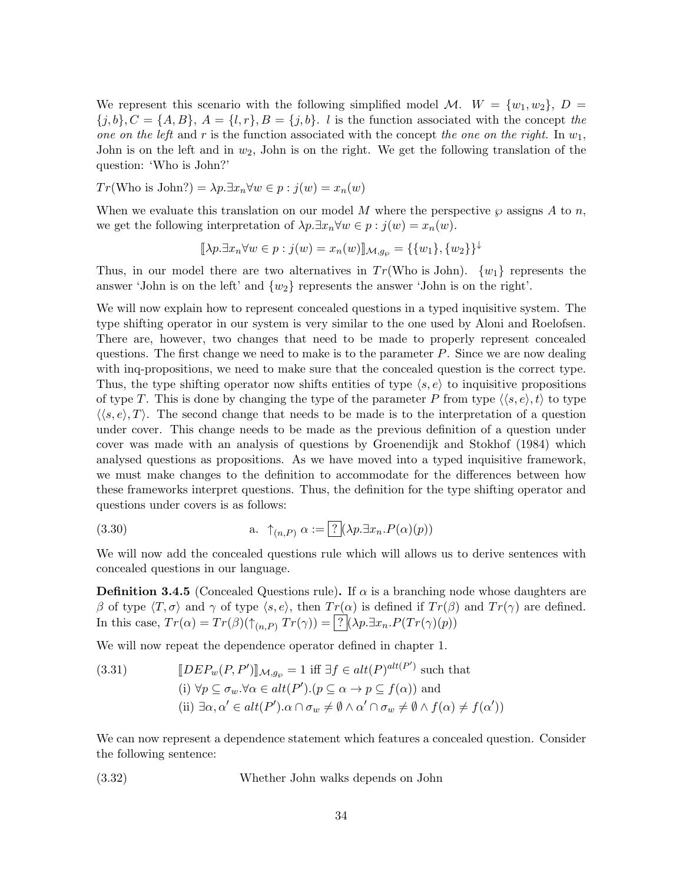We represent this scenario with the following simplified model $\mathcal{M}$. $W = \{w_1, w_2\}$, $D = \{j, b\}$, $C = \{A, B\}$, $A = \{l, r\}$, $B = \{j, b\}$. $l$ is the function associated with the concept *the one on the left* and $r$ is the function associated with the concept *the one on the right*. In $w_1$, John is on the left and in $w_2$, John is on the right. We get the following translation of the question: 'Who is John?'

$Tr(\text{Who is John?}) = \lambda p.\exists x_n \forall w \in p : j(w) = x_n(w)$

When we evaluate this translation on our model $M$ where the perspective $\wp$ assigns $A$ to $n$, we get the following interpretation of $\lambda p.\exists x_n \forall w \in p : j(w) = x_n(w)$.

$$[\![\lambda p.\exists x_n \forall w \in p : j(w) = x_n(w)]\!]_{\mathcal{M}, g_\wp} = \{\{w_1\}, \{w_2\}\}^{\downarrow}$$

Thus, in our model there are two alternatives in $Tr(\text{Who is John})$. $\{w_1\}$ represents the answer 'John is on the left' and $\{w_2\}$ represents the answer 'John is on the right'.

We will now explain how to represent concealed questions in a typed inquisitive system. The type shifting operator in our system is very similar to the one used by Aloni and Roelofsen. There are, however, two changes that need to be made to properly represent concealed questions. The first change we need to make is to the parameter $P$. Since we are now dealing with inq-propositions, we need to make sure that the concealed question is the correct type. Thus, the type shifting operator now shifts entities of type $\langle s, e\rangle$ to inquisitive propositions of type $T$. This is done by changing the type of the parameter $P$ from type $\langle\langle s, e\rangle, t\rangle$ to type $\langle\langle s, e\rangle, T\rangle$. The second change that needs to be made is to the interpretation of a question under cover. This change needs to be made as the previous definition of a question under cover was made with an analysis of questions by Groenendijk and Stokhof (1984) which analysed questions as propositions. As we have moved into a typed inquisitive framework, we must make changes to the definition to accommodate for the differences between how these frameworks interpret questions. Thus, the definition for the type shifting operator and questions under covers is as follows:

(3.30) a. $\uparrow_{(n,P)} \alpha := \boxed{?}(\lambda p.\exists x_n.P(\alpha)(p))$

We will now add the concealed questions rule which will allows us to derive sentences with concealed questions in our language.

**Definition 3.4.5** (Concealed Questions rule)**.** If $\alpha$ is a branching node whose daughters are $\beta$ of type $\langle T, \sigma\rangle$ and $\gamma$ of type $\langle s, e\rangle$, then $Tr(\alpha)$ is defined if $Tr(\beta)$ and $Tr(\gamma)$ are defined. In this case, $Tr(\alpha) = Tr(\beta)(\uparrow_{(n,P)} Tr(\gamma)) = \boxed{?}(\lambda p.\exists x_n.P(Tr(\gamma)(p))$

We will now repeat the dependence operator defined in chapter 1.

(3.31)
$$[\![DEP_w(P, P')]\!]_{\mathcal{M}, g_\wp} = 1 \text{ iff } \exists f \in alt(P)^{alt(P')} \text{ such that}$$
$$\text{(i) } \forall p \subseteq \sigma_w.\forall \alpha \in alt(P').(p \subseteq \alpha \rightarrow p \subseteq f(\alpha)) \text{ and}$$
$$\text{(ii) } \exists \alpha, \alpha' \in alt(P').\alpha \cap \sigma_w \neq \emptyset \wedge \alpha' \cap \sigma_w \neq \emptyset \wedge f(\alpha) \neq f(\alpha'))$$

We can now represent a dependence statement which features a concealed question. Consider the following sentence:

(3.32) Whether John walks depends on John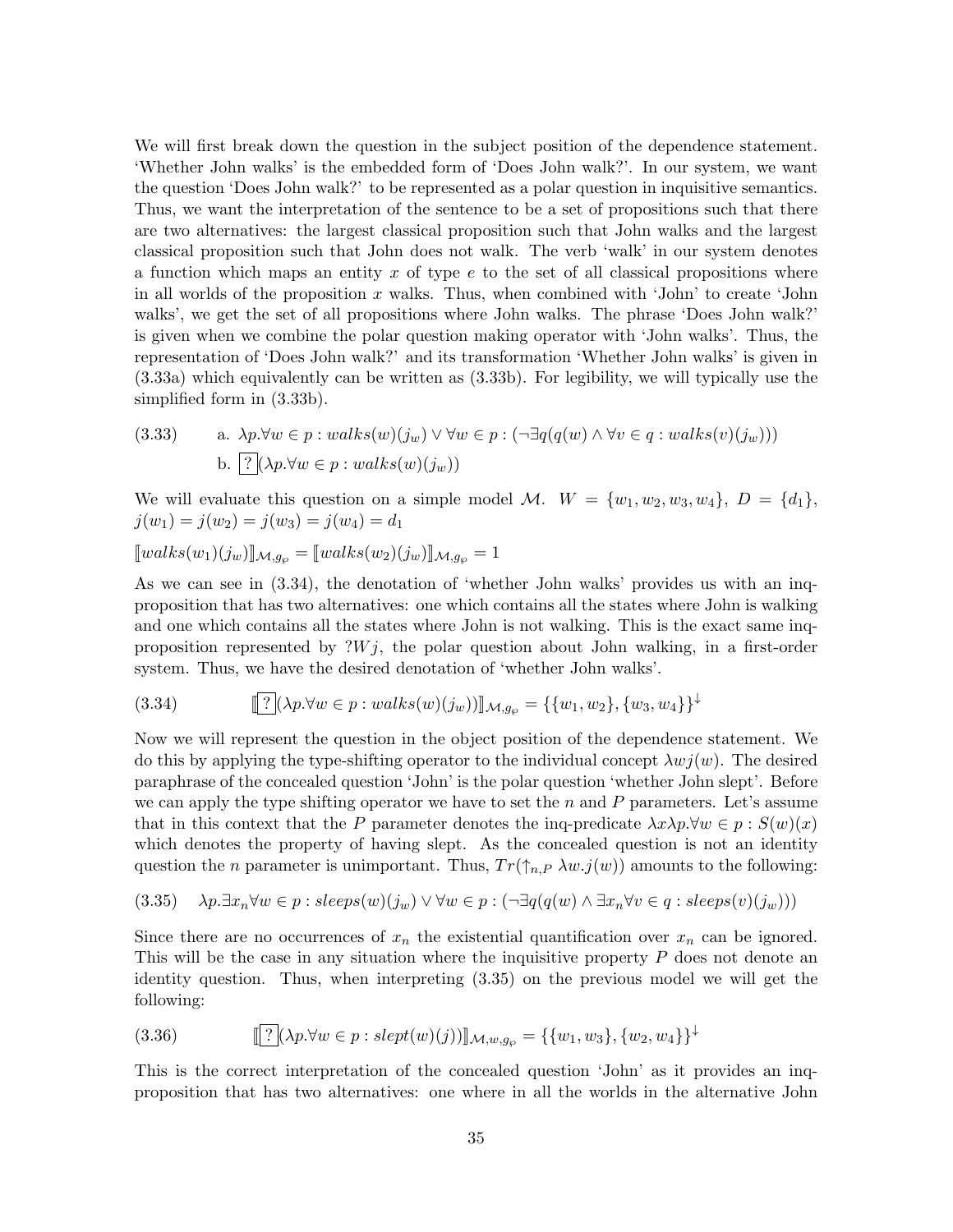We will first break down the question in the subject position of the dependence statement. 'Whether John walks' is the embedded form of 'Does John walk?'. In our system, we want the question 'Does John walk?' to be represented as a polar question in inquisitive semantics. Thus, we want the interpretation of the sentence to be a set of propositions such that there are two alternatives: the largest classical proposition such that John walks and the largest classical proposition such that John does not walk. The verb 'walk' in our system denotes a function which maps an entity $x$ of type $e$ to the set of all classical propositions where in all worlds of the proposition $x$ walks. Thus, when combined with 'John' to create 'John walks', we get the set of all propositions where John walks. The phrase 'Does John walk?' is given when we combine the polar question making operator with 'John walks'. Thus, the representation of 'Does John walk?' and its transformation 'Whether John walks' is given in (3.33a) which equivalently can be written as (3.33b). For legibility, we will typically use the simplified form in (3.33b).

(3.33) a. $\lambda p.\forall w \in p : walks(w)(j_w) \vee \forall w \in p : (\neg\exists q(q(w) \wedge \forall v \in q : walks(v)(j_w)))$

b. $\boxed{?}(\lambda p.\forall w \in p : walks(w)(j_w))$

We will evaluate this question on a simple model $\mathcal{M}$. $W = \{w_1, w_2, w_3, w_4\}$, $D = \{d_1\}$, $j(w_1) = j(w_2) = j(w_3) = j(w_4) = d_1$

$[\![walks(w_1)(j_w)]\!]_{\mathcal{M},g_\wp} = [\![walks(w_2)(j_w)]\!]_{\mathcal{M},g_\wp} = 1$

As we can see in (3.34), the denotation of 'whether John walks' provides us with an inq-proposition that has two alternatives: one which contains all the states where John is walking and one which contains all the states where John is not walking. This is the exact same inq-proposition represented by $?Wj$, the polar question about John walking, in a first-order system. Thus, we have the desired denotation of 'whether John walks'.

(3.34) $$[\![\boxed{?}(\lambda p.\forall w \in p : walks(w)(j_w))]\!]_{\mathcal{M},g_\wp} = \{\{w_1, w_2\}, \{w_3, w_4\}\}^{\downarrow}$$

Now we will represent the question in the object position of the dependence statement. We do this by applying the type-shifting operator to the individual concept $\lambda w j(w)$. The desired paraphrase of the concealed question 'John' is the polar question 'whether John slept'. Before we can apply the type shifting operator we have to set the $n$ and $P$ parameters. Let's assume that in this context that the $P$ parameter denotes the inq-predicate $\lambda x\lambda p.\forall w \in p : S(w)(x)$ which denotes the property of having slept. As the concealed question is not an identity question the $n$ parameter is unimportant. Thus, $Tr(\uparrow_{n,P} \lambda w.j(w))$ amounts to the following:

(3.35) $\lambda p.\exists x_n \forall w \in p : sleeps(w)(j_w) \vee \forall w \in p : (\neg\exists q(q(w) \wedge \exists x_n \forall v \in q : sleeps(v)(j_w)))$

Since there are no occurrences of $x_n$ the existential quantification over $x_n$ can be ignored. This will be the case in any situation where the inquisitive property $P$ does not denote an identity question. Thus, when interpreting (3.35) on the previous model we will get the following:

(3.36) $$[\![\boxed{?}(\lambda p.\forall w \in p : slept(w)(j))]\!]_{\mathcal{M},w,g_\wp} = \{\{w_1, w_3\}, \{w_2, w_4\}\}^{\downarrow}$$

This is the correct interpretation of the concealed question 'John' as it provides an inq-proposition that has two alternatives: one where in all the worlds in the alternative John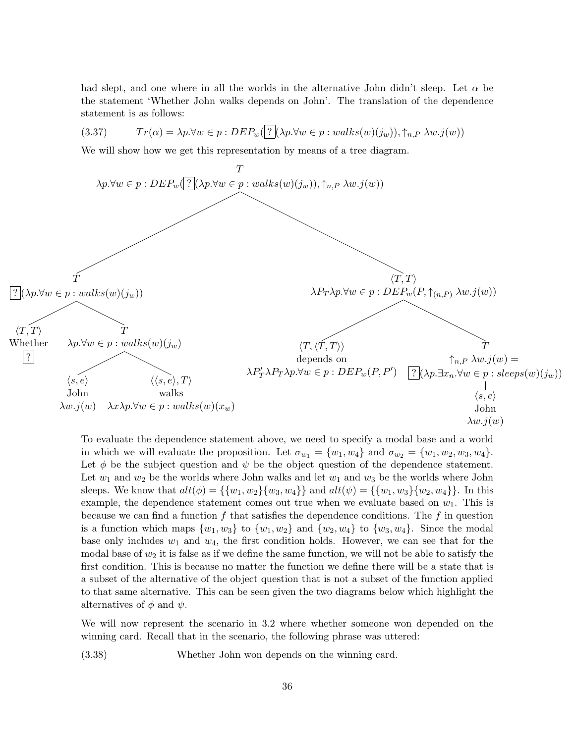had slept, and one where in all the worlds in the alternative John didn't sleep. Let $\alpha$ be the statement 'Whether John walks depends on John'. The translation of the dependence statement is as follows:

$$Tr(\alpha) = \lambda p.\forall w \in p : DEP_w(\boxed{?}(\lambda p.\forall w \in p : walks(w)(j_w)), \uparrow_{n,P} \lambda w.j(w)) \tag{3.37}$$

We will show how we get this representation by means of a tree diagram.

- $T$: $\lambda p.\forall w \in p : DEP_w(\boxed{?}(\lambda p.\forall w \in p : walks(w)(j_w)), \uparrow_{n,P} \lambda w.j(w))$
  - $T$: $\boxed{?}(\lambda p.\forall w \in p : walks(w)(j_w))$
    - $\langle T, T \rangle$: Whether $\boxed{?}$
    - $T$: $\lambda p.\forall w \in p : walks(w)(j_w)$
      - $\langle s, e \rangle$: John $\lambda w.j(w)$
      - $\langle \langle s, e \rangle, T \rangle$: walks $\lambda x \lambda p.\forall w \in p : walks(w)(x_w)$
  - $\langle T, T \rangle$: $\lambda P_T \lambda p.\forall w \in p : DEP_w(P, \uparrow_{(n,P)} \lambda w.j(w))$
    - $\langle T, \langle T, T \rangle \rangle$: depends on $\lambda P'_T \lambda P_T \lambda p.\forall w \in p : DEP_w(P, P')$
    - $T$: $\uparrow_{n,P} \lambda w.j(w) = \boxed{?}(\lambda p.\exists x_n.\forall w \in p : sleeps(w)(j_w))$
      - $\langle s, e \rangle$: John $\lambda w.j(w)$

To evaluate the dependence statement above, we need to specify a modal base and a world in which we will evaluate the proposition. Let $\sigma_{w_1} = \{w_1, w_4\}$ and $\sigma_{w_2} = \{w_1, w_2, w_3, w_4\}$. Let $\phi$ be the subject question and $\psi$ be the object question of the dependence statement. Let $w_1$ and $w_2$ be the worlds where John walks and let $w_1$ and $w_3$ be the worlds where John sleeps. We know that $alt(\phi) = \{\{w_1, w_2\}\{w_3, w_4\}\}$ and $alt(\psi) = \{\{w_1, w_3\}\{w_2, w_4\}\}$. In this example, the dependence statement comes out true when we evaluate based on $w_1$. This is because we can find a function $f$ that satisfies the dependence conditions. The $f$ in question is a function which maps $\{w_1, w_3\}$ to $\{w_1, w_2\}$ and $\{w_2, w_4\}$ to $\{w_3, w_4\}$. Since the modal base only includes $w_1$ and $w_4$, the first condition holds. However, we can see that for the modal base of $w_2$ it is false as if we define the same function, we will not be able to satisfy the first condition. This is because no matter the function we define there will be a state that is a subset of the alternative of the object question that is not a subset of the function applied to that same alternative. This can be seen given the two diagrams below which highlight the alternatives of $\phi$ and $\psi$.

We will now represent the scenario in 3.2 where whether someone won depended on the winning card. Recall that in the scenario, the following phrase was uttered:

(3.38) Whether John won depends on the winning card.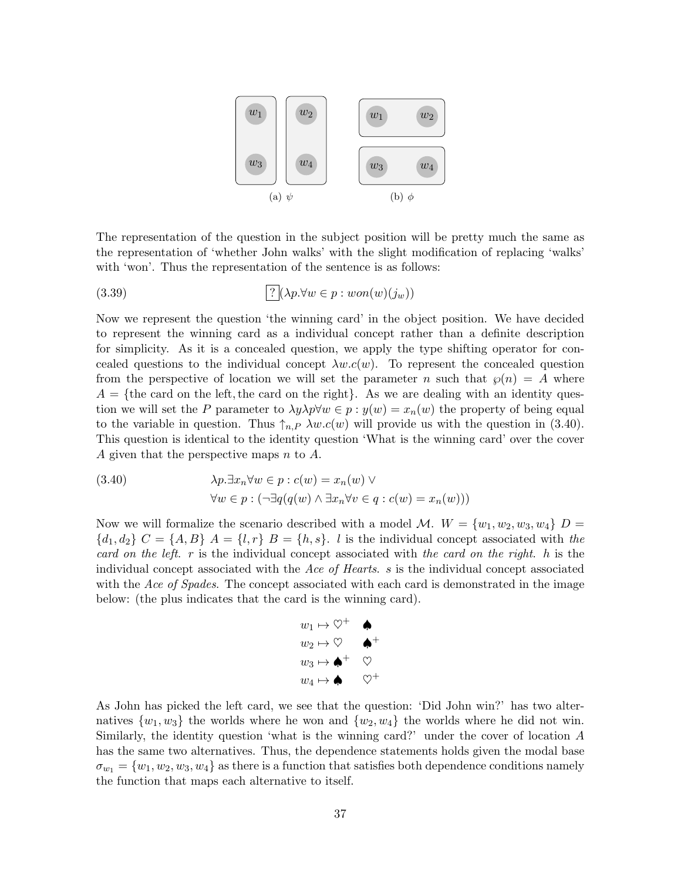(a) $\psi$

(b) $\phi$

The representation of the question in the subject position will be pretty much the same as the representation of 'whether John walks' with the slight modification of replacing 'walks' with 'won'. Thus the representation of the sentence is as follows:

$$\boxed{?}(\lambda p.\forall w \in p : won(w)(j_w)) \tag{3.39}$$

Now we represent the question 'the winning card' in the object position. We have decided to represent the winning card as a individual concept rather than a definite description for simplicity. As it is a concealed question, we apply the type shifting operator for concealed questions to the individual concept $\lambda w.c(w)$. To represent the concealed question from the perspective of location we will set the parameter $n$ such that $\wp(n) = A$ where $A = \{\text{the card on the left}, \text{the card on the right}\}$. As we are dealing with an identity question we will set the $P$ parameter to $\lambda y \lambda p \forall w \in p : y(w) = x_n(w)$ the property of being equal to the variable in question. Thus $\uparrow_{n,P} \lambda w.c(w)$ will provide us with the question in (3.40). This question is identical to the identity question 'What is the winning card' over the cover $A$ given that the perspective maps $n$ to $A$.

$$\begin{aligned} &\lambda p.\exists x_n \forall w \in p : c(w) = x_n(w) \vee \\ &\forall w \in p : (\neg \exists q (q(w) \wedge \exists x_n \forall v \in q : c(w) = x_n(w))) \end{aligned} \tag{3.40}$$

Now we will formalize the scenario described with a model $\mathcal{M}$. $W = \{w_1, w_2, w_3, w_4\}$ $D = \{d_1, d_2\}$ $C = \{A, B\}$ $A = \{l, r\}$ $B = \{h, s\}$. $l$ is the individual concept associated with *the card on the left*. $r$ is the individual concept associated with *the card on the right*. $h$ is the individual concept associated with the *Ace of Hearts*. $s$ is the individual concept associated with the *Ace of Spades*. The concept associated with each card is demonstrated in the image below: (the plus indicates that the card is the winning card).

$$\begin{aligned} w_1 &\mapsto \heartsuit^+ \quad \spadesuit \\ w_2 &\mapsto \heartsuit \quad \spadesuit^+ \\ w_3 &\mapsto \spadesuit^+ \quad \heartsuit \\ w_4 &\mapsto \spadesuit \quad \heartsuit^+ \end{aligned}$$

As John has picked the left card, we see that the question: 'Did John win?' has two alternatives $\{w_1, w_3\}$ the worlds where he won and $\{w_2, w_4\}$ the worlds where he did not win. Similarly, the identity question 'what is the winning card?' under the cover of location $A$ has the same two alternatives. Thus, the dependence statements holds given the modal base $\sigma_{w_1} = \{w_1, w_2, w_3, w_4\}$ as there is a function that satisfies both dependence conditions namely the function that maps each alternative to itself.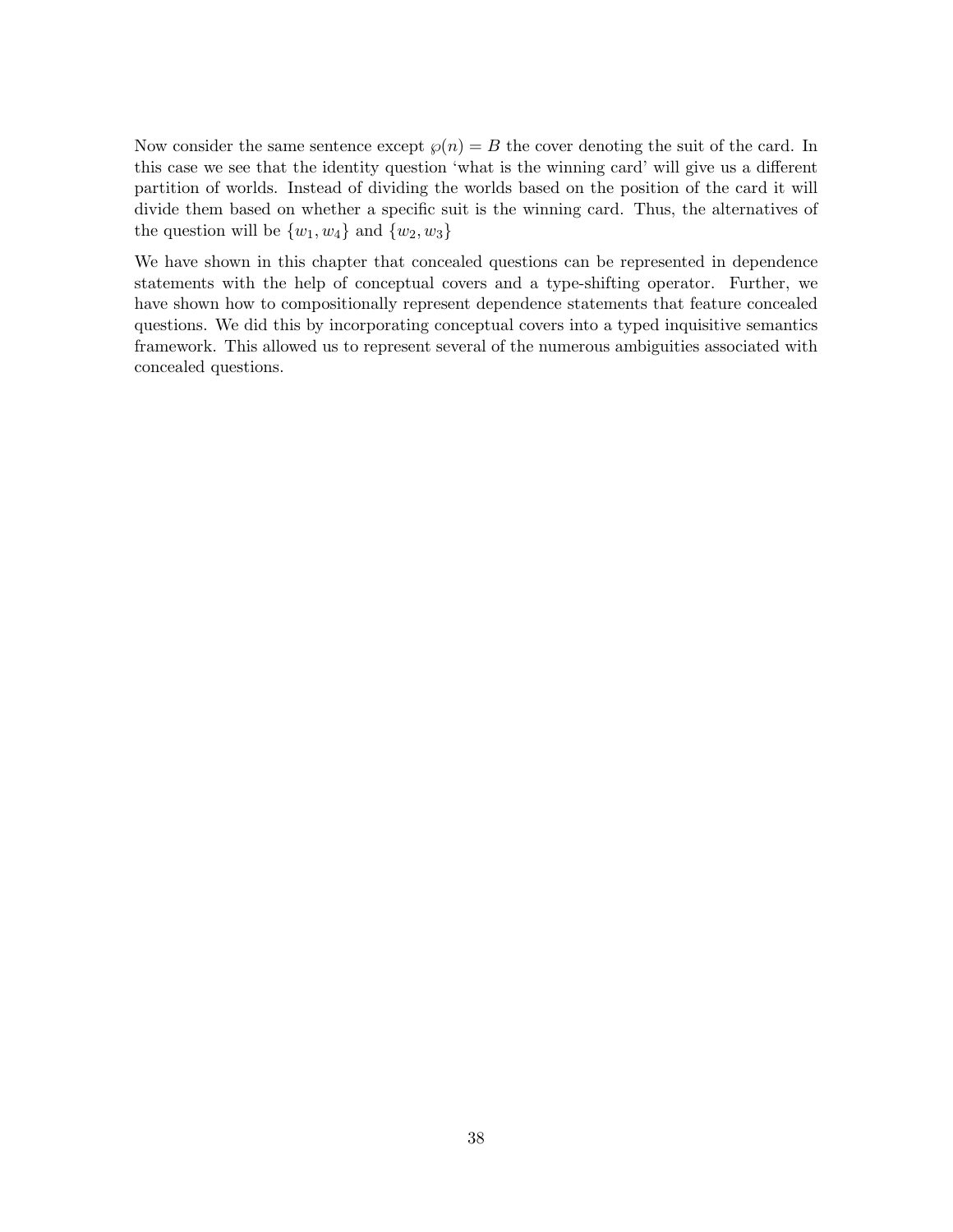Now consider the same sentence except $\wp(n) = B$ the cover denoting the suit of the card. In this case we see that the identity question 'what is the winning card' will give us a different partition of worlds. Instead of dividing the worlds based on the position of the card it will divide them based on whether a specific suit is the winning card. Thus, the alternatives of the question will be $\{w_1, w_4\}$ and $\{w_2, w_3\}$

We have shown in this chapter that concealed questions can be represented in dependence statements with the help of conceptual covers and a type-shifting operator. Further, we have shown how to compositionally represent dependence statements that feature concealed questions. We did this by incorporating conceptual covers into a typed inquisitive semantics framework. This allowed us to represent several of the numerous ambiguities associated with concealed questions.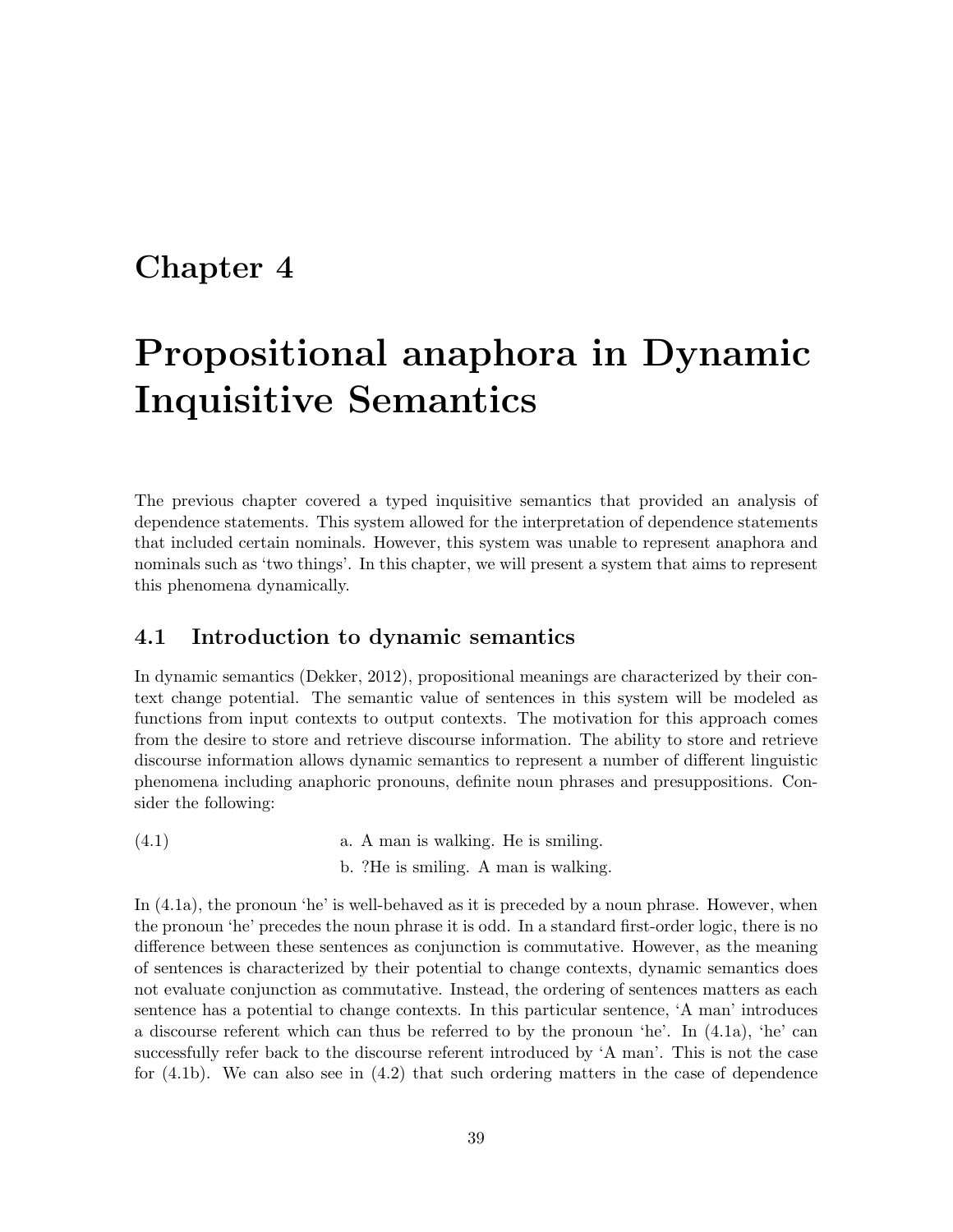# Chapter 4

# Propositional anaphora in Dynamic Inquisitive Semantics

The previous chapter covered a typed inquisitive semantics that provided an analysis of dependence statements. This system allowed for the interpretation of dependence statements that included certain nominals. However, this system was unable to represent anaphora and nominals such as 'two things'. In this chapter, we will present a system that aims to represent this phenomena dynamically.

## 4.1 Introduction to dynamic semantics

In dynamic semantics (Dekker, 2012), propositional meanings are characterized by their context change potential. The semantic value of sentences in this system will be modeled as functions from input contexts to output contexts. The motivation for this approach comes from the desire to store and retrieve discourse information. The ability to store and retrieve discourse information allows dynamic semantics to represent a number of different linguistic phenomena including anaphoric pronouns, definite noun phrases and presuppositions. Consider the following:

(4.1)
a. A man is walking. He is smiling.
b. ?He is smiling. A man is walking.

In (4.1a), the pronoun 'he' is well-behaved as it is preceded by a noun phrase. However, when the pronoun 'he' precedes the noun phrase it is odd. In a standard first-order logic, there is no difference between these sentences as conjunction is commutative. However, as the meaning of sentences is characterized by their potential to change contexts, dynamic semantics does not evaluate conjunction as commutative. Instead, the ordering of sentences matters as each sentence has a potential to change contexts. In this particular sentence, 'A man' introduces a discourse referent which can thus be referred to by the pronoun 'he'. In (4.1a), 'he' can successfully refer back to the discourse referent introduced by 'A man'. This is not the case for (4.1b). We can also see in (4.2) that such ordering matters in the case of dependence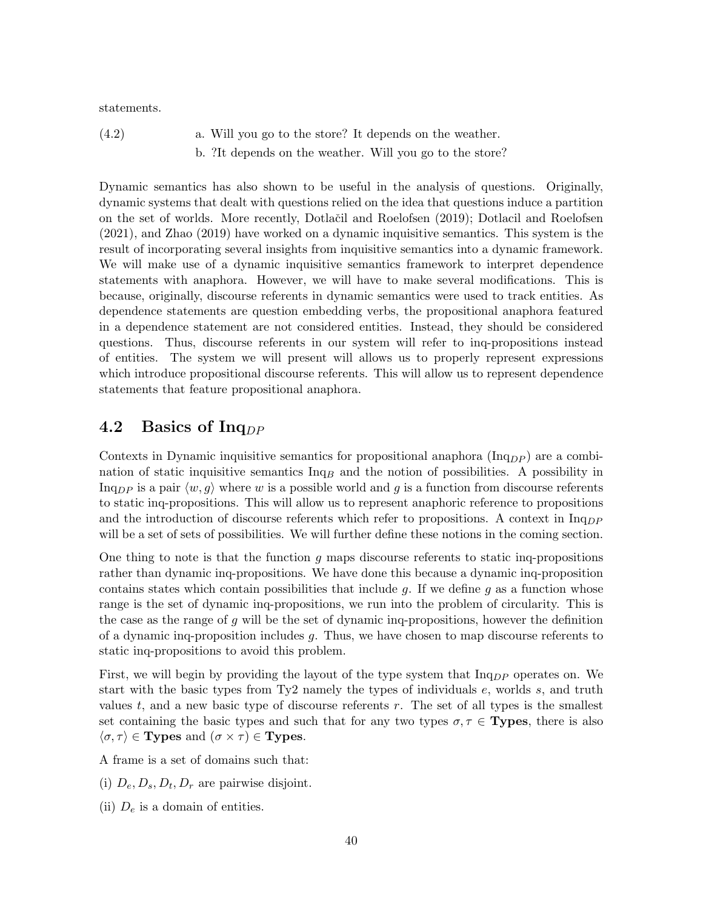statements.

(4.2) a. Will you go to the store? It depends on the weather.

b. ?It depends on the weather. Will you go to the store?

Dynamic semantics has also shown to be useful in the analysis of questions. Originally, dynamic systems that dealt with questions relied on the idea that questions induce a partition on the set of worlds. More recently, Dotlačil and Roelofsen (2019); Dotlacil and Roelofsen (2021), and Zhao (2019) have worked on a dynamic inquisitive semantics. This system is the result of incorporating several insights from inquisitive semantics into a dynamic framework. We will make use of a dynamic inquisitive semantics framework to interpret dependence statements with anaphora. However, we will have to make several modifications. This is because, originally, discourse referents in dynamic semantics were used to track entities. As dependence statements are question embedding verbs, the propositional anaphora featured in a dependence statement are not considered entities. Instead, they should be considered questions. Thus, discourse referents in our system will refer to inq-propositions instead of entities. The system we will present will allows us to properly represent expressions which introduce propositional discourse referents. This will allow us to represent dependence statements that feature propositional anaphora.

## 4.2 Basics of Inq$_{DP}$

Contexts in Dynamic inquisitive semantics for propositional anaphora (Inq$_{DP}$) are a combination of static inquisitive semantics Inq$_B$ and the notion of possibilities. A possibility in Inq$_{DP}$ is a pair $\langle w, g \rangle$ where $w$ is a possible world and $g$ is a function from discourse referents to static inq-propositions. This will allow us to represent anaphoric reference to propositions and the introduction of discourse referents which refer to propositions. A context in Inq$_{DP}$ will be a set of sets of possibilities. We will further define these notions in the coming section.

One thing to note is that the function $g$ maps discourse referents to static inq-propositions rather than dynamic inq-propositions. We have done this because a dynamic inq-proposition contains states which contain possibilities that include $g$. If we define $g$ as a function whose range is the set of dynamic inq-propositions, we run into the problem of circularity. This is the case as the range of $g$ will be the set of dynamic inq-propositions, however the definition of a dynamic inq-proposition includes $g$. Thus, we have chosen to map discourse referents to static inq-propositions to avoid this problem.

First, we will begin by providing the layout of the type system that Inq$_{DP}$ operates on. We start with the basic types from Ty2 namely the types of individuals $e$, worlds $s$, and truth values $t$, and a new basic type of discourse referents $r$. The set of all types is the smallest set containing the basic types and such that for any two types $\sigma, \tau \in \textbf{Types}$, there is also $\langle \sigma, \tau \rangle \in \textbf{Types}$ and $(\sigma \times \tau) \in \textbf{Types}$.

A frame is a set of domains such that:

(i) $D_e, D_s, D_t, D_r$ are pairwise disjoint.

(ii) $D_e$ is a domain of entities.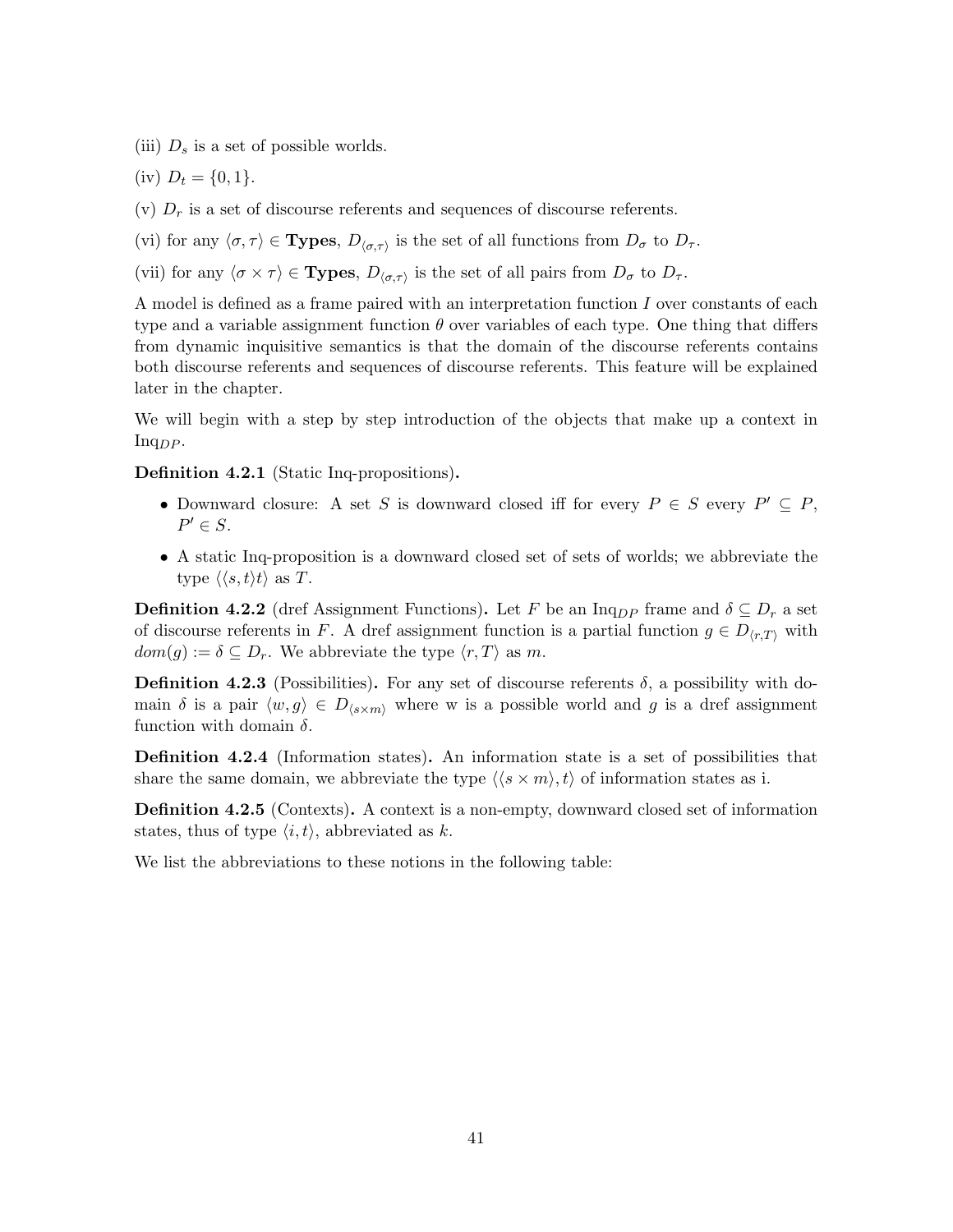(iii) $D_s$ is a set of possible worlds.

(iv) $D_t = \{0, 1\}$.

(v) $D_r$ is a set of discourse referents and sequences of discourse referents.

(vi) for any $\langle \sigma, \tau \rangle \in$ **Types**, $D_{\langle \sigma, \tau \rangle}$ is the set of all functions from $D_\sigma$ to $D_\tau$.

(vii) for any $\langle \sigma \times \tau \rangle \in$ **Types**, $D_{\langle \sigma, \tau \rangle}$ is the set of all pairs from $D_\sigma$ to $D_\tau$.

A model is defined as a frame paired with an interpretation function $I$ over constants of each type and a variable assignment function $\theta$ over variables of each type. One thing that differs from dynamic inquisitive semantics is that the domain of the discourse referents contains both discourse referents and sequences of discourse referents. This feature will be explained later in the chapter.

We will begin with a step by step introduction of the objects that make up a context in $\text{Inq}_{DP}$.

**Definition 4.2.1** (Static Inq-propositions)**.**

- Downward closure: A set $S$ is downward closed iff for every $P \in S$ every $P' \subseteq P$, $P' \in S$.
- A static Inq-proposition is a downward closed set of sets of worlds; we abbreviate the type $\langle \langle s, t \rangle t \rangle$ as $T$.

**Definition 4.2.2** (dref Assignment Functions)**.** Let $F$ be an $\text{Inq}_{DP}$ frame and $\delta \subseteq D_r$ a set of discourse referents in $F$. A dref assignment function is a partial function $g \in D_{\langle r, T \rangle}$ with $dom(g) := \delta \subseteq D_r$. We abbreviate the type $\langle r, T \rangle$ as $m$.

**Definition 4.2.3** (Possibilities)**.** For any set of discourse referents $\delta$, a possibility with domain $\delta$ is a pair $\langle w, g \rangle \in D_{\langle s \times m \rangle}$ where w is a possible world and $g$ is a dref assignment function with domain $\delta$.

**Definition 4.2.4** (Information states)**.** An information state is a set of possibilities that share the same domain, we abbreviate the type $\langle \langle s \times m \rangle, t \rangle$ of information states as i.

**Definition 4.2.5** (Contexts)**.** A context is a non-empty, downward closed set of information states, thus of type $\langle i, t \rangle$, abbreviated as $k$.

We list the abbreviations to these notions in the following table: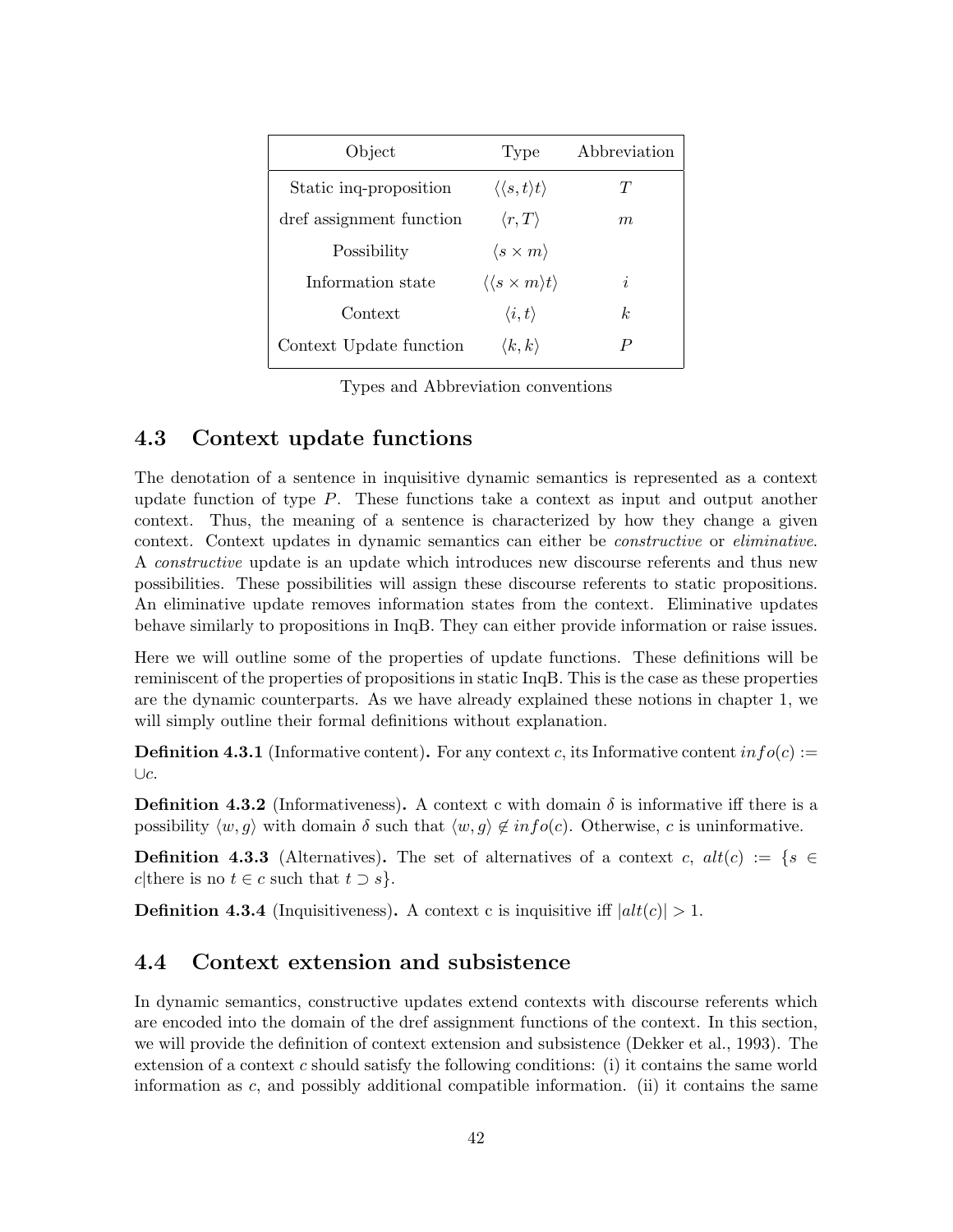| Object | Type | Abbreviation |
|---|---|---|
| Static inq-proposition | $\langle\langle s,t\rangle t\rangle$ | $T$ |
| dref assignment function | $\langle r, T\rangle$ | $m$ |
| Possibility | $\langle s \times m\rangle$ | |
| Information state | $\langle\langle s \times m\rangle t\rangle$ | $i$ |
| Context | $\langle i, t\rangle$ | $k$ |
| Context Update function | $\langle k, k\rangle$ | $P$ |

Types and Abbreviation conventions

## 4.3 Context update functions

The denotation of a sentence in inquisitive dynamic semantics is represented as a context update function of type $P$. These functions take a context as input and output another context. Thus, the meaning of a sentence is characterized by how they change a given context. Context updates in dynamic semantics can either be *constructive* or *eliminative*. A *constructive* update is an update which introduces new discourse referents and thus new possibilities. These possibilities will assign these discourse referents to static propositions. An eliminative update removes information states from the context. Eliminative updates behave similarly to propositions in InqB. They can either provide information or raise issues.

Here we will outline some of the properties of update functions. These definitions will be reminiscent of the properties of propositions in static InqB. This is the case as these properties are the dynamic counterparts. As we have already explained these notions in chapter 1, we will simply outline their formal definitions without explanation.

**Definition 4.3.1** (Informative content)**.** For any context $c$, its Informative content $info(c) := \cup c$.

**Definition 4.3.2** (Informativeness)**.** A context c with domain $\delta$ is informative iff there is a possibility $\langle w, g\rangle$ with domain $\delta$ such that $\langle w, g\rangle \notin info(c)$. Otherwise, $c$ is uninformative.

**Definition 4.3.3** (Alternatives)**.** The set of alternatives of a context $c$, $alt(c) := \{s \in c|\text{there is no } t \in c \text{ such that } t \supset s\}$.

**Definition 4.3.4** (Inquisitiveness)**.** A context c is inquisitive iff $|alt(c)| > 1$.

## 4.4 Context extension and subsistence

In dynamic semantics, constructive updates extend contexts with discourse referents which are encoded into the domain of the dref assignment functions of the context. In this section, we will provide the definition of context extension and subsistence (Dekker et al., 1993). The extension of a context $c$ should satisfy the following conditions: (i) it contains the same world information as $c$, and possibly additional compatible information. (ii) it contains the same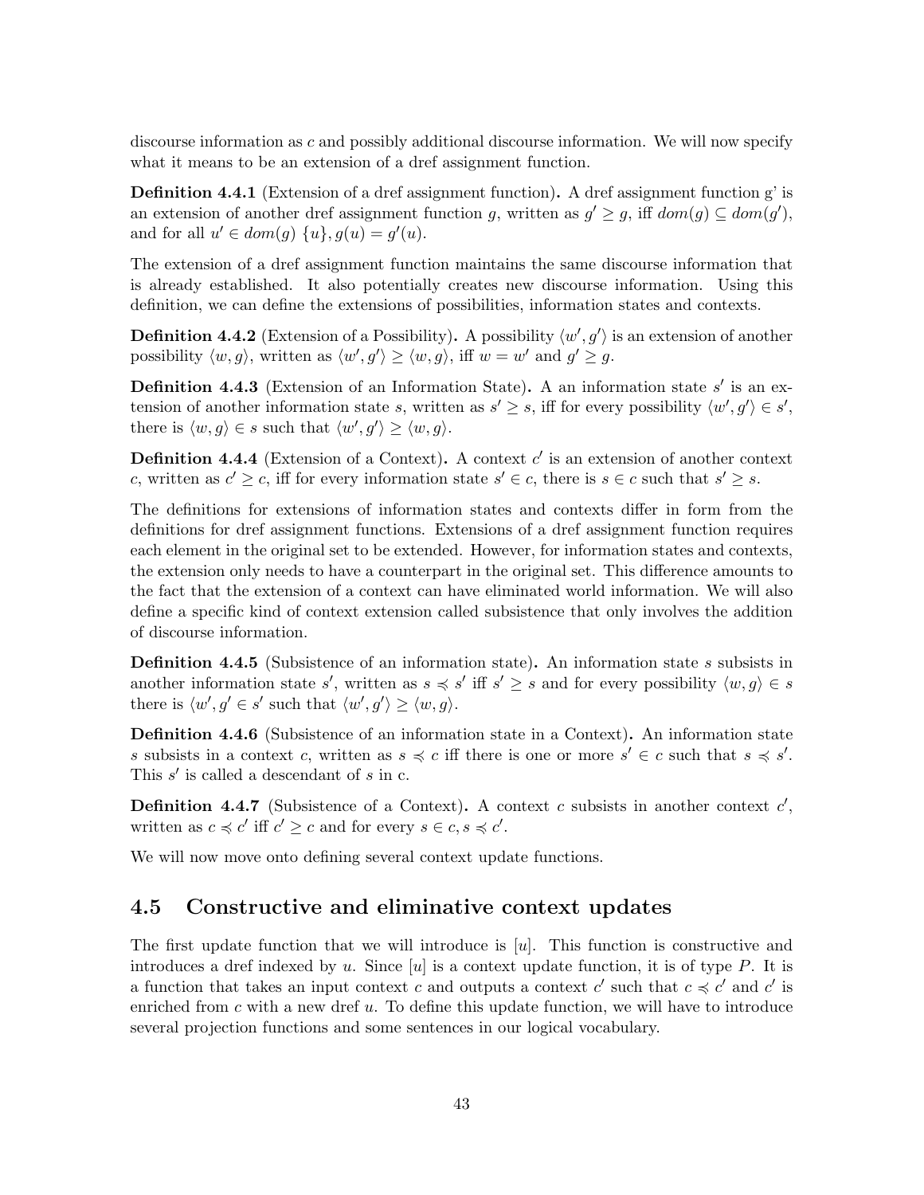discourse information as $c$ and possibly additional discourse information. We will now specify what it means to be an extension of a dref assignment function.

**Definition 4.4.1** (Extension of a dref assignment function)**.** A dref assignment function g' is an extension of another dref assignment function $g$, written as $g' \geq g$, iff $dom(g) \subseteq dom(g')$, and for all $u' \in dom(g)\ \{u\}, g(u) = g'(u)$.

The extension of a dref assignment function maintains the same discourse information that is already established. It also potentially creates new discourse information. Using this definition, we can define the extensions of possibilities, information states and contexts.

**Definition 4.4.2** (Extension of a Possibility)**.** A possibility $\langle w', g' \rangle$ is an extension of another possibility $\langle w, g \rangle$, written as $\langle w', g' \rangle \geq \langle w, g \rangle$, iff $w = w'$ and $g' \geq g$.

**Definition 4.4.3** (Extension of an Information State)**.** A an information state $s'$ is an extension of another information state $s$, written as $s' \geq s$, iff for every possibility $\langle w', g' \rangle \in s'$, there is $\langle w, g \rangle \in s$ such that $\langle w', g' \rangle \geq \langle w, g \rangle$.

**Definition 4.4.4** (Extension of a Context)**.** A context $c'$ is an extension of another context $c$, written as $c' \geq c$, iff for every information state $s' \in c$, there is $s \in c$ such that $s' \geq s$.

The definitions for extensions of information states and contexts differ in form from the definitions for dref assignment functions. Extensions of a dref assignment function requires each element in the original set to be extended. However, for information states and contexts, the extension only needs to have a counterpart in the original set. This difference amounts to the fact that the extension of a context can have eliminated world information. We will also define a specific kind of context extension called subsistence that only involves the addition of discourse information.

**Definition 4.4.5** (Subsistence of an information state)**.** An information state $s$ subsists in another information state $s'$, written as $s \preccurlyeq s'$ iff $s' \geq s$ and for every possibility $\langle w, g \rangle \in s$ there is $\langle w', g' \in s'$ such that $\langle w', g' \rangle \geq \langle w, g \rangle$.

**Definition 4.4.6** (Subsistence of an information state in a Context)**.** An information state $s$ subsists in a context $c$, written as $s \preccurlyeq c$ iff there is one or more $s' \in c$ such that $s \preccurlyeq s'$. This $s'$ is called a descendant of $s$ in c.

**Definition 4.4.7** (Subsistence of a Context)**.** A context $c$ subsists in another context $c'$, written as $c \preccurlyeq c'$ iff $c' \geq c$ and for every $s \in c, s \preccurlyeq c'$.

We will now move onto defining several context update functions.

## 4.5 Constructive and eliminative context updates

The first update function that we will introduce is $[u]$. This function is constructive and introduces a dref indexed by $u$. Since $[u]$ is a context update function, it is of type $P$. It is a function that takes an input context $c$ and outputs a context $c'$ such that $c \preccurlyeq c'$ and $c'$ is enriched from $c$ with a new dref $u$. To define this update function, we will have to introduce several projection functions and some sentences in our logical vocabulary.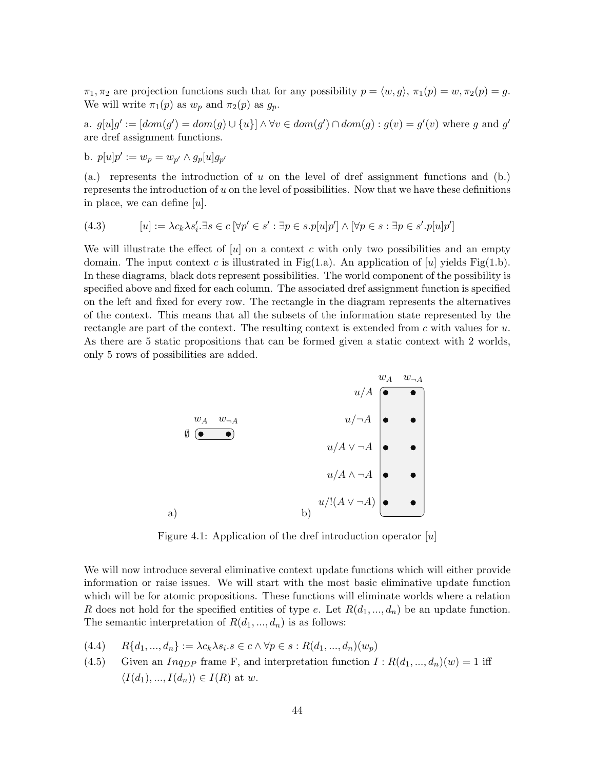$\pi_1, \pi_2$ are projection functions such that for any possibility $p = \langle w, g \rangle$, $\pi_1(p) = w, \pi_2(p) = g$. We will write $\pi_1(p)$ as $w_p$ and $\pi_2(p)$ as $g_p$.

a. $g[u]g' := [dom(g') = dom(g) \cup \{u\}] \wedge \forall v \in dom(g') \cap dom(g) : g(v) = g'(v)$ where $g$ and $g'$ are dref assignment functions.

b. $p[u]p' := w_p = w_{p'} \wedge g_p[u]g_{p'}$

(a.) represents the introduction of $u$ on the level of dref assignment functions and (b.) represents the introduction of $u$ on the level of possibilities. Now that we have these definitions in place, we can define $[u]$.

(4.3) $\quad [u] := \lambda c_k \lambda s'_i . \exists s \in c \, [\forall p' \in s' : \exists p \in s . p[u]p'] \wedge [\forall p \in s : \exists p \in s' . p[u]p']$

We will illustrate the effect of $[u]$ on a context $c$ with only two possibilities and an empty domain. The input context $c$ is illustrated in Fig(1.a). An application of $[u]$ yields Fig(1.b). In these diagrams, black dots represent possibilities. The world component of the possibility is specified above and fixed for each column. The associated dref assignment function is specified on the left and fixed for every row. The rectangle in the diagram represents the alternatives of the context. This means that all the subsets of the information state represented by the rectangle are part of the context. The resulting context is extended from $c$ with values for $u$. As there are 5 static propositions that can be formed given a static context with 2 worlds, only 5 rows of possibilities are added.

a) Columns $w_A$, $w_{\neg A}$; row $\emptyset$.

b) Columns $w_A$, $w_{\neg A}$; rows $u/A$, $u/\neg A$, $u/A \vee \neg A$, $u/A \wedge \neg A$, $u/!(A \vee \neg A)$.

Figure 4.1: Application of the dref introduction operator $[u]$

We will now introduce several eliminative context update functions which will either provide information or raise issues. We will start with the most basic eliminative update function which will be for atomic propositions. These functions will eliminate worlds where a relation $R$ does not hold for the specified entities of type $e$. Let $R(d_1, ..., d_n)$ be an update function. The semantic interpretation of $R(d_1, ..., d_n)$ is as follows:

(4.4) $\quad R\{d_1, ..., d_n\} := \lambda c_k \lambda s_i . s \in c \wedge \forall p \in s : R(d_1, ..., d_n)(w_p)$

(4.5) $\quad$ Given an $Inq_{DP}$ frame F, and interpretation function $I : R(d_1, ..., d_n)(w) = 1$ iff $\langle I(d_1), ..., I(d_n) \rangle \in I(R)$ at $w$.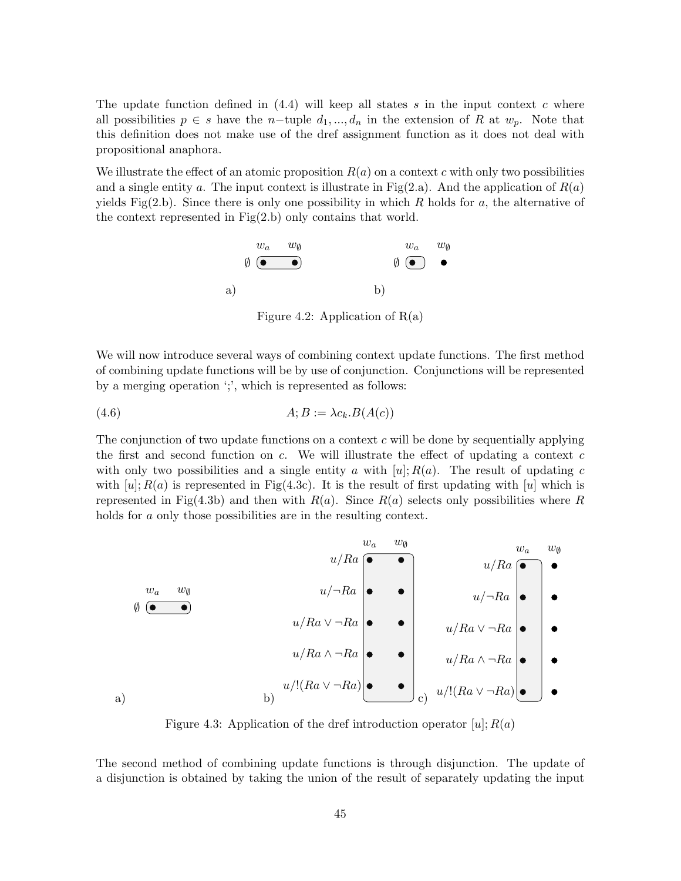The update function defined in (4.4) will keep all states $s$ in the input context $c$ where all possibilities $p \in s$ have the $n-$tuple $d_1, ..., d_n$ in the extension of $R$ at $w_p$. Note that this definition does not make use of the dref assignment function as it does not deal with propositional anaphora.

We illustrate the effect of an atomic proposition $R(a)$ on a context $c$ with only two possibilities and a single entity $a$. The input context is illustrate in Fig(2.a). And the application of $R(a)$ yields Fig(2.b). Since there is only one possibility in which $R$ holds for $a$, the alternative of the context represented in Fig(2.b) only contains that world.

Figure 4.2: Application of R(a)

We will now introduce several ways of combining context update functions. The first method of combining update functions will be by use of conjunction. Conjunctions will be represented by a merging operation ';', which is represented as follows:

$$A; B := \lambda c_k . B(A(c)) \tag{4.6}$$

The conjunction of two update functions on a context $c$ will be done by sequentially applying the first and second function on $c$. We will illustrate the effect of updating a context $c$ with only two possibilities and a single entity $a$ with $[u]; R(a)$. The result of updating $c$ with $[u]; R(a)$ is represented in Fig(4.3c). It is the result of first updating with $[u]$ which is represented in Fig(4.3b) and then with $R(a)$. Since $R(a)$ selects only possibilities where $R$ holds for $a$ only those possibilities are in the resulting context.

Figure 4.3: Application of the dref introduction operator $[u]; R(a)$

The second method of combining update functions is through disjunction. The update of a disjunction is obtained by taking the union of the result of separately updating the input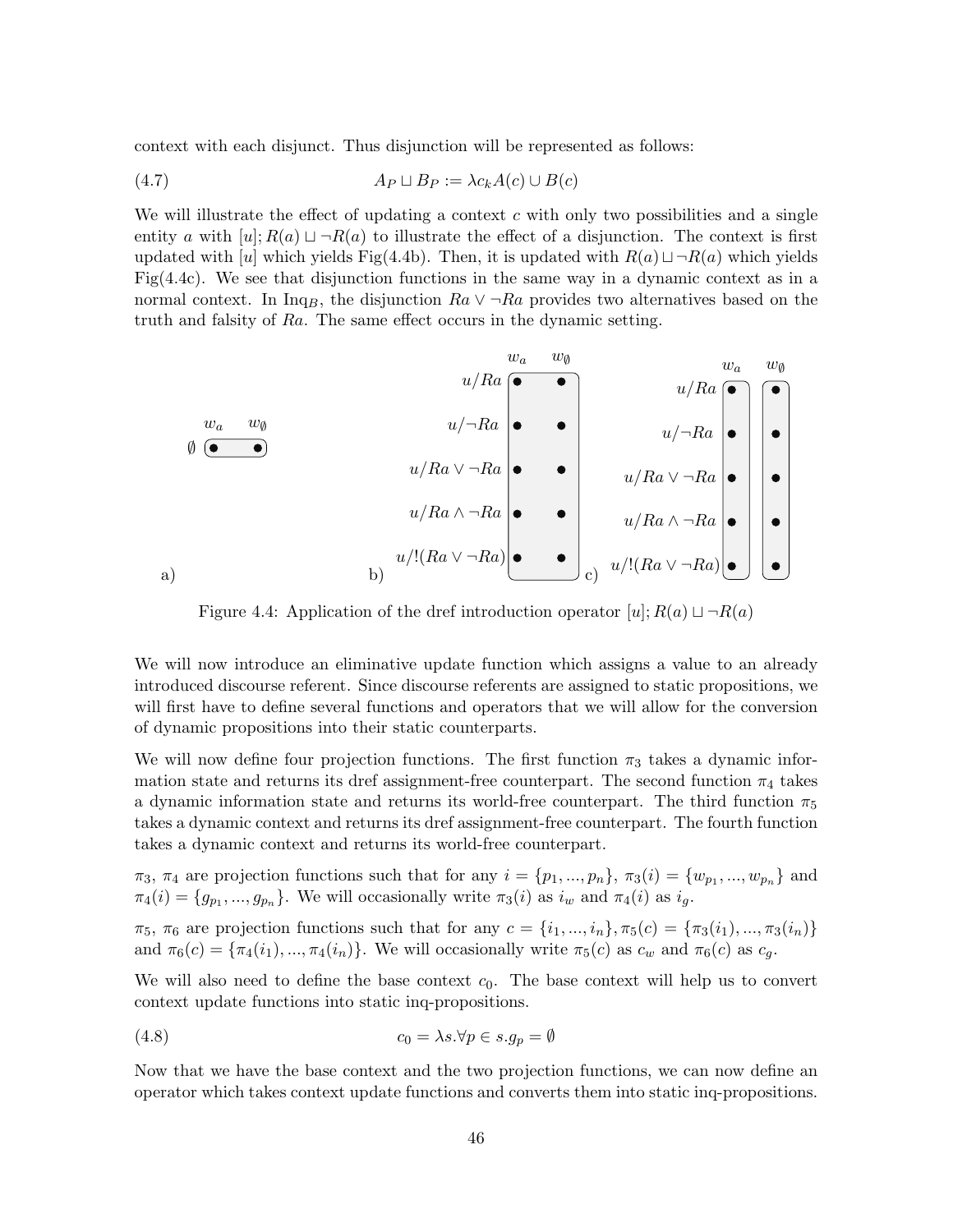context with each disjunct. Thus disjunction will be represented as follows:

$$A_P \sqcup B_P := \lambda c_k A(c) \cup B(c) \tag{4.7}$$

We will illustrate the effect of updating a context $c$ with only two possibilities and a single entity $a$ with $[u]; R(a) \sqcup \neg R(a)$ to illustrate the effect of a disjunction. The context is first updated with $[u]$ which yields Fig(4.4b). Then, it is updated with $R(a) \sqcup \neg R(a)$ which yields Fig(4.4c). We see that disjunction functions in the same way in a dynamic context as in a normal context. In Inq$_B$, the disjunction $Ra \vee \neg Ra$ provides two alternatives based on the truth and falsity of $Ra$. The same effect occurs in the dynamic setting.

Figure 4.4: Application of the dref introduction operator $[u]; R(a) \sqcup \neg R(a)$

We will now introduce an eliminative update function which assigns a value to an already introduced discourse referent. Since discourse referents are assigned to static propositions, we will first have to define several functions and operators that we will allow for the conversion of dynamic propositions into their static counterparts.

We will now define four projection functions. The first function $\pi_3$ takes a dynamic information state and returns its dref assignment-free counterpart. The second function $\pi_4$ takes a dynamic information state and returns its world-free counterpart. The third function $\pi_5$ takes a dynamic context and returns its dref assignment-free counterpart. The fourth function takes a dynamic context and returns its world-free counterpart.

$\pi_3$, $\pi_4$ are projection functions such that for any $i = \{p_1, ..., p_n\}$, $\pi_3(i) = \{w_{p_1}, ..., w_{p_n}\}$ and $\pi_4(i) = \{g_{p_1}, ..., g_{p_n}\}$. We will occasionally write $\pi_3(i)$ as $i_w$ and $\pi_4(i)$ as $i_g$.

$\pi_5$, $\pi_6$ are projection functions such that for any $c = \{i_1, ..., i_n\}$, $\pi_5(c) = \{\pi_3(i_1), ..., \pi_3(i_n)\}$ and $\pi_6(c) = \{\pi_4(i_1), ..., \pi_4(i_n)\}$. We will occasionally write $\pi_5(c)$ as $c_w$ and $\pi_6(c)$ as $c_g$.

We will also need to define the base context $c_0$. The base context will help us to convert context update functions into static inq-propositions.

$$c_0 = \lambda s. \forall p \in s. g_p = \emptyset \tag{4.8}$$

Now that we have the base context and the two projection functions, we can now define an operator which takes context update functions and converts them into static inq-propositions.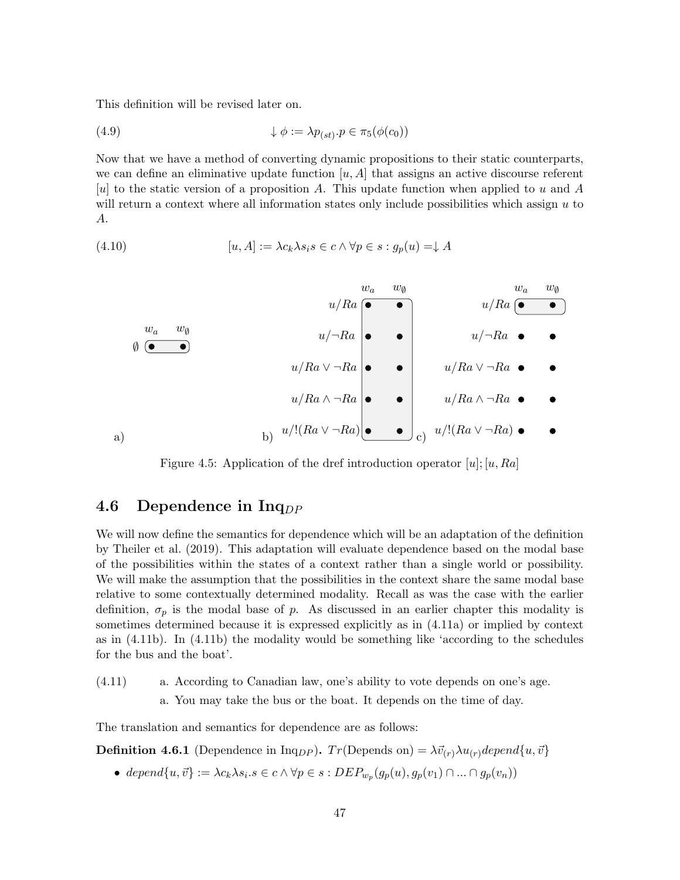This definition will be revised later on.

(4.9) $$\downarrow \phi := \lambda p_{(st)}.p \in \pi_5(\phi(c_0))$$

Now that we have a method of converting dynamic propositions to their static counterparts, we can define an eliminative update function $[u, A]$ that assigns an active discourse referent $[u]$ to the static version of a proposition $A$. This update function when applied to $u$ and $A$ will return a context where all information states only include possibilities which assign $u$ to $A$.

(4.10) $$[u, A] := \lambda c_k \lambda s_i s \in c \wedge \forall p \in s : g_p(u) =\downarrow A$$

Figure 4.5: Application of the dref introduction operator $[u]; [u, Ra]$

## 4.6 Dependence in Inq$_{DP}$

We will now define the semantics for dependence which will be an adaptation of the definition by Theiler et al. (2019). This adaptation will evaluate dependence based on the modal base of the possibilities within the states of a context rather than a single world or possibility. We will make the assumption that the possibilities in the context share the same modal base relative to some contextually determined modality. Recall as was the case with the earlier definition, $\sigma_p$ is the modal base of $p$. As discussed in an earlier chapter this modality is sometimes determined because it is expressed explicitly as in (4.11a) or implied by context as in (4.11b). In (4.11b) the modality would be something like 'according to the schedules for the bus and the boat'.

(4.11) a. According to Canadian law, one's ability to vote depends on one's age.
a. You may take the bus or the boat. It depends on the time of day.

The translation and semantics for dependence are as follows:

**Definition 4.6.1** (Dependence in Inq$_{DP}$)**.** $Tr(\text{Depends on}) = \lambda \vec{v}_{(r)} \lambda u_{(r)} depend\{u, \vec{v}\}$

- $depend\{u, \vec{v}\} := \lambda c_k \lambda s_i.s \in c \wedge \forall p \in s : DEP_{w_p}(g_p(u), g_p(v_1) \cap ... \cap g_p(v_n))$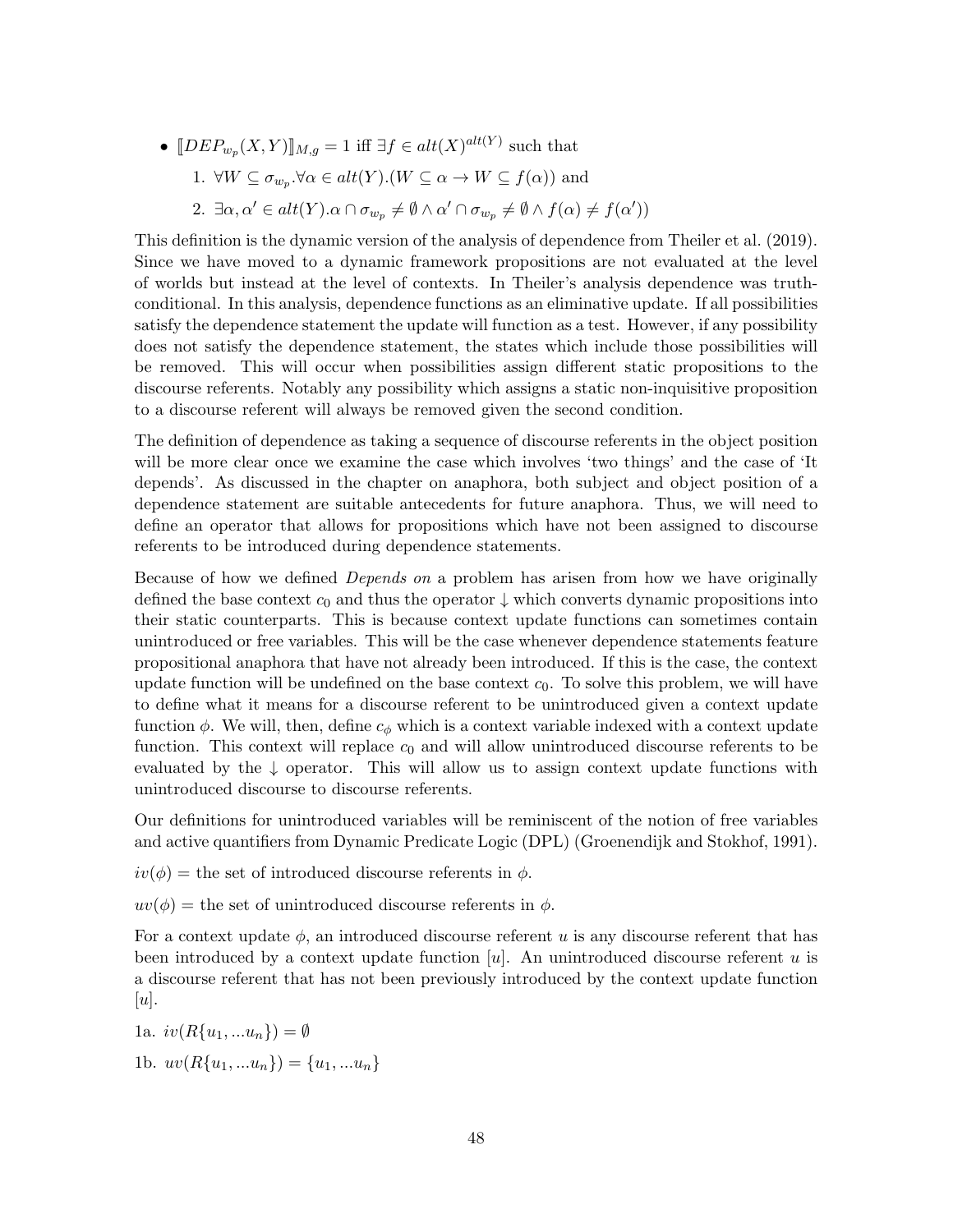- $[\![DEP_{w_p}(X,Y)]\!]_{M,g} = 1$ iff $\exists f \in alt(X)^{alt(Y)}$ such that
  1. $\forall W \subseteq \sigma_{w_p}.\forall \alpha \in alt(Y).(W \subseteq \alpha \rightarrow W \subseteq f(\alpha))$ and
  2. $\exists \alpha, \alpha' \in alt(Y).\alpha \cap \sigma_{w_p} \neq \emptyset \wedge \alpha' \cap \sigma_{w_p} \neq \emptyset \wedge f(\alpha) \neq f(\alpha'))$

This definition is the dynamic version of the analysis of dependence from Theiler et al. (2019). Since we have moved to a dynamic framework propositions are not evaluated at the level of worlds but instead at the level of contexts. In Theiler's analysis dependence was truth-conditional. In this analysis, dependence functions as an eliminative update. If all possibilities satisfy the dependence statement the update will function as a test. However, if any possibility does not satisfy the dependence statement, the states which include those possibilities will be removed. This will occur when possibilities assign different static propositions to the discourse referents. Notably any possibility which assigns a static non-inquisitive proposition to a discourse referent will always be removed given the second condition.

The definition of dependence as taking a sequence of discourse referents in the object position will be more clear once we examine the case which involves 'two things' and the case of 'It depends'. As discussed in the chapter on anaphora, both subject and object position of a dependence statement are suitable antecedents for future anaphora. Thus, we will need to define an operator that allows for propositions which have not been assigned to discourse referents to be introduced during dependence statements.

Because of how we defined *Depends on* a problem has arisen from how we have originally defined the base context $c_0$ and thus the operator $\downarrow$ which converts dynamic propositions into their static counterparts. This is because context update functions can sometimes contain unintroduced or free variables. This will be the case whenever dependence statements feature propositional anaphora that have not already been introduced. If this is the case, the context update function will be undefined on the base context $c_0$. To solve this problem, we will have to define what it means for a discourse referent to be unintroduced given a context update function $\phi$. We will, then, define $c_\phi$ which is a context variable indexed with a context update function. This context will replace $c_0$ and will allow unintroduced discourse referents to be evaluated by the $\downarrow$ operator. This will allow us to assign context update functions with unintroduced discourse to discourse referents.

Our definitions for unintroduced variables will be reminiscent of the notion of free variables and active quantifiers from Dynamic Predicate Logic (DPL) (Groenendijk and Stokhof, 1991).

$iv(\phi)$ = the set of introduced discourse referents in $\phi$.

$uv(\phi)$ = the set of unintroduced discourse referents in $\phi$.

For a context update $\phi$, an introduced discourse referent $u$ is any discourse referent that has been introduced by a context update function $[u]$. An unintroduced discourse referent $u$ is a discourse referent that has not been previously introduced by the context update function $[u]$.

1a. $iv(R\{u_1, ...u_n\}) = \emptyset$

1b. $uv(R\{u_1, ...u_n\}) = \{u_1, ...u_n\}$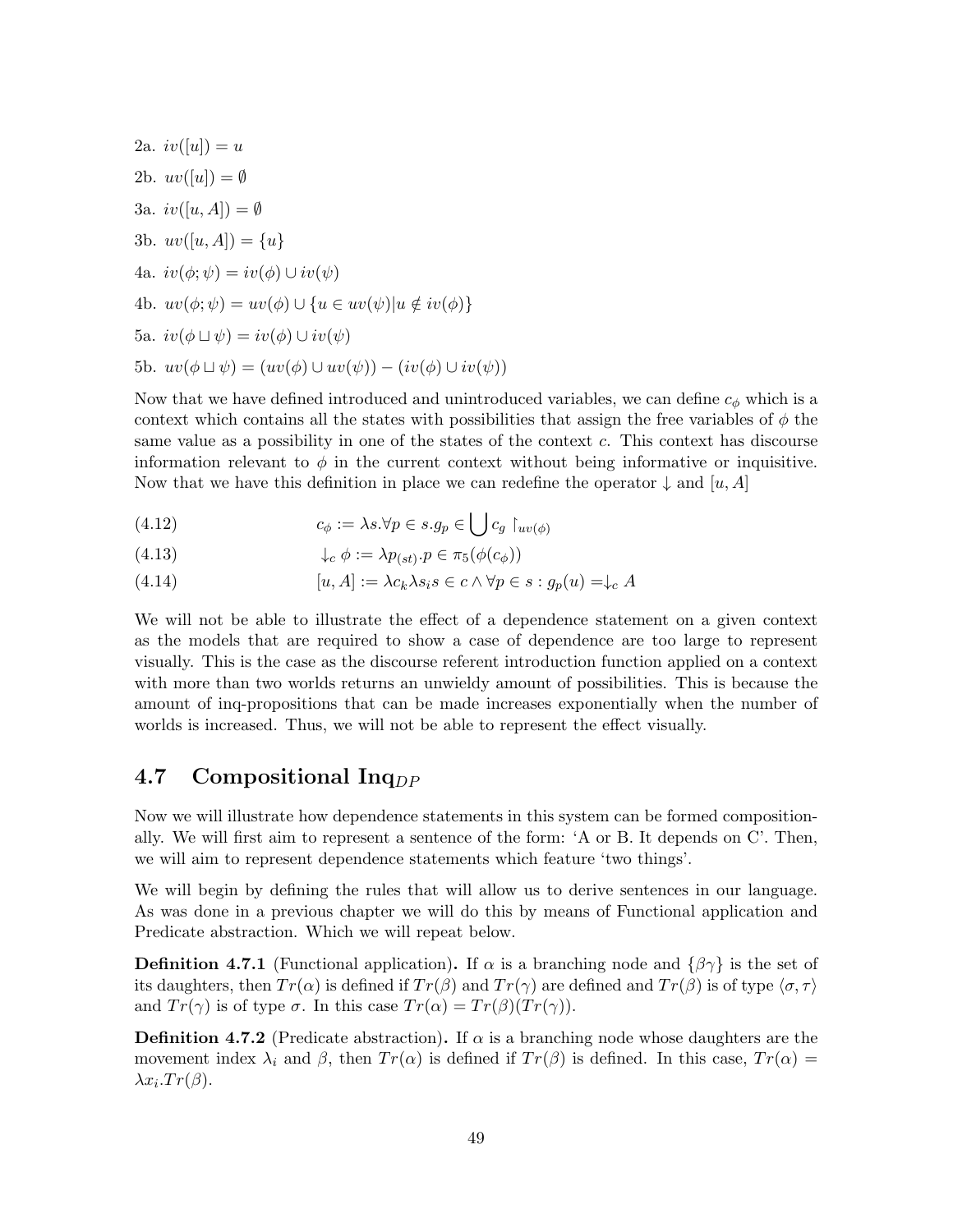2a. $iv([u]) = u$

2b. $uv([u]) = \emptyset$

3a. $iv([u, A]) = \emptyset$

3b. $uv([u, A]) = \{u\}$

4a. $iv(\phi; \psi) = iv(\phi) \cup iv(\psi)$

4b. $uv(\phi; \psi) = uv(\phi) \cup \{u \in uv(\psi) | u \notin iv(\phi)\}$

5a. $iv(\phi \sqcup \psi) = iv(\phi) \cup iv(\psi)$

5b. $uv(\phi \sqcup \psi) = (uv(\phi) \cup uv(\psi)) - (iv(\phi) \cup iv(\psi))$

Now that we have defined introduced and unintroduced variables, we can define $c_\phi$ which is a context which contains all the states with possibilities that assign the free variables of $\phi$ the same value as a possibility in one of the states of the context $c$. This context has discourse information relevant to $\phi$ in the current context without being informative or inquisitive. Now that we have this definition in place we can redefine the operator $\downarrow$ and $[u, A]$

$$c_\phi := \lambda s. \forall p \in s. g_p \in \bigcup c_g \restriction_{uv(\phi)} \tag{4.12}$$

$$\downarrow_c \phi := \lambda p_{(st)}. p \in \pi_5(\phi(c_\phi)) \tag{4.13}$$

$$[u, A] := \lambda c_k \lambda s_i s \in c \wedge \forall p \in s : g_p(u) = \downarrow_c A \tag{4.14}$$

We will not be able to illustrate the effect of a dependence statement on a given context as the models that are required to show a case of dependence are too large to represent visually. This is the case as the discourse referent introduction function applied on a context with more than two worlds returns an unwieldy amount of possibilities. This is because the amount of inq-propositions that can be made increases exponentially when the number of worlds is increased. Thus, we will not be able to represent the effect visually.

## 4.7 Compositional Inq$_{DP}$

Now we will illustrate how dependence statements in this system can be formed compositionally. We will first aim to represent a sentence of the form: 'A or B. It depends on C'. Then, we will aim to represent dependence statements which feature 'two things'.

We will begin by defining the rules that will allow us to derive sentences in our language. As was done in a previous chapter we will do this by means of Functional application and Predicate abstraction. Which we will repeat below.

**Definition 4.7.1** (Functional application)**.** If $\alpha$ is a branching node and $\{\beta\gamma\}$ is the set of its daughters, then $Tr(\alpha)$ is defined if $Tr(\beta)$ and $Tr(\gamma)$ are defined and $Tr(\beta)$ is of type $\langle \sigma, \tau \rangle$ and $Tr(\gamma)$ is of type $\sigma$. In this case $Tr(\alpha) = Tr(\beta)(Tr(\gamma))$.

**Definition 4.7.2** (Predicate abstraction)**.** If $\alpha$ is a branching node whose daughters are the movement index $\lambda_i$ and $\beta$, then $Tr(\alpha)$ is defined if $Tr(\beta)$ is defined. In this case, $Tr(\alpha) = \lambda x_i . Tr(\beta)$.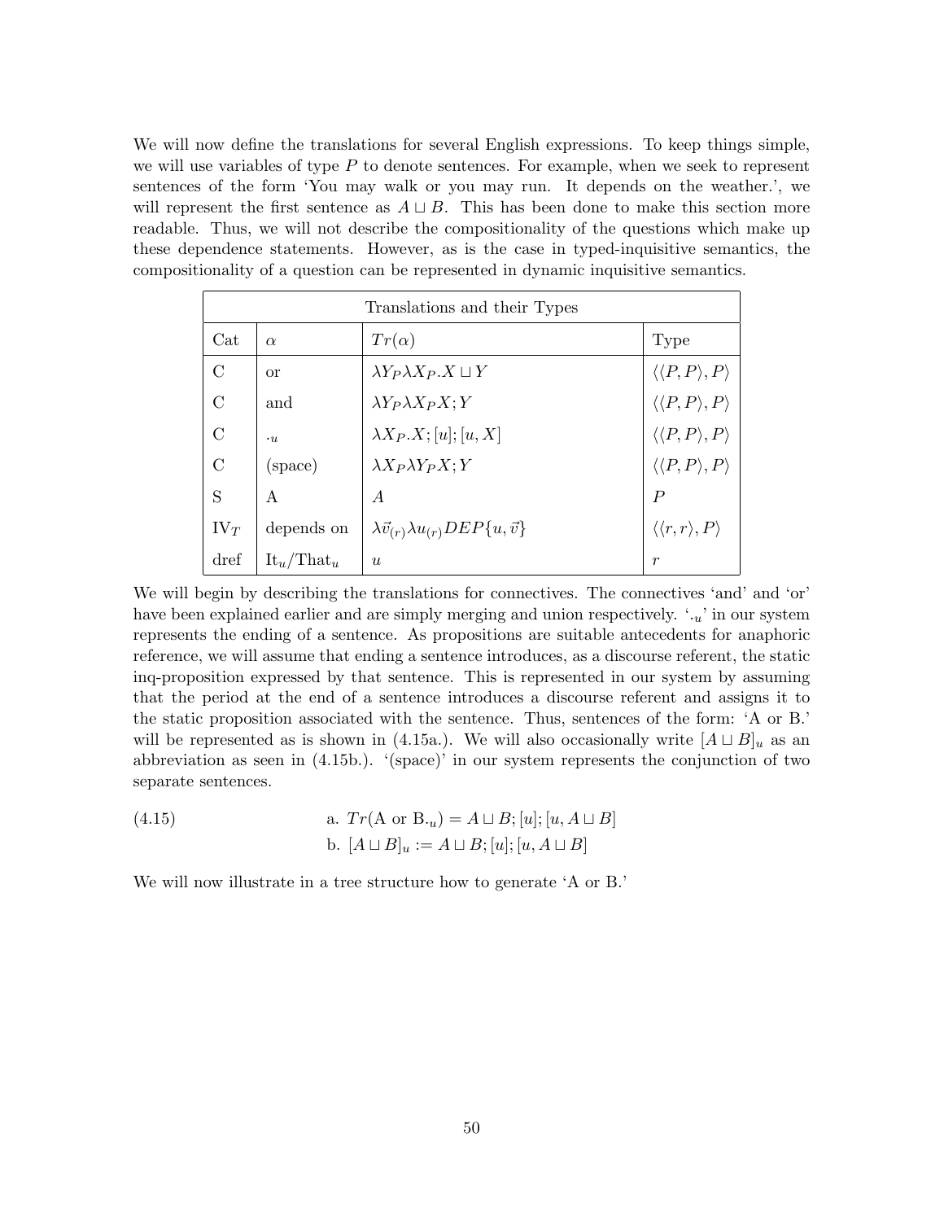We will now define the translations for several English expressions. To keep things simple, we will use variables of type $P$ to denote sentences. For example, when we seek to represent sentences of the form 'You may walk or you may run. It depends on the weather.', we will represent the first sentence as $A \sqcup B$. This has been done to make this section more readable. Thus, we will not describe the compositionality of the questions which make up these dependence statements. However, as is the case in typed-inquisitive semantics, the compositionality of a question can be represented in dynamic inquisitive semantics.

| Translations and their Types | | | |
|---|---|---|---|
| Cat | $\alpha$ | $Tr(\alpha)$ | Type |
| C | or | $\lambda Y_P \lambda X_P . X \sqcup Y$ | $\langle\langle P, P\rangle, P\rangle$ |
| C | and | $\lambda Y_P \lambda X_P X; Y$ | $\langle\langle P, P\rangle, P\rangle$ |
| C | $\cdot_u$ | $\lambda X_P . X; [u]; [u, X]$ | $\langle\langle P, P\rangle, P\rangle$ |
| C | (space) | $\lambda X_P \lambda Y_P X; Y$ | $\langle\langle P, P\rangle, P\rangle$ |
| S | A | $A$ | $P$ |
| $\text{IV}_T$ | depends on | $\lambda \vec{v}_{(r)} \lambda u_{(r)} DEP\{u, \vec{v}\}$ | $\langle\langle r, r\rangle, P\rangle$ |
| dref | $\text{It}_u/\text{That}_u$ | $u$ | $r$ |

We will begin by describing the translations for connectives. The connectives 'and' and 'or' have been explained earlier and are simply merging and union respectively. '$\cdot_u$' in our system represents the ending of a sentence. As propositions are suitable antecedents for anaphoric reference, we will assume that ending a sentence introduces, as a discourse referent, the static inq-proposition expressed by that sentence. This is represented in our system by assuming that the period at the end of a sentence introduces a discourse referent and assigns it to the static proposition associated with the sentence. Thus, sentences of the form: 'A or B.' will be represented as is shown in (4.15a.). We will also occasionally write $[A \sqcup B]_u$ as an abbreviation as seen in (4.15b.). '(space)' in our system represents the conjunction of two separate sentences.

(4.15)

a. $Tr(\text{A or B}._u) = A \sqcup B; [u]; [u, A \sqcup B]$

b. $[A \sqcup B]_u := A \sqcup B; [u]; [u, A \sqcup B]$

We will now illustrate in a tree structure how to generate 'A or B.'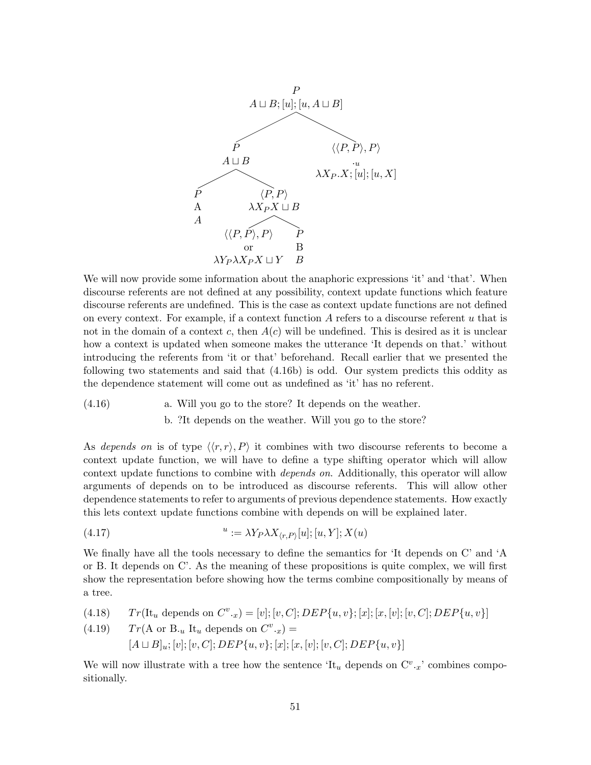- $P$ — $A \sqcup B; [u]; [u, A \sqcup B]$
  - $P$ — $A \sqcup B$
    - $P$ — A — $A$
    - $\langle P, P\rangle$ — $\lambda X_P X \sqcup B$
      - $\langle\langle P, P\rangle, P\rangle$ — or — $\lambda Y_P \lambda X_P X \sqcup Y$
      - $P$ — B — $B$
  - $\langle\langle P, P\rangle, P\rangle$ — $\cdot_u$ — $\lambda X_P.X; [u]; [u, X]$

We will now provide some information about the anaphoric expressions 'it' and 'that'. When discourse referents are not defined at any possibility, context update functions which feature discourse referents are undefined. This is the case as context update functions are not defined on every context. For example, if a context function $A$ refers to a discourse referent $u$ that is not in the domain of a context $c$, then $A(c)$ will be undefined. This is desired as it is unclear how a context is updated when someone makes the utterance 'It depends on that.' without introducing the referents from 'it or that' beforehand. Recall earlier that we presented the following two statements and said that (4.16b) is odd. Our system predicts this oddity as the dependence statement will come out as undefined as 'it' has no referent.

(4.16)
a. Will you go to the store? It depends on the weather.
b. ?It depends on the weather. Will you go to the store?

As *depends on* is of type $\langle\langle r, r\rangle, P\rangle$ it combines with two discourse referents to become a context update function, we will have to define a type shifting operator which will allow context update functions to combine with *depends on*. Additionally, this operator will allow arguments of depends on to be introduced as discourse referents. This will allow other dependence statements to refer to arguments of previous dependence statements. How exactly this lets context update functions combine with depends on will be explained later.

(4.17)
$$^{u} := \lambda Y_P \lambda X_{\langle r, P\rangle}[u]; [u, Y]; X(u)$$

We finally have all the tools necessary to define the semantics for 'It depends on C' and 'A or B. It depends on C'. As the meaning of these propositions is quite complex, we will first show the representation before showing how the terms combine compositionally by means of a tree.

(4.18) $Tr(\text{It}_u \text{ depends on } C^v{\cdot_x}) = [v]; [v, C]; DEP\{u, v\}; [x]; [x, [v]; [v, C]; DEP\{u, v\}]$

(4.19) $Tr(\text{A or B}.{}_u \text{ It}_u \text{ depends on } C^v{\cdot_x}) =$
$[A \sqcup B]_u; [v]; [v, C]; DEP\{u, v\}; [x]; [x, [v]; [v, C]; DEP\{u, v\}]$

We will now illustrate with a tree how the sentence 'It$_u$ depends on C$^v{\cdot_x}$' combines compositionally.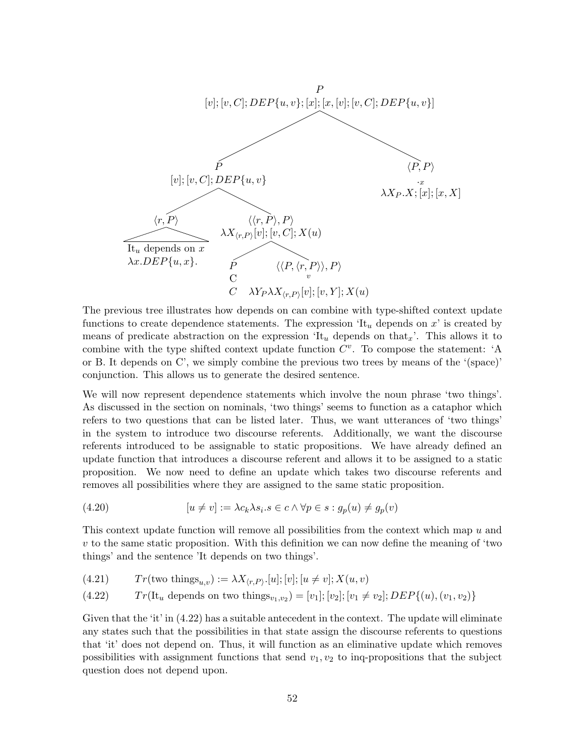$$
\begin{array}{c}
P \\
[v];[v,C];DEP\{u,v\};[x];[x,[v];[v,C];DEP\{u,v\}]
\end{array}
$$

- $P$: $[v];[v,C];DEP\{u,v\}$
  - $\langle r, P\rangle$: It$_u$ depends on $x$ — $\lambda x.DEP\{u,x\}$.
  - $\langle\langle r,P\rangle, P\rangle$: $\lambda X_{\langle r,P\rangle}[v];[v,C];X(u)$
    - $P$: C — $C$
    - $\langle\langle P,\langle r,P\rangle\rangle, P\rangle$ ($v$): $\lambda Y_P \lambda X_{\langle r,P\rangle}[v];[v,Y];X(u)$
- $\langle P,P\rangle$ ($\cdot x$): $\lambda X_P.X;[x];[x,X]$

The previous tree illustrates how depends on can combine with type-shifted context update functions to create dependence statements. The expression 'It$_u$ depends on $x$' is created by means of predicate abstraction on the expression 'It$_u$ depends on that$_x$'. This allows it to combine with the type shifted context update function $C^v$. To compose the statement: 'A or B. It depends on C', we simply combine the previous two trees by means of the '(space)' conjunction. This allows us to generate the desired sentence.

We will now represent dependence statements which involve the noun phrase 'two things'. As discussed in the section on nominals, 'two things' seems to function as a cataphor which refers to two questions that can be listed later. Thus, we want utterances of 'two things' in the system to introduce two discourse referents. Additionally, we want the discourse referents introduced to be assignable to static propositions. We have already defined an update function that introduces a discourse referent and allows it to be assigned to a static proposition. We now need to define an update which takes two discourse referents and removes all possibilities where they are assigned to the same static proposition.

$$[u \neq v] := \lambda c_k \lambda s_i . s \in c \wedge \forall p \in s : g_p(u) \neq g_p(v) \tag{4.20}$$

This context update function will remove all possibilities from the context which map $u$ and $v$ to the same static proposition. With this definition we can now define the meaning of 'two things' and the sentence 'It depends on two things'.

$$Tr(\text{two things}_{u,v}) := \lambda X_{\langle r,P\rangle}.[u];[v];[u \neq v];X(u,v) \tag{4.21}$$

$$Tr(\text{It}_u \text{ depends on two things}_{v_1,v_2}) = [v_1];[v_2];[v_1 \neq v_2];DEP\{(u),(v_1,v_2)\} \tag{4.22}$$

Given that the 'it' in (4.22) has a suitable antecedent in the context. The update will eliminate any states such that the possibilities in that state assign the discourse referents to questions that 'it' does not depend on. Thus, it will function as an eliminative update which removes possibilities with assignment functions that send $v_1, v_2$ to inq-propositions that the subject question does not depend upon.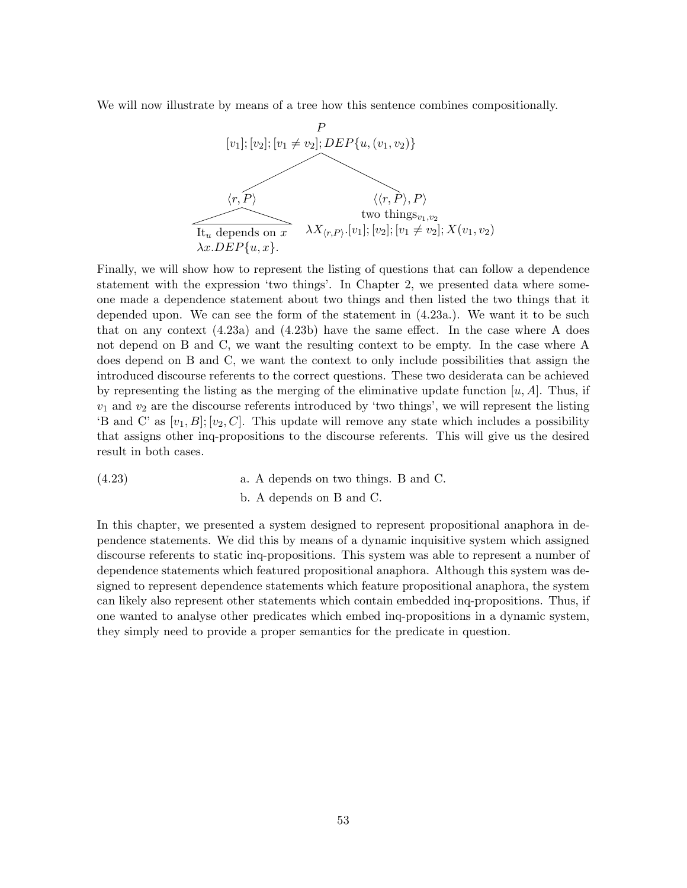We will now illustrate by means of a tree how this sentence combines compositionally.

$$
\begin{array}{c}
P \\
[v_1]; [v_2]; [v_1 \neq v_2]; DEP\{u, (v_1, v_2)\}
\end{array}
$$

$$
\begin{array}{cc}
\langle r, P \rangle & \langle\langle r, P \rangle, P\rangle \\
\text{It}_u \text{ depends on } x & \text{two things}_{v_1, v_2} \\
\lambda x.DEP\{u, x\}. & \lambda X_{\langle r, P \rangle}.[v_1]; [v_2]; [v_1 \neq v_2]; X(v_1, v_2)
\end{array}
$$

Finally, we will show how to represent the listing of questions that can follow a dependence statement with the expression 'two things'. In Chapter 2, we presented data where someone made a dependence statement about two things and then listed the two things that it depended upon. We can see the form of the statement in (4.23a.). We want it to be such that on any context (4.23a) and (4.23b) have the same effect. In the case where A does not depend on B and C, we want the resulting context to be empty. In the case where A does depend on B and C, we want the context to only include possibilities that assign the introduced discourse referents to the correct questions. These two desiderata can be achieved by representing the listing as the merging of the eliminative update function $[u, A]$. Thus, if $v_1$ and $v_2$ are the discourse referents introduced by 'two things', we will represent the listing 'B and C' as $[v_1, B]; [v_2, C]$. This update will remove any state which includes a possibility that assigns other inq-propositions to the discourse referents. This will give us the desired result in both cases.

(4.23)
a. A depends on two things. B and C.
b. A depends on B and C.

In this chapter, we presented a system designed to represent propositional anaphora in dependence statements. We did this by means of a dynamic inquisitive system which assigned discourse referents to static inq-propositions. This system was able to represent a number of dependence statements which featured propositional anaphora. Although this system was designed to represent dependence statements which feature propositional anaphora, the system can likely also represent other statements which contain embedded inq-propositions. Thus, if one wanted to analyse other predicates which embed inq-propositions in a dynamic system, they simply need to provide a proper semantics for the predicate in question.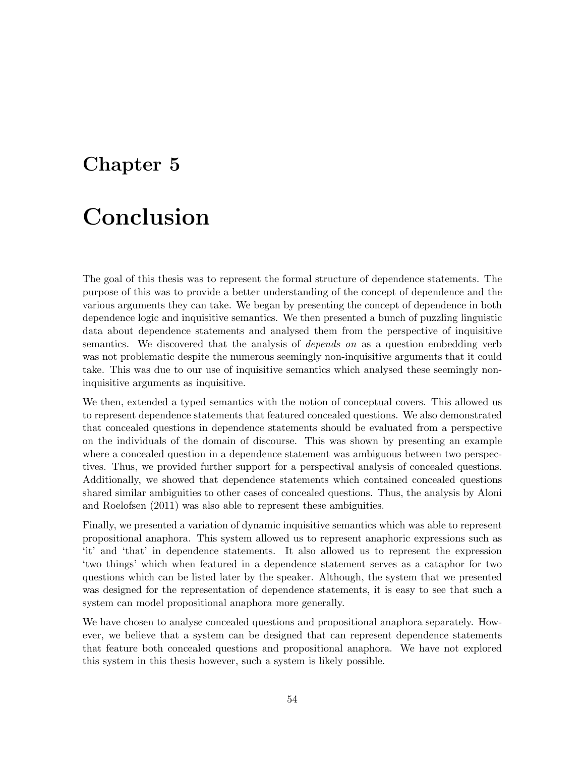# Chapter 5

# Conclusion

The goal of this thesis was to represent the formal structure of dependence statements. The purpose of this was to provide a better understanding of the concept of dependence and the various arguments they can take. We began by presenting the concept of dependence in both dependence logic and inquisitive semantics. We then presented a bunch of puzzling linguistic data about dependence statements and analysed them from the perspective of inquisitive semantics. We discovered that the analysis of *depends on* as a question embedding verb was not problematic despite the numerous seemingly non-inquisitive arguments that it could take. This was due to our use of inquisitive semantics which analysed these seemingly non-inquisitive arguments as inquisitive.

We then, extended a typed semantics with the notion of conceptual covers. This allowed us to represent dependence statements that featured concealed questions. We also demonstrated that concealed questions in dependence statements should be evaluated from a perspective on the individuals of the domain of discourse. This was shown by presenting an example where a concealed question in a dependence statement was ambiguous between two perspectives. Thus, we provided further support for a perspectival analysis of concealed questions. Additionally, we showed that dependence statements which contained concealed questions shared similar ambiguities to other cases of concealed questions. Thus, the analysis by Aloni and Roelofsen (2011) was also able to represent these ambiguities.

Finally, we presented a variation of dynamic inquisitive semantics which was able to represent propositional anaphora. This system allowed us to represent anaphoric expressions such as 'it' and 'that' in dependence statements. It also allowed us to represent the expression 'two things' which when featured in a dependence statement serves as a cataphor for two questions which can be listed later by the speaker. Although, the system that we presented was designed for the representation of dependence statements, it is easy to see that such a system can model propositional anaphora more generally.

We have chosen to analyse concealed questions and propositional anaphora separately. However, we believe that a system can be designed that can represent dependence statements that feature both concealed questions and propositional anaphora. We have not explored this system in this thesis however, such a system is likely possible.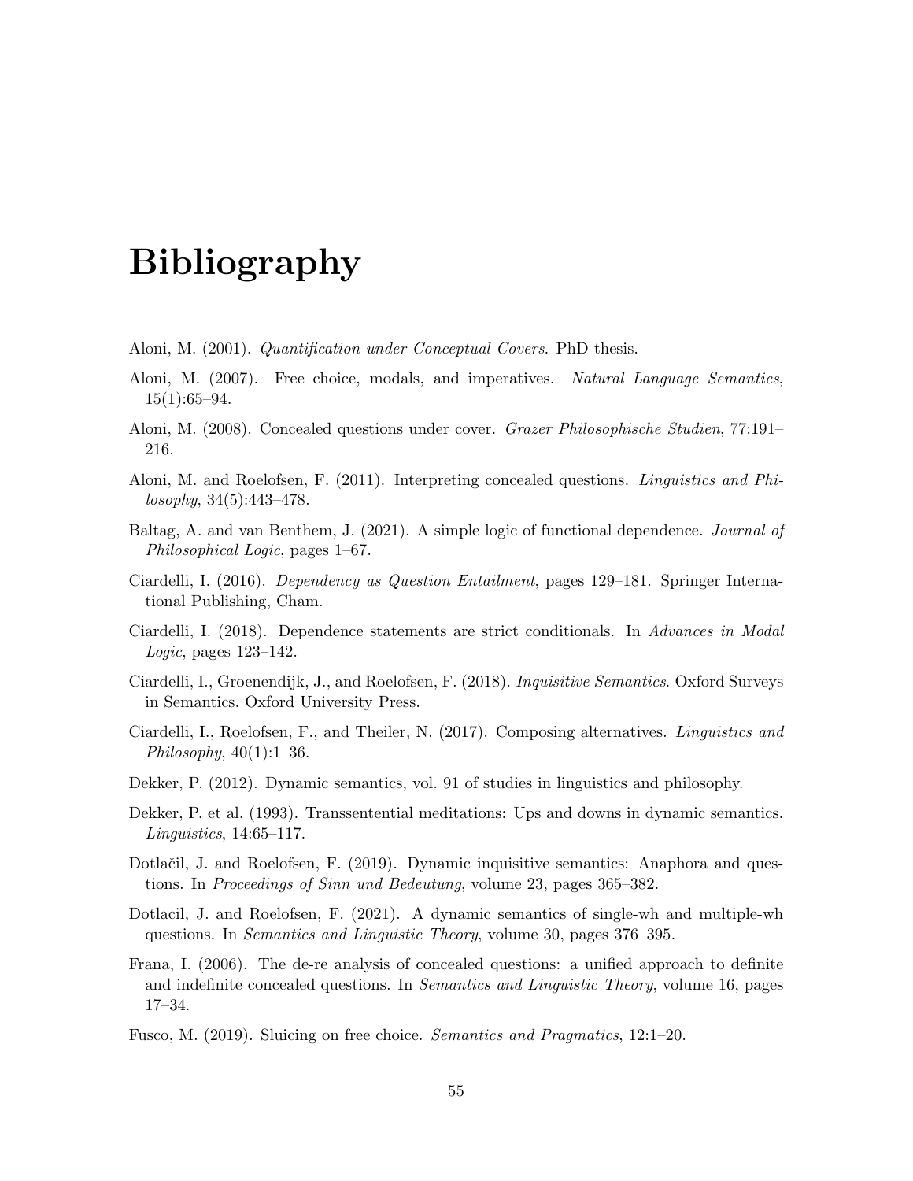# Bibliography

Aloni, M. (2001). *Quantification under Conceptual Covers*. PhD thesis.

Aloni, M. (2007). Free choice, modals, and imperatives. *Natural Language Semantics*, 15(1):65–94.

Aloni, M. (2008). Concealed questions under cover. *Grazer Philosophische Studien*, 77:191–216.

Aloni, M. and Roelofsen, F. (2011). Interpreting concealed questions. *Linguistics and Philosophy*, 34(5):443–478.

Baltag, A. and van Benthem, J. (2021). A simple logic of functional dependence. *Journal of Philosophical Logic*, pages 1–67.

Ciardelli, I. (2016). *Dependency as Question Entailment*, pages 129–181. Springer International Publishing, Cham.

Ciardelli, I. (2018). Dependence statements are strict conditionals. In *Advances in Modal Logic*, pages 123–142.

Ciardelli, I., Groenendijk, J., and Roelofsen, F. (2018). *Inquisitive Semantics*. Oxford Surveys in Semantics. Oxford University Press.

Ciardelli, I., Roelofsen, F., and Theiler, N. (2017). Composing alternatives. *Linguistics and Philosophy*, 40(1):1–36.

Dekker, P. (2012). Dynamic semantics, vol. 91 of studies in linguistics and philosophy.

Dekker, P. et al. (1993). Transsentential meditations: Ups and downs in dynamic semantics. *Linguistics*, 14:65–117.

Dotlačil, J. and Roelofsen, F. (2019). Dynamic inquisitive semantics: Anaphora and questions. In *Proceedings of Sinn und Bedeutung*, volume 23, pages 365–382.

Dotlacil, J. and Roelofsen, F. (2021). A dynamic semantics of single-wh and multiple-wh questions. In *Semantics and Linguistic Theory*, volume 30, pages 376–395.

Frana, I. (2006). The de-re analysis of concealed questions: a unified approach to definite and indefinite concealed questions. In *Semantics and Linguistic Theory*, volume 16, pages 17–34.

Fusco, M. (2019). Sluicing on free choice. *Semantics and Pragmatics*, 12:1–20.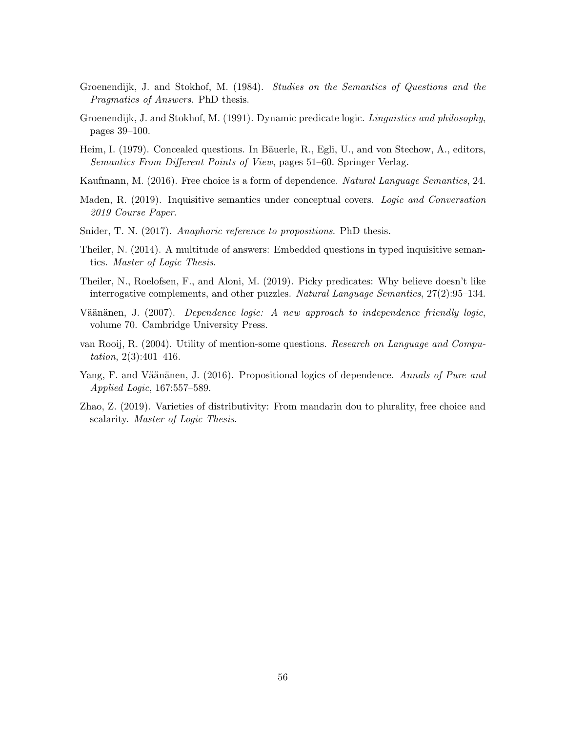Groenendijk, J. and Stokhof, M. (1984). *Studies on the Semantics of Questions and the Pragmatics of Answers*. PhD thesis.

Groenendijk, J. and Stokhof, M. (1991). Dynamic predicate logic. *Linguistics and philosophy*, pages 39–100.

Heim, I. (1979). Concealed questions. In Bäuerle, R., Egli, U., and von Stechow, A., editors, *Semantics From Different Points of View*, pages 51–60. Springer Verlag.

Kaufmann, M. (2016). Free choice is a form of dependence. *Natural Language Semantics*, 24.

Maden, R. (2019). Inquisitive semantics under conceptual covers. *Logic and Conversation 2019 Course Paper*.

Snider, T. N. (2017). *Anaphoric reference to propositions*. PhD thesis.

Theiler, N. (2014). A multitude of answers: Embedded questions in typed inquisitive semantics. *Master of Logic Thesis*.

Theiler, N., Roelofsen, F., and Aloni, M. (2019). Picky predicates: Why believe doesn't like interrogative complements, and other puzzles. *Natural Language Semantics*, 27(2):95–134.

Väänänen, J. (2007). *Dependence logic: A new approach to independence friendly logic*, volume 70. Cambridge University Press.

van Rooij, R. (2004). Utility of mention-some questions. *Research on Language and Computation*, 2(3):401–416.

Yang, F. and Väänänen, J. (2016). Propositional logics of dependence. *Annals of Pure and Applied Logic*, 167:557–589.

Zhao, Z. (2019). Varieties of distributivity: From mandarin dou to plurality, free choice and scalarity. *Master of Logic Thesis*.